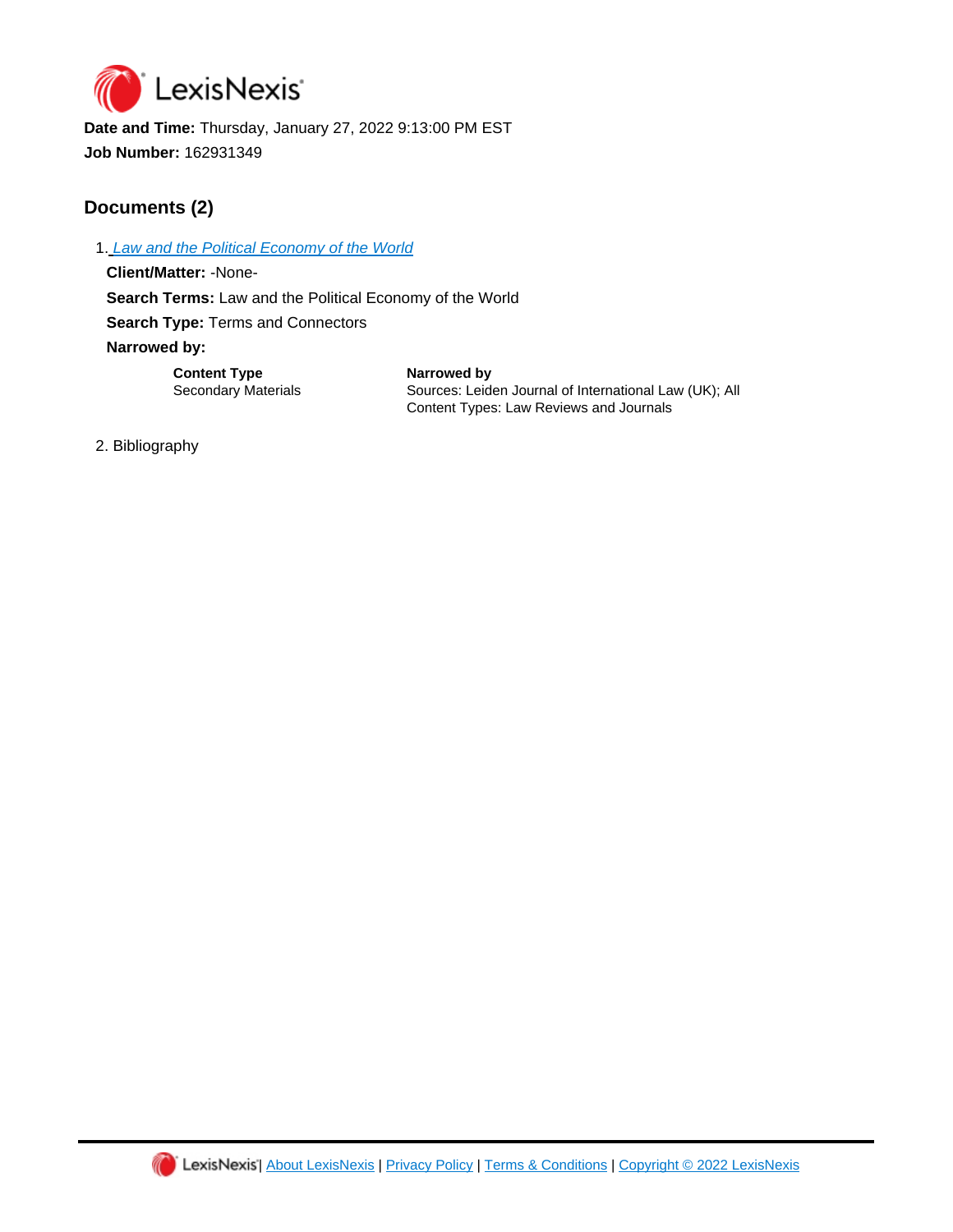LexisNexis®

**Date and Time:** Thursday, January 27, 2022 9:13:00 PM EST

**Job Number:** 162931349

## Documents (2)

1. Law and the Political Economy of the World

   **Client/Matter:** -None-

   **Search Terms:** Law and the Political Economy of the World

   **Search Type:** Terms and Connectors

   **Narrowed by:**

   | **Content Type** | **Narrowed by** |
   | --- | --- |
   | Secondary Materials | Sources: Leiden Journal of International Law (UK); All Content Types: Law Reviews and Journals |

2. Bibliography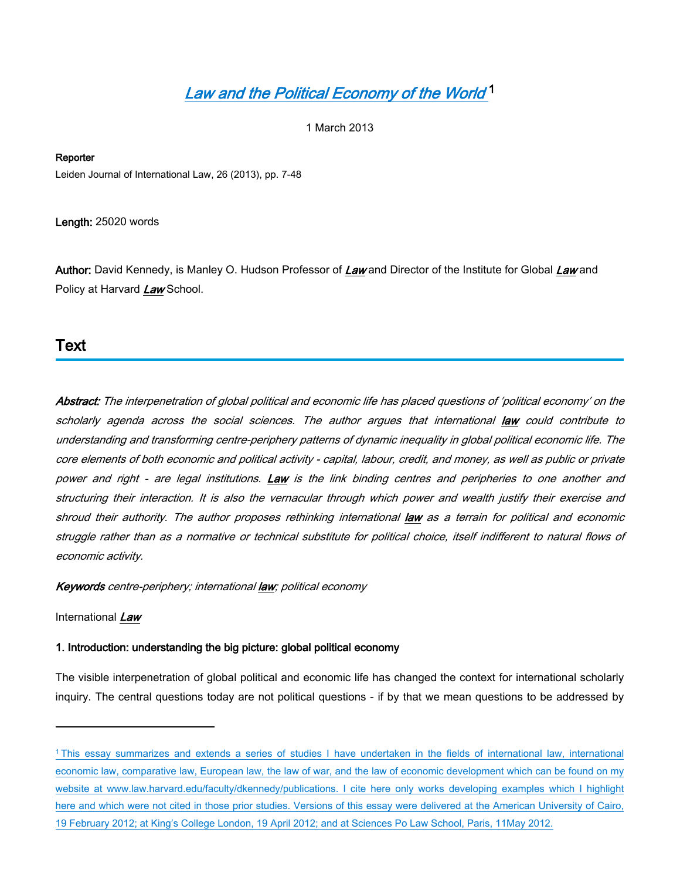# Law and the Political Economy of the World[1]

1 March 2013

**Reporter**

Leiden Journal of International Law, 26 (2013), pp. 7-48

**Length:** 25020 words

**Author:** David Kennedy, is Manley O. Hudson Professor of ***Law*** and Director of the Institute for Global ***Law*** and Policy at Harvard ***Law*** School.

## Text

***Abstract:*** *The interpenetration of global political and economic life has placed questions of 'political economy' on the scholarly agenda across the social sciences. The author argues that international **law** could contribute to understanding and transforming centre-periphery patterns of dynamic inequality in global political economic life. The core elements of both economic and political activity - capital, labour, credit, and money, as well as public or private power and right - are legal institutions. **Law** is the link binding centres and peripheries to one another and structuring their interaction. It is also the vernacular through which power and wealth justify their exercise and shroud their authority. The author proposes rethinking international **law** as a terrain for political and economic struggle rather than as a normative or technical substitute for political choice, itself indifferent to natural flows of economic activity.*

***Keywords*** *centre-periphery; international **law**; political economy*

International ***Law***

**1. Introduction: understanding the big picture: global political economy**

The visible interpenetration of global political and economic life has changed the context for international scholarly inquiry. The central questions today are not political questions - if by that we mean questions to be addressed by

---

[1] This essay summarizes and extends a series of studies I have undertaken in the fields of international law, international economic law, comparative law, European law, the law of war, and the law of economic development which can be found on my website at www.law.harvard.edu/faculty/dkennedy/publications. I cite here only works developing examples which I highlight here and which were not cited in those prior studies. Versions of this essay were delivered at the American University of Cairo, 19 February 2012; at King's College London, 19 April 2012; and at Sciences Po Law School, Paris, 11May 2012.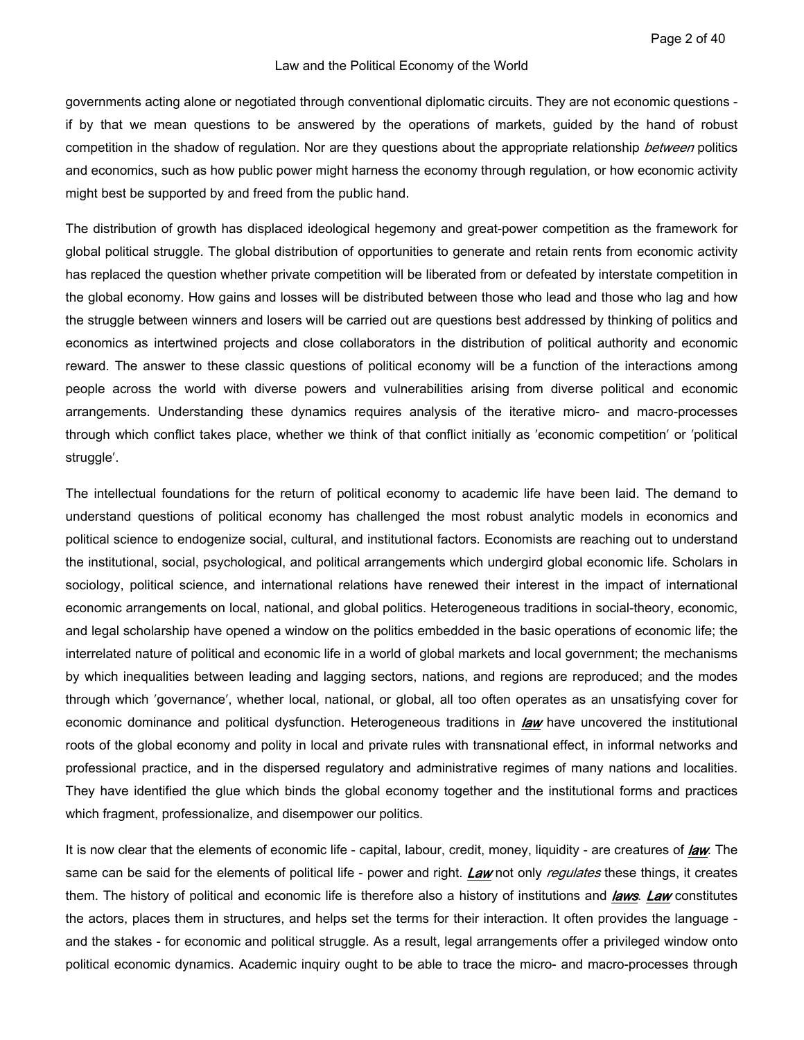governments acting alone or negotiated through conventional diplomatic circuits. They are not economic questions - if by that we mean questions to be answered by the operations of markets, guided by the hand of robust competition in the shadow of regulation. Nor are they questions about the appropriate relationship *between* politics and economics, such as how public power might harness the economy through regulation, or how economic activity might best be supported by and freed from the public hand.

The distribution of growth has displaced ideological hegemony and great-power competition as the framework for global political struggle. The global distribution of opportunities to generate and retain rents from economic activity has replaced the question whether private competition will be liberated from or defeated by interstate competition in the global economy. How gains and losses will be distributed between those who lead and those who lag and how the struggle between winners and losers will be carried out are questions best addressed by thinking of politics and economics as intertwined projects and close collaborators in the distribution of political authority and economic reward. The answer to these classic questions of political economy will be a function of the interactions among people across the world with diverse powers and vulnerabilities arising from diverse political and economic arrangements. Understanding these dynamics requires analysis of the iterative micro- and macro-processes through which conflict takes place, whether we think of that conflict initially as 'economic competition' or 'political struggle'.

The intellectual foundations for the return of political economy to academic life have been laid. The demand to understand questions of political economy has challenged the most robust analytic models in economics and political science to endogenize social, cultural, and institutional factors. Economists are reaching out to understand the institutional, social, psychological, and political arrangements which undergird global economic life. Scholars in sociology, political science, and international relations have renewed their interest in the impact of international economic arrangements on local, national, and global politics. Heterogeneous traditions in social-theory, economic, and legal scholarship have opened a window on the politics embedded in the basic operations of economic life; the interrelated nature of political and economic life in a world of global markets and local government; the mechanisms by which inequalities between leading and lagging sectors, nations, and regions are reproduced; and the modes through which 'governance', whether local, national, or global, all too often operates as an unsatisfying cover for economic dominance and political dysfunction. Heterogeneous traditions in ***law*** have uncovered the institutional roots of the global economy and polity in local and private rules with transnational effect, in informal networks and professional practice, and in the dispersed regulatory and administrative regimes of many nations and localities. They have identified the glue which binds the global economy together and the institutional forms and practices which fragment, professionalize, and disempower our politics.

It is now clear that the elements of economic life - capital, labour, credit, money, liquidity - are creatures of ***law***. The same can be said for the elements of political life - power and right. ***Law*** not only *regulates* these things, it creates them. The history of political and economic life is therefore also a history of institutions and ***laws***. ***Law*** constitutes the actors, places them in structures, and helps set the terms for their interaction. It often provides the language - and the stakes - for economic and political struggle. As a result, legal arrangements offer a privileged window onto political economic dynamics. Academic inquiry ought to be able to trace the micro- and macro-processes through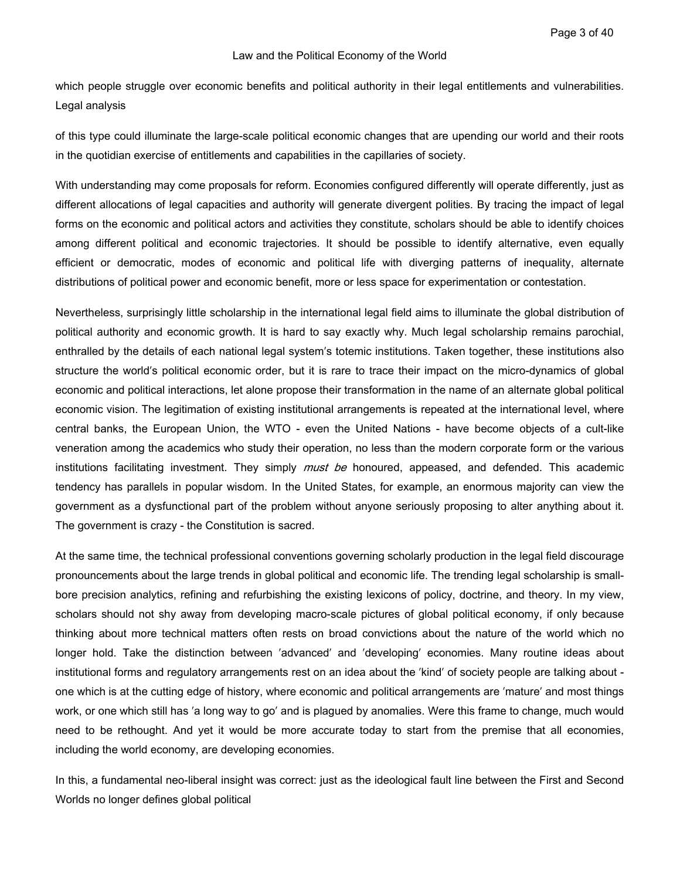which people struggle over economic benefits and political authority in their legal entitlements and vulnerabilities. Legal analysis

of this type could illuminate the large-scale political economic changes that are upending our world and their roots in the quotidian exercise of entitlements and capabilities in the capillaries of society.

With understanding may come proposals for reform. Economies configured differently will operate differently, just as different allocations of legal capacities and authority will generate divergent polities. By tracing the impact of legal forms on the economic and political actors and activities they constitute, scholars should be able to identify choices among different political and economic trajectories. It should be possible to identify alternative, even equally efficient or democratic, modes of economic and political life with diverging patterns of inequality, alternate distributions of political power and economic benefit, more or less space for experimentation or contestation.

Nevertheless, surprisingly little scholarship in the international legal field aims to illuminate the global distribution of political authority and economic growth. It is hard to say exactly why. Much legal scholarship remains parochial, enthralled by the details of each national legal system′s totemic institutions. Taken together, these institutions also structure the world′s political economic order, but it is rare to trace their impact on the micro-dynamics of global economic and political interactions, let alone propose their transformation in the name of an alternate global political economic vision. The legitimation of existing institutional arrangements is repeated at the international level, where central banks, the European Union, the WTO - even the United Nations - have become objects of a cult-like veneration among the academics who study their operation, no less than the modern corporate form or the various institutions facilitating investment. They simply *must be* honoured, appeased, and defended. This academic tendency has parallels in popular wisdom. In the United States, for example, an enormous majority can view the government as a dysfunctional part of the problem without anyone seriously proposing to alter anything about it. The government is crazy - the Constitution is sacred.

At the same time, the technical professional conventions governing scholarly production in the legal field discourage pronouncements about the large trends in global political and economic life. The trending legal scholarship is small-bore precision analytics, refining and refurbishing the existing lexicons of policy, doctrine, and theory. In my view, scholars should not shy away from developing macro-scale pictures of global political economy, if only because thinking about more technical matters often rests on broad convictions about the nature of the world which no longer hold. Take the distinction between ′advanced′ and ′developing′ economies. Many routine ideas about institutional forms and regulatory arrangements rest on an idea about the ′kind′ of society people are talking about - one which is at the cutting edge of history, where economic and political arrangements are ′mature′ and most things work, or one which still has ′a long way to go′ and is plagued by anomalies. Were this frame to change, much would need to be rethought. And yet it would be more accurate today to start from the premise that all economies, including the world economy, are developing economies.

In this, a fundamental neo-liberal insight was correct: just as the ideological fault line between the First and Second Worlds no longer defines global political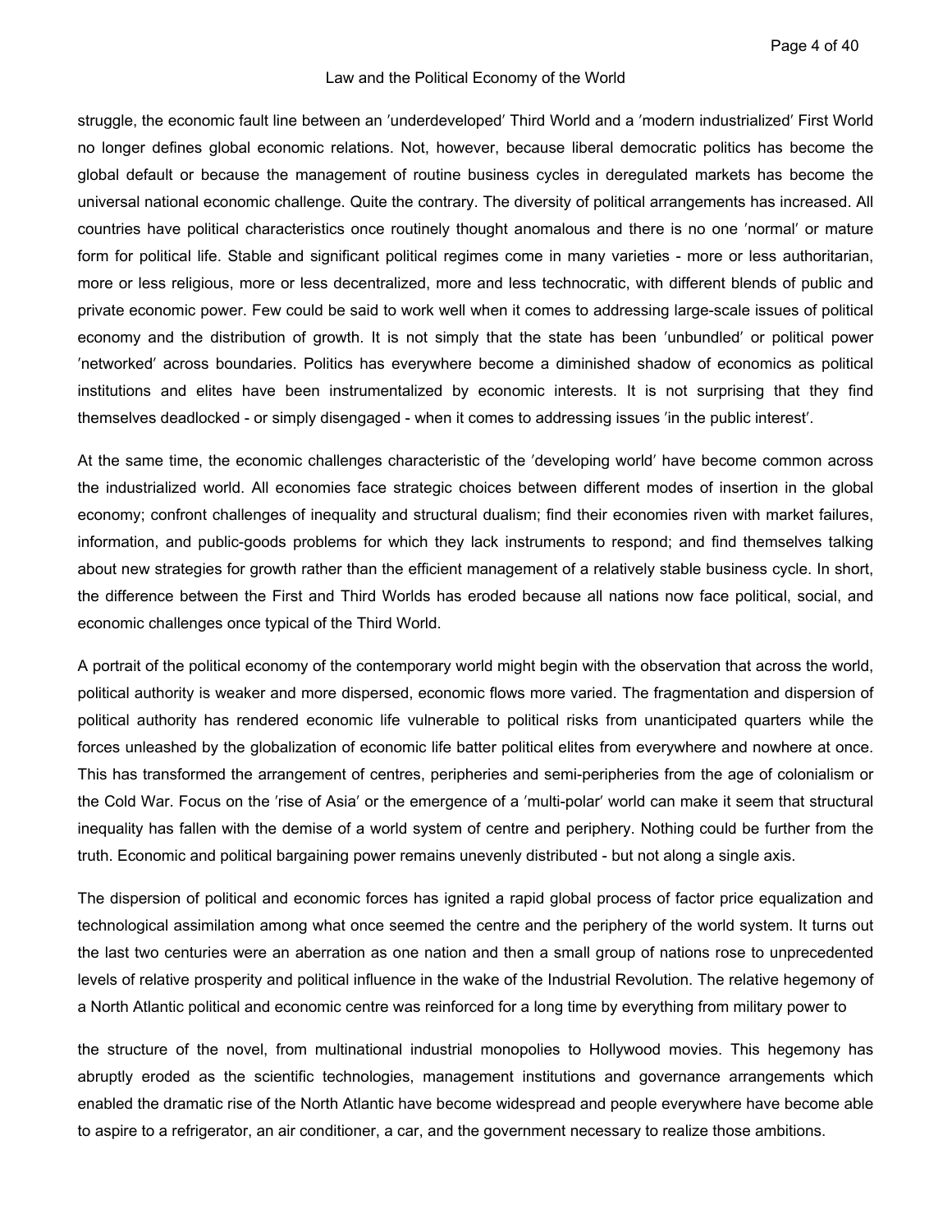struggle, the economic fault line between an ′underdeveloped′ Third World and a ′modern industrialized′ First World no longer defines global economic relations. Not, however, because liberal democratic politics has become the global default or because the management of routine business cycles in deregulated markets has become the universal national economic challenge. Quite the contrary. The diversity of political arrangements has increased. All countries have political characteristics once routinely thought anomalous and there is no one ′normal′ or mature form for political life. Stable and significant political regimes come in many varieties - more or less authoritarian, more or less religious, more or less decentralized, more and less technocratic, with different blends of public and private economic power. Few could be said to work well when it comes to addressing large-scale issues of political economy and the distribution of growth. It is not simply that the state has been ′unbundled′ or political power ′networked′ across boundaries. Politics has everywhere become a diminished shadow of economics as political institutions and elites have been instrumentalized by economic interests. It is not surprising that they find themselves deadlocked - or simply disengaged - when it comes to addressing issues ′in the public interest′.

At the same time, the economic challenges characteristic of the ′developing world′ have become common across the industrialized world. All economies face strategic choices between different modes of insertion in the global economy; confront challenges of inequality and structural dualism; find their economies riven with market failures, information, and public-goods problems for which they lack instruments to respond; and find themselves talking about new strategies for growth rather than the efficient management of a relatively stable business cycle. In short, the difference between the First and Third Worlds has eroded because all nations now face political, social, and economic challenges once typical of the Third World.

A portrait of the political economy of the contemporary world might begin with the observation that across the world, political authority is weaker and more dispersed, economic flows more varied. The fragmentation and dispersion of political authority has rendered economic life vulnerable to political risks from unanticipated quarters while the forces unleashed by the globalization of economic life batter political elites from everywhere and nowhere at once. This has transformed the arrangement of centres, peripheries and semi-peripheries from the age of colonialism or the Cold War. Focus on the ′rise of Asia′ or the emergence of a ′multi-polar′ world can make it seem that structural inequality has fallen with the demise of a world system of centre and periphery. Nothing could be further from the truth. Economic and political bargaining power remains unevenly distributed - but not along a single axis.

The dispersion of political and economic forces has ignited a rapid global process of factor price equalization and technological assimilation among what once seemed the centre and the periphery of the world system. It turns out the last two centuries were an aberration as one nation and then a small group of nations rose to unprecedented levels of relative prosperity and political influence in the wake of the Industrial Revolution. The relative hegemony of a North Atlantic political and economic centre was reinforced for a long time by everything from military power to the structure of the novel, from multinational industrial monopolies to Hollywood movies. This hegemony has abruptly eroded as the scientific technologies, management institutions and governance arrangements which enabled the dramatic rise of the North Atlantic have become widespread and people everywhere have become able to aspire to a refrigerator, an air conditioner, a car, and the government necessary to realize those ambitions.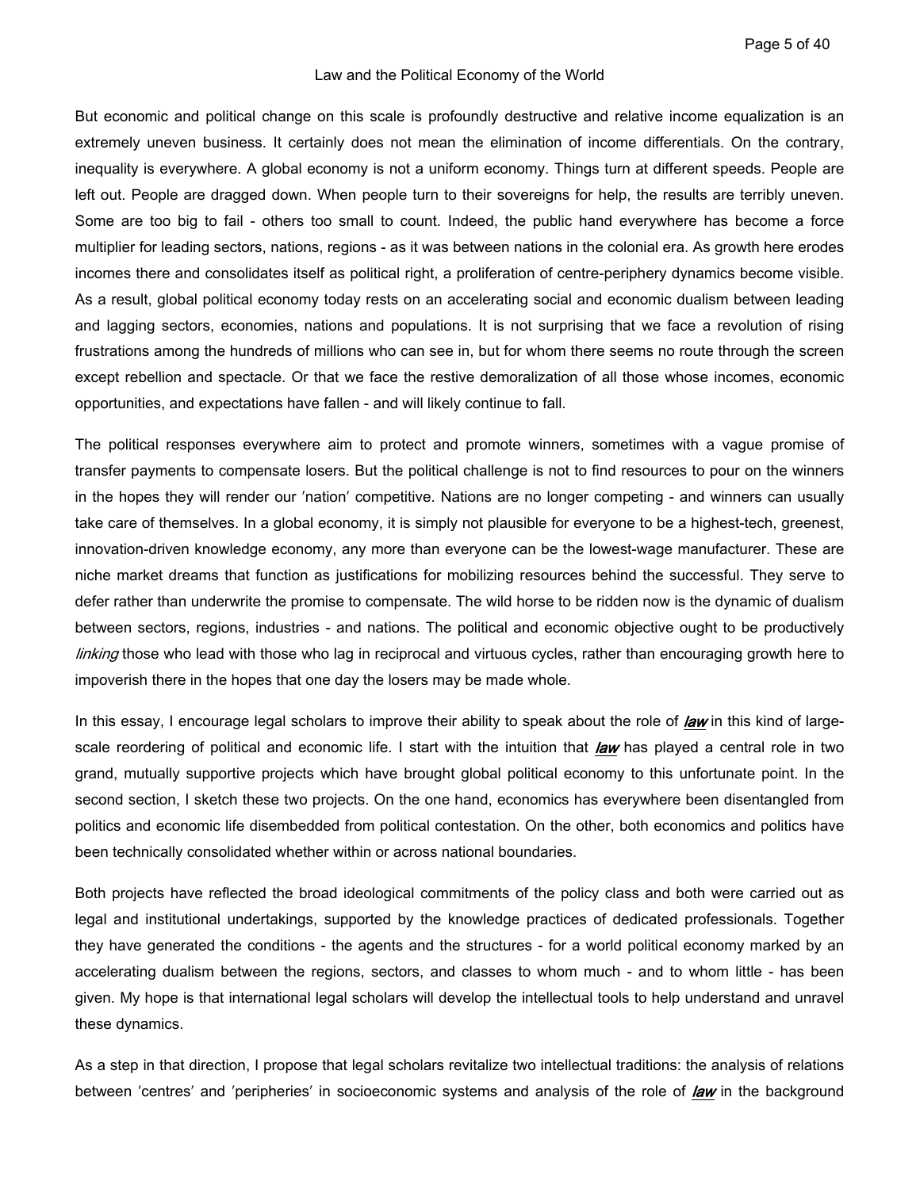But economic and political change on this scale is profoundly destructive and relative income equalization is an extremely uneven business. It certainly does not mean the elimination of income differentials. On the contrary, inequality is everywhere. A global economy is not a uniform economy. Things turn at different speeds. People are left out. People are dragged down. When people turn to their sovereigns for help, the results are terribly uneven. Some are too big to fail - others too small to count. Indeed, the public hand everywhere has become a force multiplier for leading sectors, nations, regions - as it was between nations in the colonial era. As growth here erodes incomes there and consolidates itself as political right, a proliferation of centre-periphery dynamics become visible. As a result, global political economy today rests on an accelerating social and economic dualism between leading and lagging sectors, economies, nations and populations. It is not surprising that we face a revolution of rising frustrations among the hundreds of millions who can see in, but for whom there seems no route through the screen except rebellion and spectacle. Or that we face the restive demoralization of all those whose incomes, economic opportunities, and expectations have fallen - and will likely continue to fall.

The political responses everywhere aim to protect and promote winners, sometimes with a vague promise of transfer payments to compensate losers. But the political challenge is not to find resources to pour on the winners in the hopes they will render our 'nation' competitive. Nations are no longer competing - and winners can usually take care of themselves. In a global economy, it is simply not plausible for everyone to be a highest-tech, greenest, innovation-driven knowledge economy, any more than everyone can be the lowest-wage manufacturer. These are niche market dreams that function as justifications for mobilizing resources behind the successful. They serve to defer rather than underwrite the promise to compensate. The wild horse to be ridden now is the dynamic of dualism between sectors, regions, industries - and nations. The political and economic objective ought to be productively *linking* those who lead with those who lag in reciprocal and virtuous cycles, rather than encouraging growth here to impoverish there in the hopes that one day the losers may be made whole.

In this essay, I encourage legal scholars to improve their ability to speak about the role of ***law*** in this kind of large-scale reordering of political and economic life. I start with the intuition that ***law*** has played a central role in two grand, mutually supportive projects which have brought global political economy to this unfortunate point. In the second section, I sketch these two projects. On the one hand, economics has everywhere been disentangled from politics and economic life disembedded from political contestation. On the other, both economics and politics have been technically consolidated whether within or across national boundaries.

Both projects have reflected the broad ideological commitments of the policy class and both were carried out as legal and institutional undertakings, supported by the knowledge practices of dedicated professionals. Together they have generated the conditions - the agents and the structures - for a world political economy marked by an accelerating dualism between the regions, sectors, and classes to whom much - and to whom little - has been given. My hope is that international legal scholars will develop the intellectual tools to help understand and unravel these dynamics.

As a step in that direction, I propose that legal scholars revitalize two intellectual traditions: the analysis of relations between 'centres' and 'peripheries' in socioeconomic systems and analysis of the role of ***law*** in the background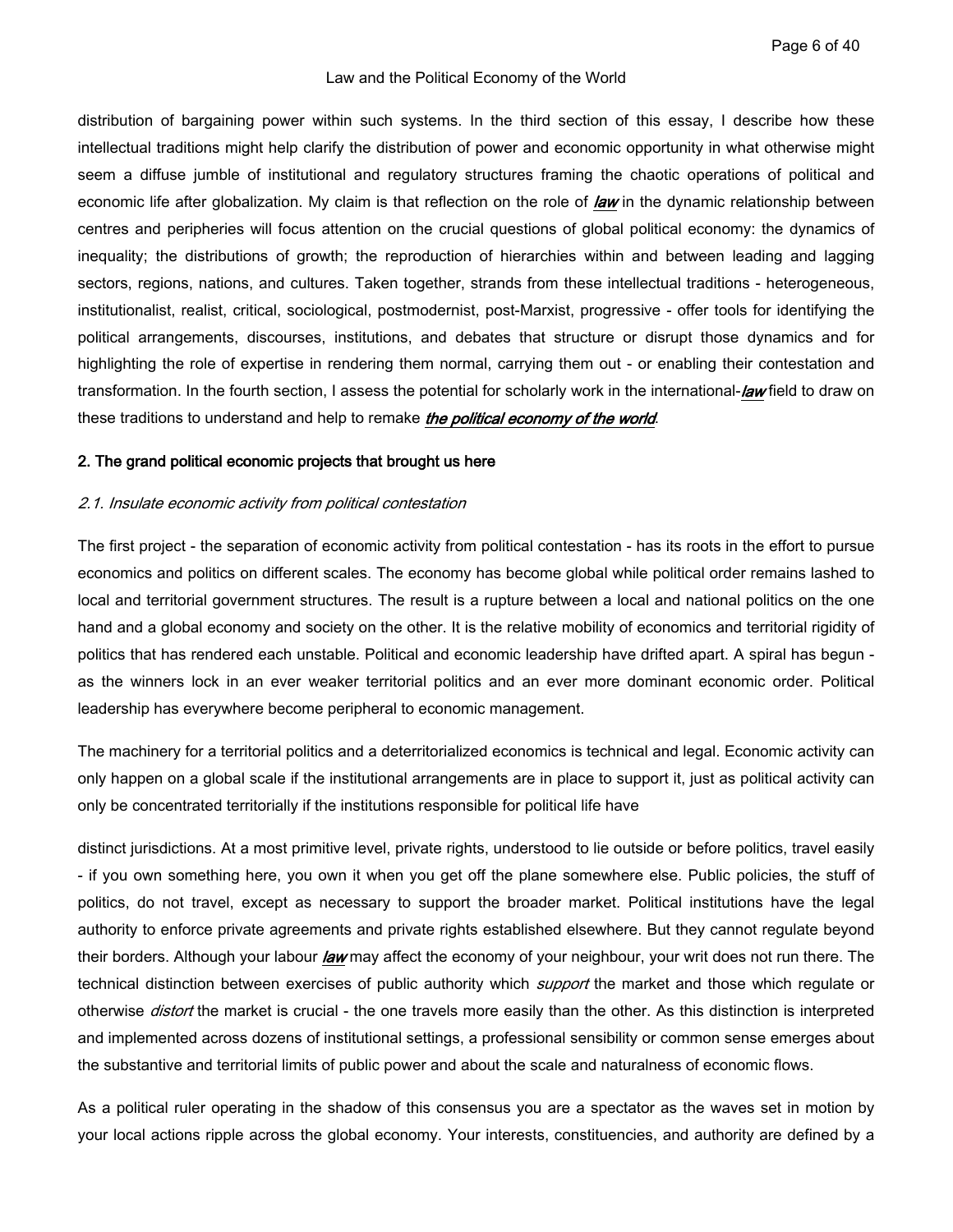distribution of bargaining power within such systems. In the third section of this essay, I describe how these intellectual traditions might help clarify the distribution of power and economic opportunity in what otherwise might seem a diffuse jumble of institutional and regulatory structures framing the chaotic operations of political and economic life after globalization. My claim is that reflection on the role of ***law*** in the dynamic relationship between centres and peripheries will focus attention on the crucial questions of global political economy: the dynamics of inequality; the distributions of growth; the reproduction of hierarchies within and between leading and lagging sectors, regions, nations, and cultures. Taken together, strands from these intellectual traditions - heterogeneous, institutionalist, realist, critical, sociological, postmodernist, post-Marxist, progressive - offer tools for identifying the political arrangements, discourses, institutions, and debates that structure or disrupt those dynamics and for highlighting the role of expertise in rendering them normal, carrying them out - or enabling their contestation and transformation. In the fourth section, I assess the potential for scholarly work in the international-***law*** field to draw on these traditions to understand and help to remake ***the political economy of the world***.

## 2. The grand political economic projects that brought us here

### *2.1. Insulate economic activity from political contestation*

The first project - the separation of economic activity from political contestation - has its roots in the effort to pursue economics and politics on different scales. The economy has become global while political order remains lashed to local and territorial government structures. The result is a rupture between a local and national politics on the one hand and a global economy and society on the other. It is the relative mobility of economics and territorial rigidity of politics that has rendered each unstable. Political and economic leadership have drifted apart. A spiral has begun - as the winners lock in an ever weaker territorial politics and an ever more dominant economic order. Political leadership has everywhere become peripheral to economic management.

The machinery for a territorial politics and a deterritorialized economics is technical and legal. Economic activity can only happen on a global scale if the institutional arrangements are in place to support it, just as political activity can only be concentrated territorially if the institutions responsible for political life have

distinct jurisdictions. At a most primitive level, private rights, understood to lie outside or before politics, travel easily - if you own something here, you own it when you get off the plane somewhere else. Public policies, the stuff of politics, do not travel, except as necessary to support the broader market. Political institutions have the legal authority to enforce private agreements and private rights established elsewhere. But they cannot regulate beyond their borders. Although your labour ***law*** may affect the economy of your neighbour, your writ does not run there. The technical distinction between exercises of public authority which *support* the market and those which regulate or otherwise *distort* the market is crucial - the one travels more easily than the other. As this distinction is interpreted and implemented across dozens of institutional settings, a professional sensibility or common sense emerges about the substantive and territorial limits of public power and about the scale and naturalness of economic flows.

As a political ruler operating in the shadow of this consensus you are a spectator as the waves set in motion by your local actions ripple across the global economy. Your interests, constituencies, and authority are defined by a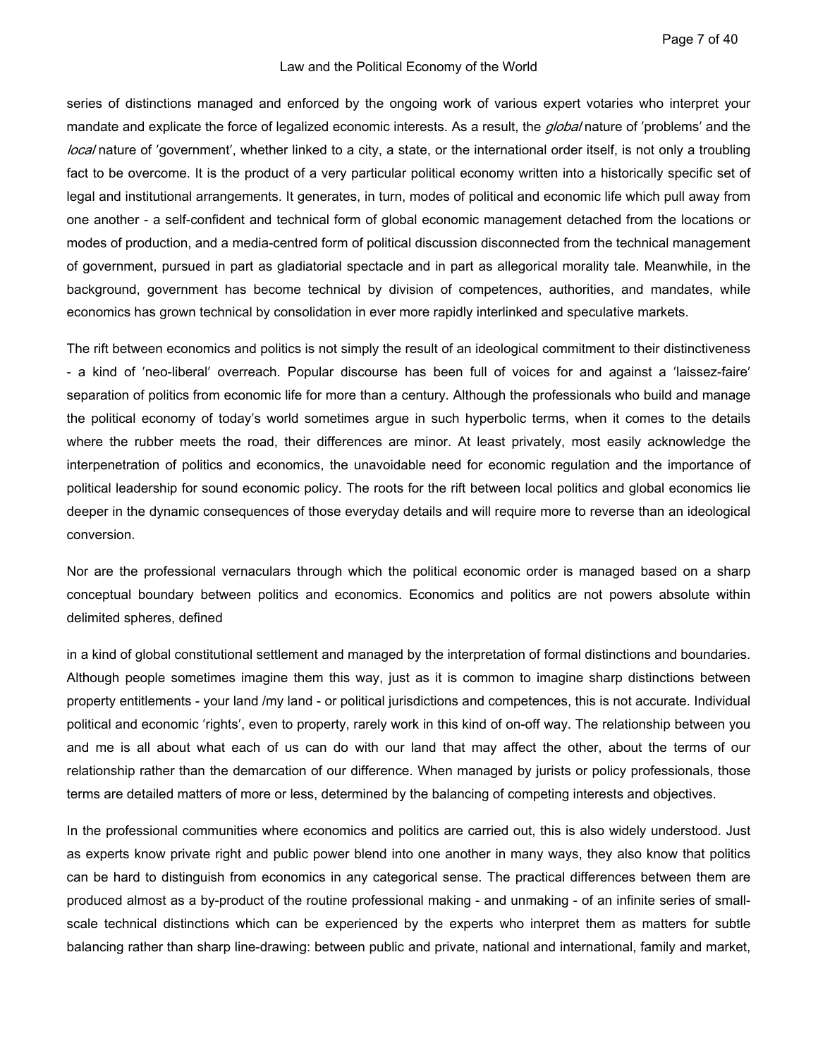series of distinctions managed and enforced by the ongoing work of various expert votaries who interpret your mandate and explicate the force of legalized economic interests. As a result, the *global* nature of ′problems′ and the *local* nature of ′government′, whether linked to a city, a state, or the international order itself, is not only a troubling fact to be overcome. It is the product of a very particular political economy written into a historically specific set of legal and institutional arrangements. It generates, in turn, modes of political and economic life which pull away from one another - a self-confident and technical form of global economic management detached from the locations or modes of production, and a media-centred form of political discussion disconnected from the technical management of government, pursued in part as gladiatorial spectacle and in part as allegorical morality tale. Meanwhile, in the background, government has become technical by division of competences, authorities, and mandates, while economics has grown technical by consolidation in ever more rapidly interlinked and speculative markets.

The rift between economics and politics is not simply the result of an ideological commitment to their distinctiveness - a kind of ′neo-liberal′ overreach. Popular discourse has been full of voices for and against a ′laissez-faire′ separation of politics from economic life for more than a century. Although the professionals who build and manage the political economy of today′s world sometimes argue in such hyperbolic terms, when it comes to the details where the rubber meets the road, their differences are minor. At least privately, most easily acknowledge the interpenetration of politics and economics, the unavoidable need for economic regulation and the importance of political leadership for sound economic policy. The roots for the rift between local politics and global economics lie deeper in the dynamic consequences of those everyday details and will require more to reverse than an ideological conversion.

Nor are the professional vernaculars through which the political economic order is managed based on a sharp conceptual boundary between politics and economics. Economics and politics are not powers absolute within delimited spheres, defined in a kind of global constitutional settlement and managed by the interpretation of formal distinctions and boundaries. Although people sometimes imagine them this way, just as it is common to imagine sharp distinctions between property entitlements - your land /my land - or political jurisdictions and competences, this is not accurate. Individual political and economic ′rights′, even to property, rarely work in this kind of on-off way. The relationship between you and me is all about what each of us can do with our land that may affect the other, about the terms of our relationship rather than the demarcation of our difference. When managed by jurists or policy professionals, those terms are detailed matters of more or less, determined by the balancing of competing interests and objectives.

In the professional communities where economics and politics are carried out, this is also widely understood. Just as experts know private right and public power blend into one another in many ways, they also know that politics can be hard to distinguish from economics in any categorical sense. The practical differences between them are produced almost as a by-product of the routine professional making - and unmaking - of an infinite series of small-scale technical distinctions which can be experienced by the experts who interpret them as matters for subtle balancing rather than sharp line-drawing: between public and private, national and international, family and market,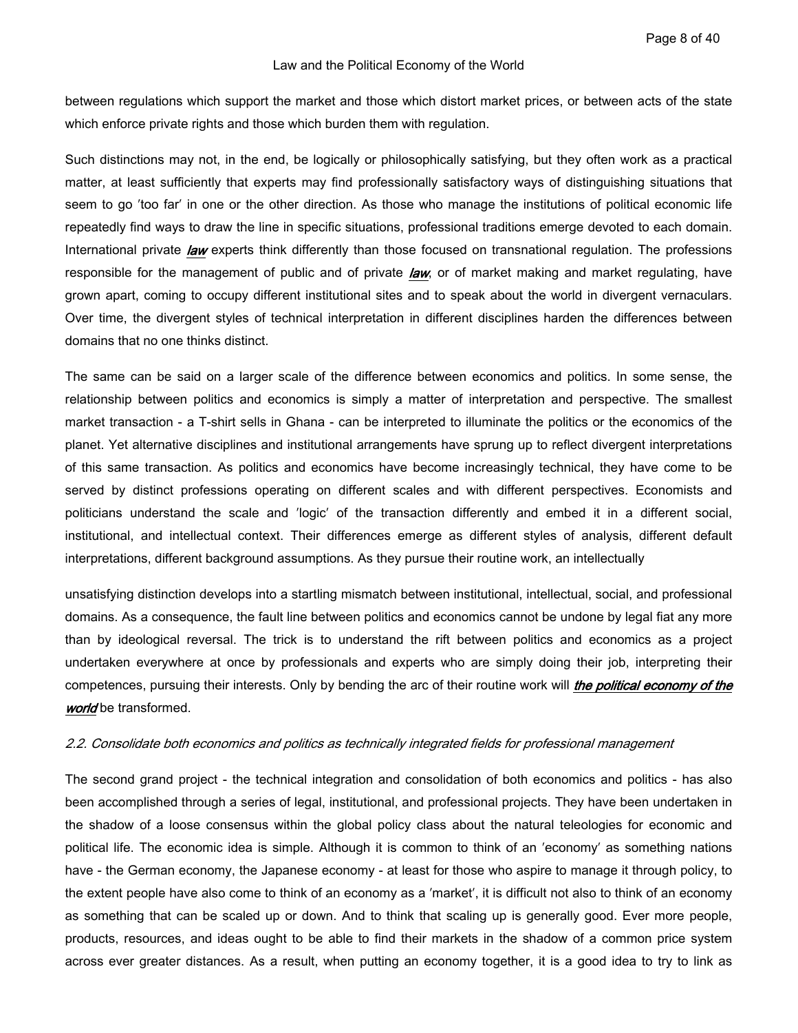between regulations which support the market and those which distort market prices, or between acts of the state which enforce private rights and those which burden them with regulation.

Such distinctions may not, in the end, be logically or philosophically satisfying, but they often work as a practical matter, at least sufficiently that experts may find professionally satisfactory ways of distinguishing situations that seem to go 'too far' in one or the other direction. As those who manage the institutions of political economic life repeatedly find ways to draw the line in specific situations, professional traditions emerge devoted to each domain. International private ***law*** experts think differently than those focused on transnational regulation. The professions responsible for the management of public and of private ***law***, or of market making and market regulating, have grown apart, coming to occupy different institutional sites and to speak about the world in divergent vernaculars. Over time, the divergent styles of technical interpretation in different disciplines harden the differences between domains that no one thinks distinct.

The same can be said on a larger scale of the difference between economics and politics. In some sense, the relationship between politics and economics is simply a matter of interpretation and perspective. The smallest market transaction - a T-shirt sells in Ghana - can be interpreted to illuminate the politics or the economics of the planet. Yet alternative disciplines and institutional arrangements have sprung up to reflect divergent interpretations of this same transaction. As politics and economics have become increasingly technical, they have come to be served by distinct professions operating on different scales and with different perspectives. Economists and politicians understand the scale and 'logic' of the transaction differently and embed it in a different social, institutional, and intellectual context. Their differences emerge as different styles of analysis, different default interpretations, different background assumptions. As they pursue their routine work, an intellectually unsatisfying distinction develops into a startling mismatch between institutional, intellectual, social, and professional domains. As a consequence, the fault line between politics and economics cannot be undone by legal fiat any more than by ideological reversal. The trick is to understand the rift between politics and economics as a project undertaken everywhere at once by professionals and experts who are simply doing their job, interpreting their competences, pursuing their interests. Only by bending the arc of their routine work will ***the political economy of the world*** be transformed.

*2.2. Consolidate both economics and politics as technically integrated fields for professional management*

The second grand project - the technical integration and consolidation of both economics and politics - has also been accomplished through a series of legal, institutional, and professional projects. They have been undertaken in the shadow of a loose consensus within the global policy class about the natural teleologies for economic and political life. The economic idea is simple. Although it is common to think of an 'economy' as something nations have - the German economy, the Japanese economy - at least for those who aspire to manage it through policy, to the extent people have also come to think of an economy as a 'market', it is difficult not also to think of an economy as something that can be scaled up or down. And to think that scaling up is generally good. Ever more people, products, resources, and ideas ought to be able to find their markets in the shadow of a common price system across ever greater distances. As a result, when putting an economy together, it is a good idea to try to link as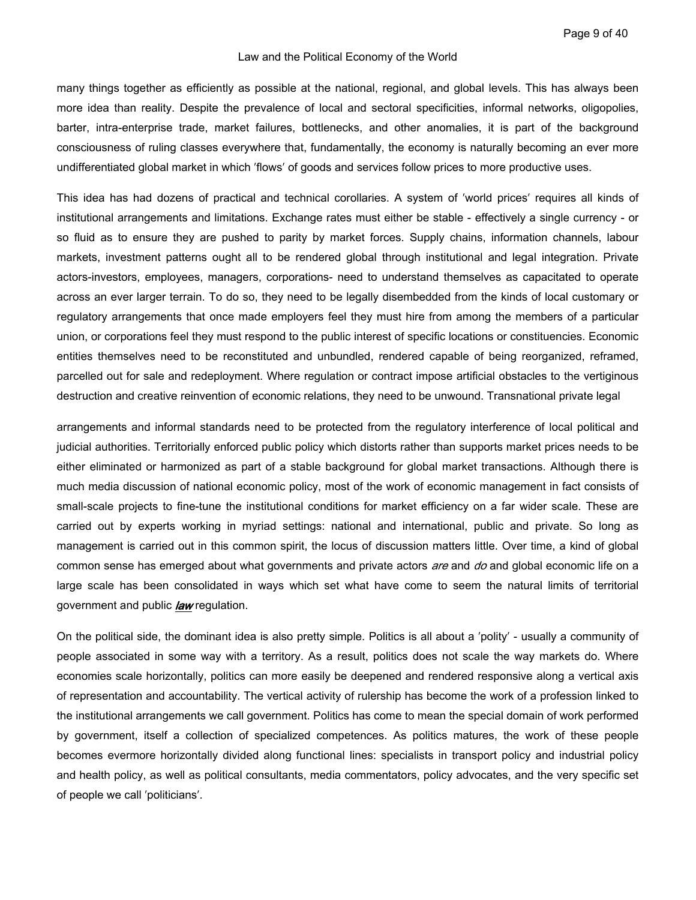many things together as efficiently as possible at the national, regional, and global levels. This has always been more idea than reality. Despite the prevalence of local and sectoral specificities, informal networks, oligopolies, barter, intra-enterprise trade, market failures, bottlenecks, and other anomalies, it is part of the background consciousness of ruling classes everywhere that, fundamentally, the economy is naturally becoming an ever more undifferentiated global market in which 'flows' of goods and services follow prices to more productive uses.

This idea has had dozens of practical and technical corollaries. A system of 'world prices' requires all kinds of institutional arrangements and limitations. Exchange rates must either be stable - effectively a single currency - or so fluid as to ensure they are pushed to parity by market forces. Supply chains, information channels, labour markets, investment patterns ought all to be rendered global through institutional and legal integration. Private actors-investors, employees, managers, corporations- need to understand themselves as capacitated to operate across an ever larger terrain. To do so, they need to be legally disembedded from the kinds of local customary or regulatory arrangements that once made employers feel they must hire from among the members of a particular union, or corporations feel they must respond to the public interest of specific locations or constituencies. Economic entities themselves need to be reconstituted and unbundled, rendered capable of being reorganized, reframed, parcelled out for sale and redeployment. Where regulation or contract impose artificial obstacles to the vertiginous destruction and creative reinvention of economic relations, they need to be unwound. Transnational private legal arrangements and informal standards need to be protected from the regulatory interference of local political and judicial authorities. Territorially enforced public policy which distorts rather than supports market prices needs to be either eliminated or harmonized as part of a stable background for global market transactions. Although there is much media discussion of national economic policy, most of the work of economic management in fact consists of small-scale projects to fine-tune the institutional conditions for market efficiency on a far wider scale. These are carried out by experts working in myriad settings: national and international, public and private. So long as management is carried out in this common spirit, the locus of discussion matters little. Over time, a kind of global common sense has emerged about what governments and private actors *are* and *do* and global economic life on a large scale has been consolidated in ways which set what have come to seem the natural limits of territorial government and public ***law*** regulation.

On the political side, the dominant idea is also pretty simple. Politics is all about a 'polity' - usually a community of people associated in some way with a territory. As a result, politics does not scale the way markets do. Where economies scale horizontally, politics can more easily be deepened and rendered responsive along a vertical axis of representation and accountability. The vertical activity of rulership has become the work of a profession linked to the institutional arrangements we call government. Politics has come to mean the special domain of work performed by government, itself a collection of specialized competences. As politics matures, the work of these people becomes evermore horizontally divided along functional lines: specialists in transport policy and industrial policy and health policy, as well as political consultants, media commentators, policy advocates, and the very specific set of people we call 'politicians'.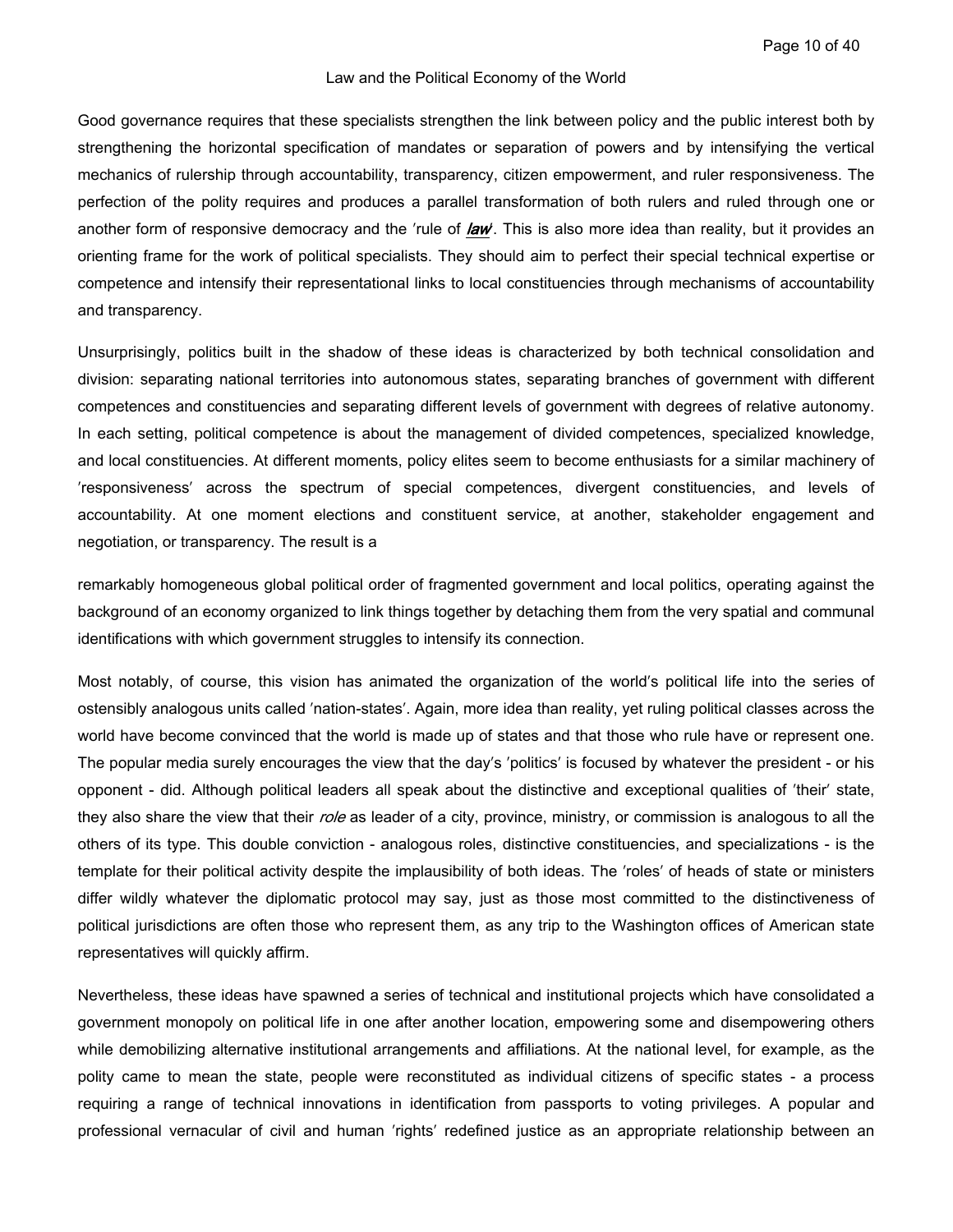Good governance requires that these specialists strengthen the link between policy and the public interest both by strengthening the horizontal specification of mandates or separation of powers and by intensifying the vertical mechanics of rulership through accountability, transparency, citizen empowerment, and ruler responsiveness. The perfection of the polity requires and produces a parallel transformation of both rulers and ruled through one or another form of responsive democracy and the 'rule of ***law***'. This is also more idea than reality, but it provides an orienting frame for the work of political specialists. They should aim to perfect their special technical expertise or competence and intensify their representational links to local constituencies through mechanisms of accountability and transparency.

Unsurprisingly, politics built in the shadow of these ideas is characterized by both technical consolidation and division: separating national territories into autonomous states, separating branches of government with different competences and constituencies and separating different levels of government with degrees of relative autonomy. In each setting, political competence is about the management of divided competences, specialized knowledge, and local constituencies. At different moments, policy elites seem to become enthusiasts for a similar machinery of 'responsiveness' across the spectrum of special competences, divergent constituencies, and levels of accountability. At one moment elections and constituent service, at another, stakeholder engagement and negotiation, or transparency. The result is a remarkably homogeneous global political order of fragmented government and local politics, operating against the background of an economy organized to link things together by detaching them from the very spatial and communal identifications with which government struggles to intensify its connection.

Most notably, of course, this vision has animated the organization of the world's political life into the series of ostensibly analogous units called 'nation-states'. Again, more idea than reality, yet ruling political classes across the world have become convinced that the world is made up of states and that those who rule have or represent one. The popular media surely encourages the view that the day's 'politics' is focused by whatever the president - or his opponent - did. Although political leaders all speak about the distinctive and exceptional qualities of 'their' state, they also share the view that their *role* as leader of a city, province, ministry, or commission is analogous to all the others of its type. This double conviction - analogous roles, distinctive constituencies, and specializations - is the template for their political activity despite the implausibility of both ideas. The 'roles' of heads of state or ministers differ wildly whatever the diplomatic protocol may say, just as those most committed to the distinctiveness of political jurisdictions are often those who represent them, as any trip to the Washington offices of American state representatives will quickly affirm.

Nevertheless, these ideas have spawned a series of technical and institutional projects which have consolidated a government monopoly on political life in one after another location, empowering some and disempowering others while demobilizing alternative institutional arrangements and affiliations. At the national level, for example, as the polity came to mean the state, people were reconstituted as individual citizens of specific states - a process requiring a range of technical innovations in identification from passports to voting privileges. A popular and professional vernacular of civil and human 'rights' redefined justice as an appropriate relationship between an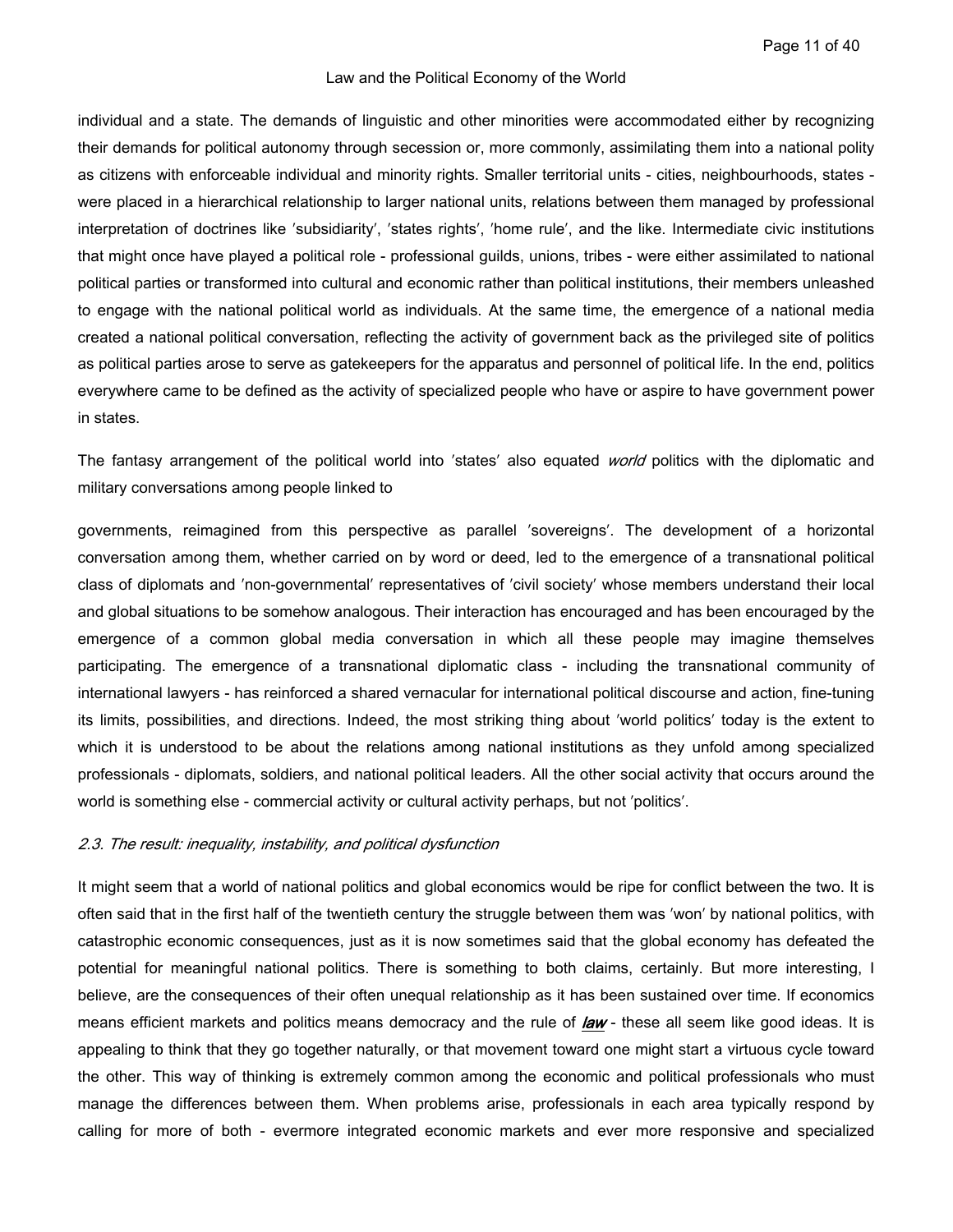individual and a state. The demands of linguistic and other minorities were accommodated either by recognizing their demands for political autonomy through secession or, more commonly, assimilating them into a national polity as citizens with enforceable individual and minority rights. Smaller territorial units - cities, neighbourhoods, states - were placed in a hierarchical relationship to larger national units, relations between them managed by professional interpretation of doctrines like 'subsidiarity', 'states rights', 'home rule', and the like. Intermediate civic institutions that might once have played a political role - professional guilds, unions, tribes - were either assimilated to national political parties or transformed into cultural and economic rather than political institutions, their members unleashed to engage with the national political world as individuals. At the same time, the emergence of a national media created a national political conversation, reflecting the activity of government back as the privileged site of politics as political parties arose to serve as gatekeepers for the apparatus and personnel of political life. In the end, politics everywhere came to be defined as the activity of specialized people who have or aspire to have government power in states.

The fantasy arrangement of the political world into 'states' also equated *world* politics with the diplomatic and military conversations among people linked to

governments, reimagined from this perspective as parallel 'sovereigns'. The development of a horizontal conversation among them, whether carried on by word or deed, led to the emergence of a transnational political class of diplomats and 'non-governmental' representatives of 'civil society' whose members understand their local and global situations to be somehow analogous. Their interaction has encouraged and has been encouraged by the emergence of a common global media conversation in which all these people may imagine themselves participating. The emergence of a transnational diplomatic class - including the transnational community of international lawyers - has reinforced a shared vernacular for international political discourse and action, fine-tuning its limits, possibilities, and directions. Indeed, the most striking thing about 'world politics' today is the extent to which it is understood to be about the relations among national institutions as they unfold among specialized professionals - diplomats, soldiers, and national political leaders. All the other social activity that occurs around the world is something else - commercial activity or cultural activity perhaps, but not 'politics'.

### *2.3. The result: inequality, instability, and political dysfunction*

It might seem that a world of national politics and global economics would be ripe for conflict between the two. It is often said that in the first half of the twentieth century the struggle between them was 'won' by national politics, with catastrophic economic consequences, just as it is now sometimes said that the global economy has defeated the potential for meaningful national politics. There is something to both claims, certainly. But more interesting, I believe, are the consequences of their often unequal relationship as it has been sustained over time. If economics means efficient markets and politics means democracy and the rule of ***law*** - these all seem like good ideas. It is appealing to think that they go together naturally, or that movement toward one might start a virtuous cycle toward the other. This way of thinking is extremely common among the economic and political professionals who must manage the differences between them. When problems arise, professionals in each area typically respond by calling for more of both - evermore integrated economic markets and ever more responsive and specialized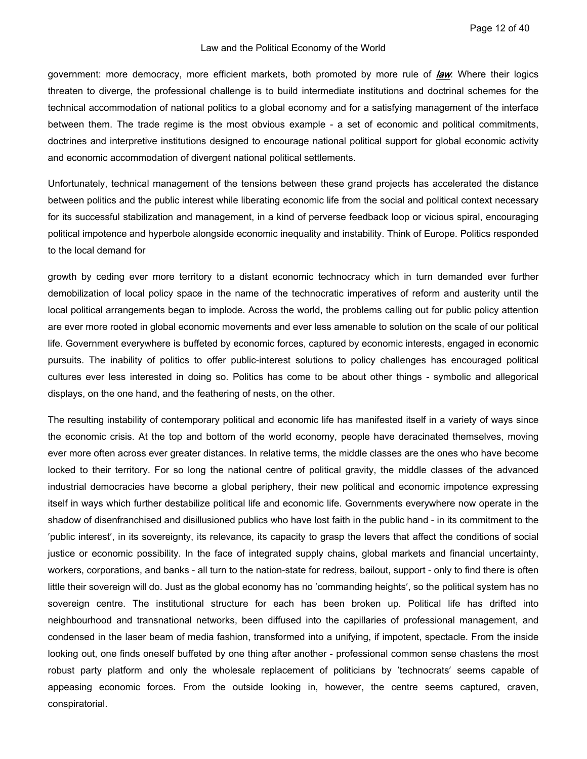government: more democracy, more efficient markets, both promoted by more rule of ***law***. Where their logics threaten to diverge, the professional challenge is to build intermediate institutions and doctrinal schemes for the technical accommodation of national politics to a global economy and for a satisfying management of the interface between them. The trade regime is the most obvious example - a set of economic and political commitments, doctrines and interpretive institutions designed to encourage national political support for global economic activity and economic accommodation of divergent national political settlements.

Unfortunately, technical management of the tensions between these grand projects has accelerated the distance between politics and the public interest while liberating economic life from the social and political context necessary for its successful stabilization and management, in a kind of perverse feedback loop or vicious spiral, encouraging political impotence and hyperbole alongside economic inequality and instability. Think of Europe. Politics responded to the local demand for growth by ceding ever more territory to a distant economic technocracy which in turn demanded ever further demobilization of local policy space in the name of the technocratic imperatives of reform and austerity until the local political arrangements began to implode. Across the world, the problems calling out for public policy attention are ever more rooted in global economic movements and ever less amenable to solution on the scale of our political life. Government everywhere is buffeted by economic forces, captured by economic interests, engaged in economic pursuits. The inability of politics to offer public-interest solutions to policy challenges has encouraged political cultures ever less interested in doing so. Politics has come to be about other things - symbolic and allegorical displays, on the one hand, and the feathering of nests, on the other.

The resulting instability of contemporary political and economic life has manifested itself in a variety of ways since the economic crisis. At the top and bottom of the world economy, people have deracinated themselves, moving ever more often across ever greater distances. In relative terms, the middle classes are the ones who have become locked to their territory. For so long the national centre of political gravity, the middle classes of the advanced industrial democracies have become a global periphery, their new political and economic impotence expressing itself in ways which further destabilize political life and economic life. Governments everywhere now operate in the shadow of disenfranchised and disillusioned publics who have lost faith in the public hand - in its commitment to the 'public interest', in its sovereignty, its relevance, its capacity to grasp the levers that affect the conditions of social justice or economic possibility. In the face of integrated supply chains, global markets and financial uncertainty, workers, corporations, and banks - all turn to the nation-state for redress, bailout, support - only to find there is often little their sovereign will do. Just as the global economy has no 'commanding heights', so the political system has no sovereign centre. The institutional structure for each has been broken up. Political life has drifted into neighbourhood and transnational networks, been diffused into the capillaries of professional management, and condensed in the laser beam of media fashion, transformed into a unifying, if impotent, spectacle. From the inside looking out, one finds oneself buffeted by one thing after another - professional common sense chastens the most robust party platform and only the wholesale replacement of politicians by 'technocrats' seems capable of appeasing economic forces. From the outside looking in, however, the centre seems captured, craven, conspiratorial.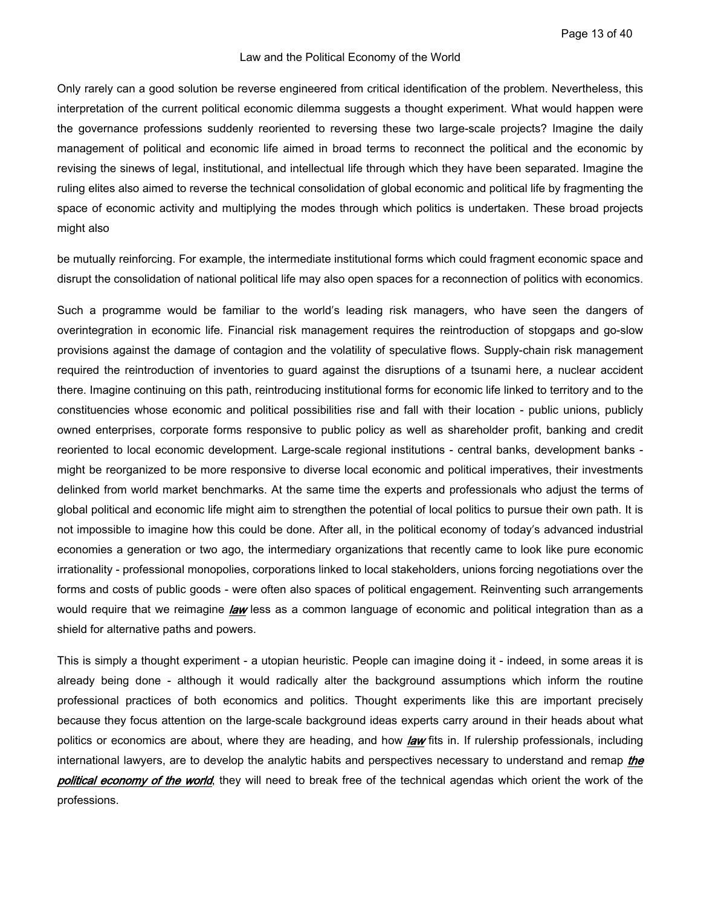Only rarely can a good solution be reverse engineered from critical identification of the problem. Nevertheless, this interpretation of the current political economic dilemma suggests a thought experiment. What would happen were the governance professions suddenly reoriented to reversing these two large-scale projects? Imagine the daily management of political and economic life aimed in broad terms to reconnect the political and the economic by revising the sinews of legal, institutional, and intellectual life through which they have been separated. Imagine the ruling elites also aimed to reverse the technical consolidation of global economic and political life by fragmenting the space of economic activity and multiplying the modes through which politics is undertaken. These broad projects might also be mutually reinforcing. For example, the intermediate institutional forms which could fragment economic space and disrupt the consolidation of national political life may also open spaces for a reconnection of politics with economics.

Such a programme would be familiar to the world's leading risk managers, who have seen the dangers of overintegration in economic life. Financial risk management requires the reintroduction of stopgaps and go-slow provisions against the damage of contagion and the volatility of speculative flows. Supply-chain risk management required the reintroduction of inventories to guard against the disruptions of a tsunami here, a nuclear accident there. Imagine continuing on this path, reintroducing institutional forms for economic life linked to territory and to the constituencies whose economic and political possibilities rise and fall with their location - public unions, publicly owned enterprises, corporate forms responsive to public policy as well as shareholder profit, banking and credit reoriented to local economic development. Large-scale regional institutions - central banks, development banks - might be reorganized to be more responsive to diverse local economic and political imperatives, their investments delinked from world market benchmarks. At the same time the experts and professionals who adjust the terms of global political and economic life might aim to strengthen the potential of local politics to pursue their own path. It is not impossible to imagine how this could be done. After all, in the political economy of today's advanced industrial economies a generation or two ago, the intermediary organizations that recently came to look like pure economic irrationality - professional monopolies, corporations linked to local stakeholders, unions forcing negotiations over the forms and costs of public goods - were often also spaces of political engagement. Reinventing such arrangements would require that we reimagine ***law*** less as a common language of economic and political integration than as a shield for alternative paths and powers.

This is simply a thought experiment - a utopian heuristic. People can imagine doing it - indeed, in some areas it is already being done - although it would radically alter the background assumptions which inform the routine professional practices of both economics and politics. Thought experiments like this are important precisely because they focus attention on the large-scale background ideas experts carry around in their heads about what politics or economics are about, where they are heading, and how ***law*** fits in. If rulership professionals, including international lawyers, are to develop the analytic habits and perspectives necessary to understand and remap ***the political economy of the world***, they will need to break free of the technical agendas which orient the work of the professions.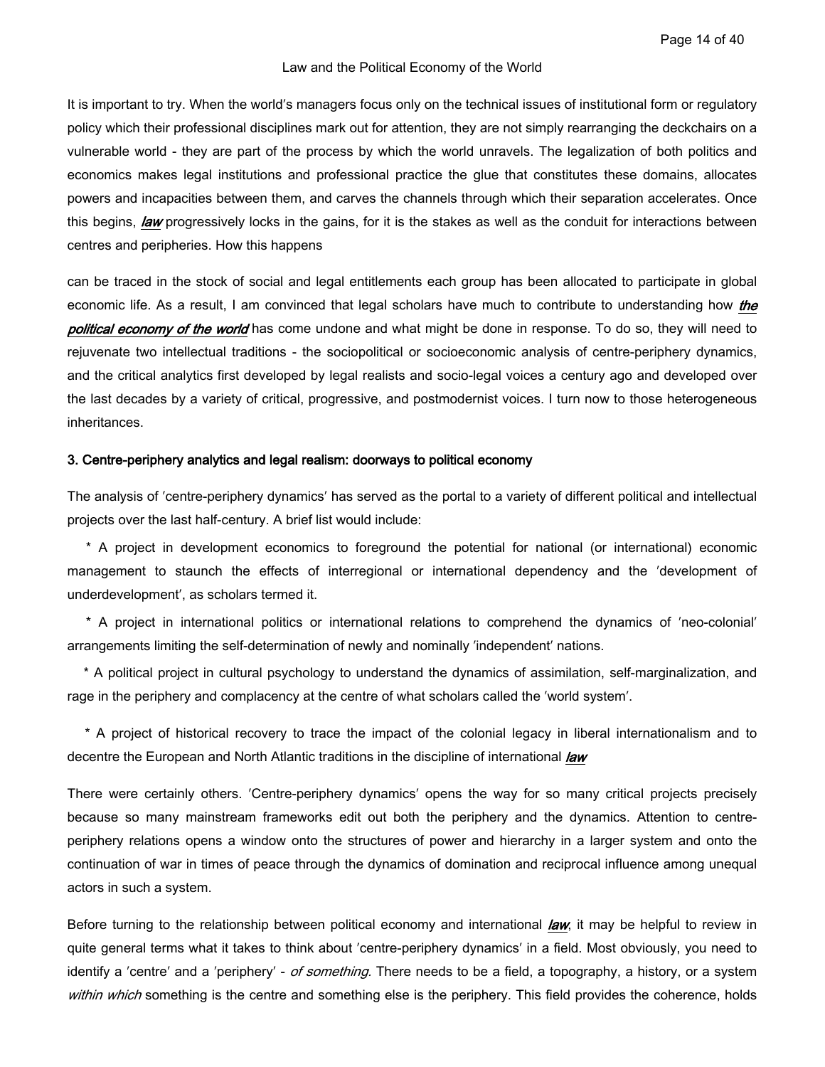It is important to try. When the world's managers focus only on the technical issues of institutional form or regulatory policy which their professional disciplines mark out for attention, they are not simply rearranging the deckchairs on a vulnerable world - they are part of the process by which the world unravels. The legalization of both politics and economics makes legal institutions and professional practice the glue that constitutes these domains, allocates powers and incapacities between them, and carves the channels through which their separation accelerates. Once this begins, ***law*** progressively locks in the gains, for it is the stakes as well as the conduit for interactions between centres and peripheries. How this happens

can be traced in the stock of social and legal entitlements each group has been allocated to participate in global economic life. As a result, I am convinced that legal scholars have much to contribute to understanding how ***the political economy of the world*** has come undone and what might be done in response. To do so, they will need to rejuvenate two intellectual traditions - the sociopolitical or socioeconomic analysis of centre-periphery dynamics, and the critical analytics first developed by legal realists and socio-legal voices a century ago and developed over the last decades by a variety of critical, progressive, and postmodernist voices. I turn now to those heterogeneous inheritances.

### 3. Centre-periphery analytics and legal realism: doorways to political economy

The analysis of 'centre-periphery dynamics' has served as the portal to a variety of different political and intellectual projects over the last half-century. A brief list would include:

* A project in development economics to foreground the potential for national (or international) economic management to staunch the effects of interregional or international dependency and the 'development of underdevelopment', as scholars termed it.
* A project in international politics or international relations to comprehend the dynamics of 'neo-colonial' arrangements limiting the self-determination of newly and nominally 'independent' nations.
* A political project in cultural psychology to understand the dynamics of assimilation, self-marginalization, and rage in the periphery and complacency at the centre of what scholars called the 'world system'.
* A project of historical recovery to trace the impact of the colonial legacy in liberal internationalism and to decentre the European and North Atlantic traditions in the discipline of international ***law***

There were certainly others. 'Centre-periphery dynamics' opens the way for so many critical projects precisely because so many mainstream frameworks edit out both the periphery and the dynamics. Attention to centre-periphery relations opens a window onto the structures of power and hierarchy in a larger system and onto the continuation of war in times of peace through the dynamics of domination and reciprocal influence among unequal actors in such a system.

Before turning to the relationship between political economy and international ***law***, it may be helpful to review in quite general terms what it takes to think about 'centre-periphery dynamics' in a field. Most obviously, you need to identify a 'centre' and a 'periphery' - *of something*. There needs to be a field, a topography, a history, or a system *within which* something is the centre and something else is the periphery. This field provides the coherence, holds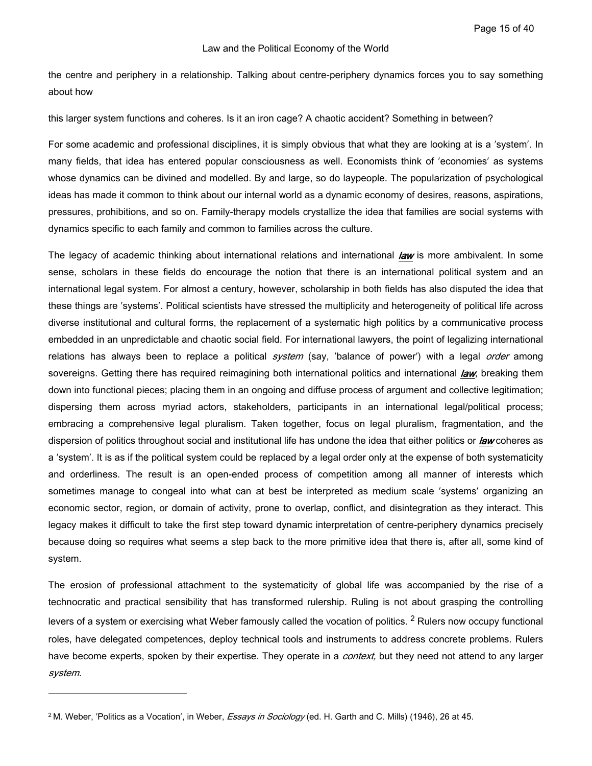the centre and periphery in a relationship. Talking about centre-periphery dynamics forces you to say something about how

this larger system functions and coheres. Is it an iron cage? A chaotic accident? Something in between?

For some academic and professional disciplines, it is simply obvious that what they are looking at is a ′system′. In many fields, that idea has entered popular consciousness as well. Economists think of ′economies′ as systems whose dynamics can be divined and modelled. By and large, so do laypeople. The popularization of psychological ideas has made it common to think about our internal world as a dynamic economy of desires, reasons, aspirations, pressures, prohibitions, and so on. Family-therapy models crystallize the idea that families are social systems with dynamics specific to each family and common to families across the culture.

The legacy of academic thinking about international relations and international ***law*** is more ambivalent. In some sense, scholars in these fields do encourage the notion that there is an international political system and an international legal system. For almost a century, however, scholarship in both fields has also disputed the idea that these things are ′systems′. Political scientists have stressed the multiplicity and heterogeneity of political life across diverse institutional and cultural forms, the replacement of a systematic high politics by a communicative process embedded in an unpredictable and chaotic social field. For international lawyers, the point of legalizing international relations has always been to replace a political *system* (say, ′balance of power′) with a legal *order* among sovereigns. Getting there has required reimagining both international politics and international ***law***, breaking them down into functional pieces; placing them in an ongoing and diffuse process of argument and collective legitimation; dispersing them across myriad actors, stakeholders, participants in an international legal/political process; embracing a comprehensive legal pluralism. Taken together, focus on legal pluralism, fragmentation, and the dispersion of politics throughout social and institutional life has undone the idea that either politics or ***law*** coheres as a ′system′. It is as if the political system could be replaced by a legal order only at the expense of both systematicity and orderliness. The result is an open-ended process of competition among all manner of interests which sometimes manage to congeal into what can at best be interpreted as medium scale ′systems′ organizing an economic sector, region, or domain of activity, prone to overlap, conflict, and disintegration as they interact. This legacy makes it difficult to take the first step toward dynamic interpretation of centre-periphery dynamics precisely because doing so requires what seems a step back to the more primitive idea that there is, after all, some kind of system.

The erosion of professional attachment to the systematicity of global life was accompanied by the rise of a technocratic and practical sensibility that has transformed rulership. Ruling is not about grasping the controlling levers of a system or exercising what Weber famously called the vocation of politics. [2] Rulers now occupy functional roles, have delegated competences, deploy technical tools and instruments to address concrete problems. Rulers have become experts, spoken by their expertise. They operate in a *context,* but they need not attend to any larger *system.*

---

[2] M. Weber, ′Politics as a Vocation′, in Weber, *Essays in Sociology* (ed. H. Garth and C. Mills) (1946), 26 at 45.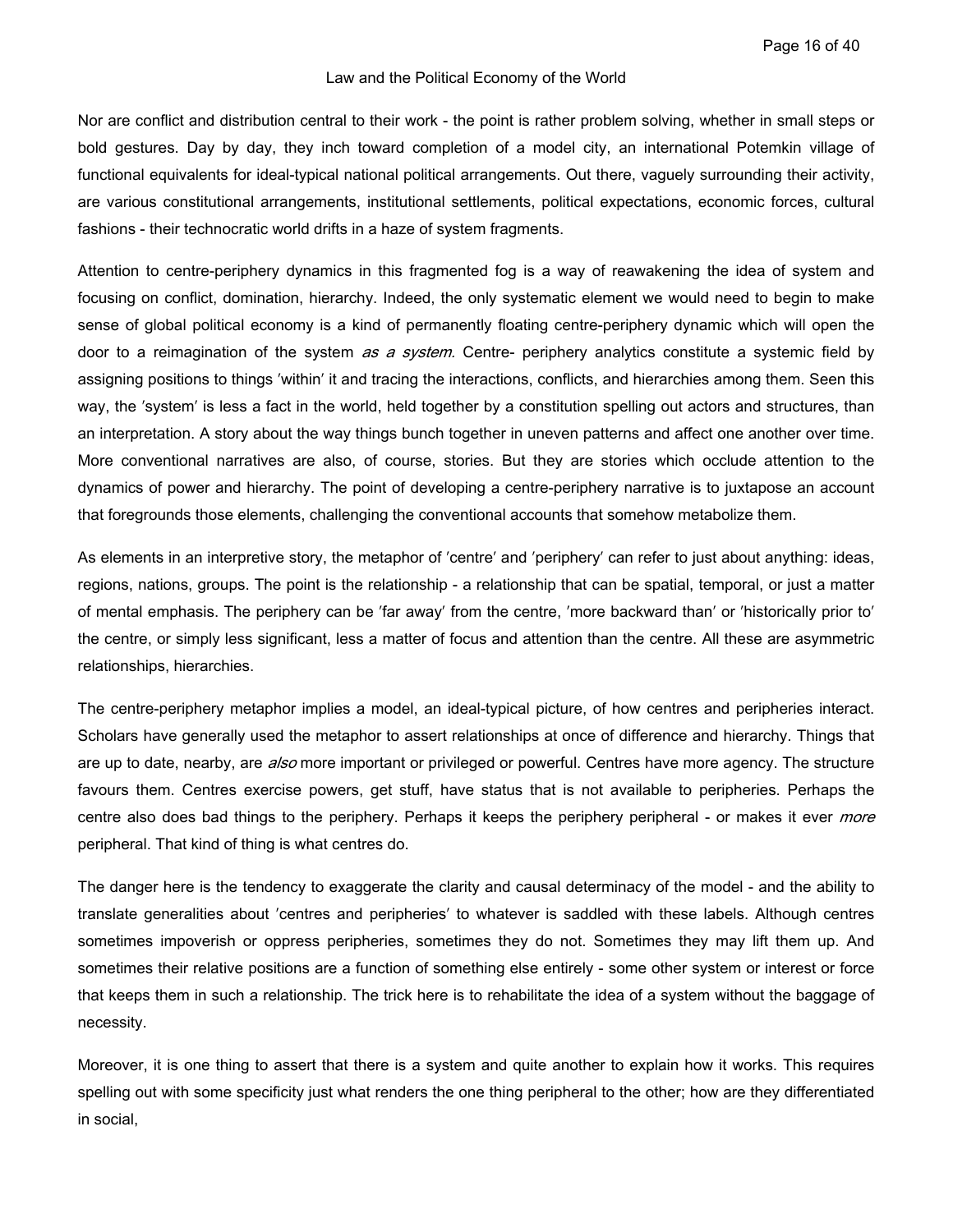Nor are conflict and distribution central to their work - the point is rather problem solving, whether in small steps or bold gestures. Day by day, they inch toward completion of a model city, an international Potemkin village of functional equivalents for ideal-typical national political arrangements. Out there, vaguely surrounding their activity, are various constitutional arrangements, institutional settlements, political expectations, economic forces, cultural fashions - their technocratic world drifts in a haze of system fragments.

Attention to centre-periphery dynamics in this fragmented fog is a way of reawakening the idea of system and focusing on conflict, domination, hierarchy. Indeed, the only systematic element we would need to begin to make sense of global political economy is a kind of permanently floating centre-periphery dynamic which will open the door to a reimagination of the system *as a system.* Centre- periphery analytics constitute a systemic field by assigning positions to things 'within' it and tracing the interactions, conflicts, and hierarchies among them. Seen this way, the 'system' is less a fact in the world, held together by a constitution spelling out actors and structures, than an interpretation. A story about the way things bunch together in uneven patterns and affect one another over time. More conventional narratives are also, of course, stories. But they are stories which occlude attention to the dynamics of power and hierarchy. The point of developing a centre-periphery narrative is to juxtapose an account that foregrounds those elements, challenging the conventional accounts that somehow metabolize them.

As elements in an interpretive story, the metaphor of 'centre' and 'periphery' can refer to just about anything: ideas, regions, nations, groups. The point is the relationship - a relationship that can be spatial, temporal, or just a matter of mental emphasis. The periphery can be 'far away' from the centre, 'more backward than' or 'historically prior to' the centre, or simply less significant, less a matter of focus and attention than the centre. All these are asymmetric relationships, hierarchies.

The centre-periphery metaphor implies a model, an ideal-typical picture, of how centres and peripheries interact. Scholars have generally used the metaphor to assert relationships at once of difference and hierarchy. Things that are up to date, nearby, are *also* more important or privileged or powerful. Centres have more agency. The structure favours them. Centres exercise powers, get stuff, have status that is not available to peripheries. Perhaps the centre also does bad things to the periphery. Perhaps it keeps the periphery peripheral - or makes it ever *more* peripheral. That kind of thing is what centres do.

The danger here is the tendency to exaggerate the clarity and causal determinacy of the model - and the ability to translate generalities about 'centres and peripheries' to whatever is saddled with these labels. Although centres sometimes impoverish or oppress peripheries, sometimes they do not. Sometimes they may lift them up. And sometimes their relative positions are a function of something else entirely - some other system or interest or force that keeps them in such a relationship. The trick here is to rehabilitate the idea of a system without the baggage of necessity.

Moreover, it is one thing to assert that there is a system and quite another to explain how it works. This requires spelling out with some specificity just what renders the one thing peripheral to the other; how are they differentiated in social,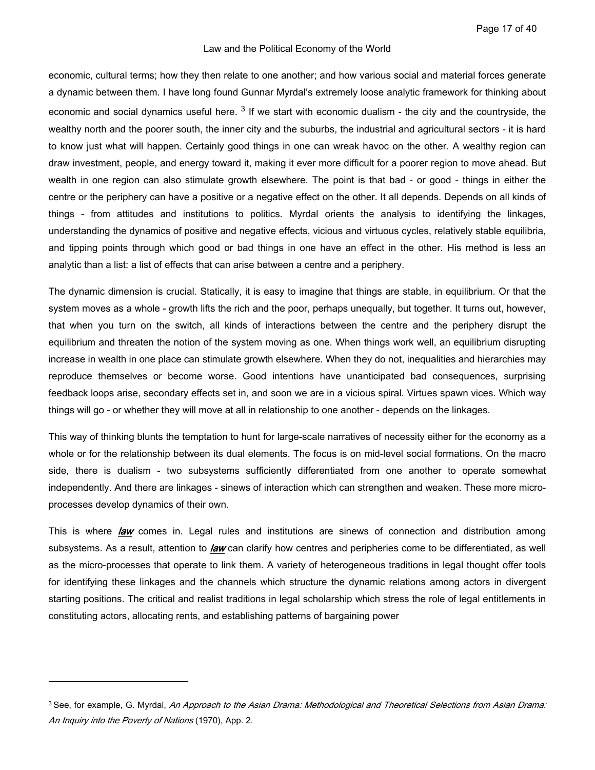economic, cultural terms; how they then relate to one another; and how various social and material forces generate a dynamic between them. I have long found Gunnar Myrdal's extremely loose analytic framework for thinking about economic and social dynamics useful here. [3] If we start with economic dualism - the city and the countryside, the wealthy north and the poorer south, the inner city and the suburbs, the industrial and agricultural sectors - it is hard to know just what will happen. Certainly good things in one can wreak havoc on the other. A wealthy region can draw investment, people, and energy toward it, making it ever more difficult for a poorer region to move ahead. But wealth in one region can also stimulate growth elsewhere. The point is that bad - or good - things in either the centre or the periphery can have a positive or a negative effect on the other. It all depends. Depends on all kinds of things - from attitudes and institutions to politics. Myrdal orients the analysis to identifying the linkages, understanding the dynamics of positive and negative effects, vicious and virtuous cycles, relatively stable equilibria, and tipping points through which good or bad things in one have an effect in the other. His method is less an analytic than a list: a list of effects that can arise between a centre and a periphery.

The dynamic dimension is crucial. Statically, it is easy to imagine that things are stable, in equilibrium. Or that the system moves as a whole - growth lifts the rich and the poor, perhaps unequally, but together. It turns out, however, that when you turn on the switch, all kinds of interactions between the centre and the periphery disrupt the equilibrium and threaten the notion of the system moving as one. When things work well, an equilibrium disrupting increase in wealth in one place can stimulate growth elsewhere. When they do not, inequalities and hierarchies may reproduce themselves or become worse. Good intentions have unanticipated bad consequences, surprising feedback loops arise, secondary effects set in, and soon we are in a vicious spiral. Virtues spawn vices. Which way things will go - or whether they will move at all in relationship to one another - depends on the linkages.

This way of thinking blunts the temptation to hunt for large-scale narratives of necessity either for the economy as a whole or for the relationship between its dual elements. The focus is on mid-level social formations. On the macro side, there is dualism - two subsystems sufficiently differentiated from one another to operate somewhat independently. And there are linkages - sinews of interaction which can strengthen and weaken. These more micro-processes develop dynamics of their own.

This is where ***law*** comes in. Legal rules and institutions are sinews of connection and distribution among subsystems. As a result, attention to ***law*** can clarify how centres and peripheries come to be differentiated, as well as the micro-processes that operate to link them. A variety of heterogeneous traditions in legal thought offer tools for identifying these linkages and the channels which structure the dynamic relations among actors in divergent starting positions. The critical and realist traditions in legal scholarship which stress the role of legal entitlements in constituting actors, allocating rents, and establishing patterns of bargaining power

---

[3] See, for example, G. Myrdal, *An Approach to the Asian Drama: Methodological and Theoretical Selections from Asian Drama: An Inquiry into the Poverty of Nations* (1970), App. 2.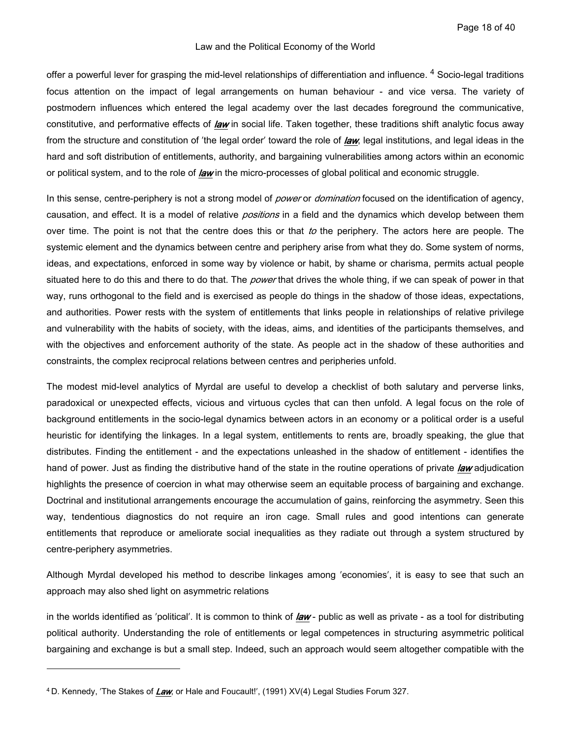offer a powerful lever for grasping the mid-level relationships of differentiation and influence. [4] Socio-legal traditions focus attention on the impact of legal arrangements on human behaviour - and vice versa. The variety of postmodern influences which entered the legal academy over the last decades foreground the communicative, constitutive, and performative effects of ***law*** in social life. Taken together, these traditions shift analytic focus away from the structure and constitution of 'the legal order' toward the role of ***law***, legal institutions, and legal ideas in the hard and soft distribution of entitlements, authority, and bargaining vulnerabilities among actors within an economic or political system, and to the role of ***law*** in the micro-processes of global political and economic struggle.

In this sense, centre-periphery is not a strong model of *power* or *domination* focused on the identification of agency, causation, and effect. It is a model of relative *positions* in a field and the dynamics which develop between them over time. The point is not that the centre does this or that *to* the periphery. The actors here are people. The systemic element and the dynamics between centre and periphery arise from what they do. Some system of norms, ideas, and expectations, enforced in some way by violence or habit, by shame or charisma, permits actual people situated here to do this and there to do that. The *power* that drives the whole thing, if we can speak of power in that way, runs orthogonal to the field and is exercised as people do things in the shadow of those ideas, expectations, and authorities. Power rests with the system of entitlements that links people in relationships of relative privilege and vulnerability with the habits of society, with the ideas, aims, and identities of the participants themselves, and with the objectives and enforcement authority of the state. As people act in the shadow of these authorities and constraints, the complex reciprocal relations between centres and peripheries unfold.

The modest mid-level analytics of Myrdal are useful to develop a checklist of both salutary and perverse links, paradoxical or unexpected effects, vicious and virtuous cycles that can then unfold. A legal focus on the role of background entitlements in the socio-legal dynamics between actors in an economy or a political order is a useful heuristic for identifying the linkages. In a legal system, entitlements to rents are, broadly speaking, the glue that distributes. Finding the entitlement - and the expectations unleashed in the shadow of entitlement - identifies the hand of power. Just as finding the distributive hand of the state in the routine operations of private ***law*** adjudication highlights the presence of coercion in what may otherwise seem an equitable process of bargaining and exchange. Doctrinal and institutional arrangements encourage the accumulation of gains, reinforcing the asymmetry. Seen this way, tendentious diagnostics do not require an iron cage. Small rules and good intentions can generate entitlements that reproduce or ameliorate social inequalities as they radiate out through a system structured by centre-periphery asymmetries.

Although Myrdal developed his method to describe linkages among 'economies', it is easy to see that such an approach may also shed light on asymmetric relations in the worlds identified as 'political'. It is common to think of ***law*** - public as well as private - as a tool for distributing political authority. Understanding the role of entitlements or legal competences in structuring asymmetric political bargaining and exchange is but a small step. Indeed, such an approach would seem altogether compatible with the

---

[4] D. Kennedy, 'The Stakes of ***Law***, or Hale and Foucault!', (1991) XV(4) Legal Studies Forum 327.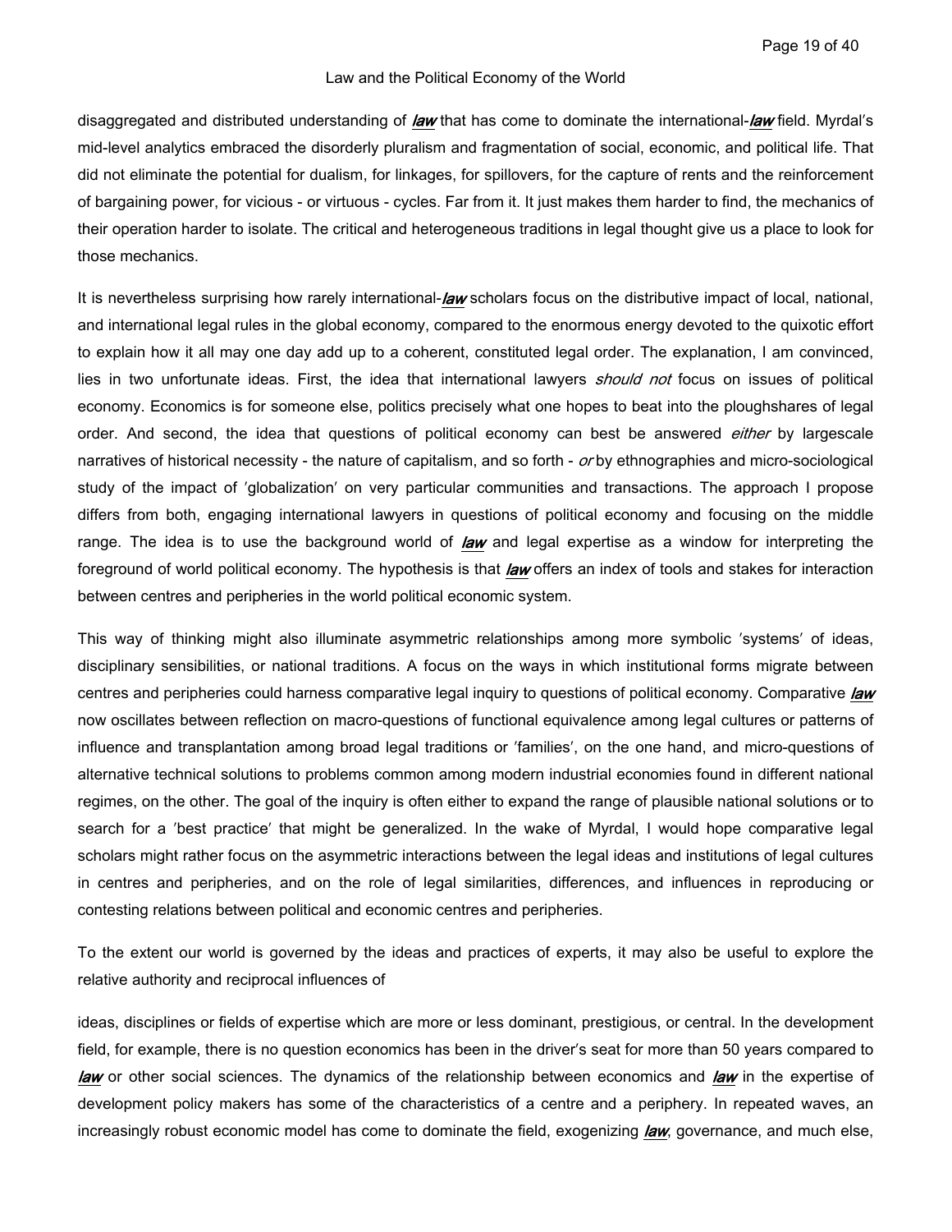disaggregated and distributed understanding of ***law*** that has come to dominate the international-***law*** field. Myrdal's mid-level analytics embraced the disorderly pluralism and fragmentation of social, economic, and political life. That did not eliminate the potential for dualism, for linkages, for spillovers, for the capture of rents and the reinforcement of bargaining power, for vicious - or virtuous - cycles. Far from it. It just makes them harder to find, the mechanics of their operation harder to isolate. The critical and heterogeneous traditions in legal thought give us a place to look for those mechanics.

It is nevertheless surprising how rarely international-***law*** scholars focus on the distributive impact of local, national, and international legal rules in the global economy, compared to the enormous energy devoted to the quixotic effort to explain how it all may one day add up to a coherent, constituted legal order. The explanation, I am convinced, lies in two unfortunate ideas. First, the idea that international lawyers *should not* focus on issues of political economy. Economics is for someone else, politics precisely what one hopes to beat into the ploughshares of legal order. And second, the idea that questions of political economy can best be answered *either* by largescale narratives of historical necessity - the nature of capitalism, and so forth - *or* by ethnographies and micro-sociological study of the impact of 'globalization' on very particular communities and transactions. The approach I propose differs from both, engaging international lawyers in questions of political economy and focusing on the middle range. The idea is to use the background world of ***law*** and legal expertise as a window for interpreting the foreground of world political economy. The hypothesis is that ***law*** offers an index of tools and stakes for interaction between centres and peripheries in the world political economic system.

This way of thinking might also illuminate asymmetric relationships among more symbolic 'systems' of ideas, disciplinary sensibilities, or national traditions. A focus on the ways in which institutional forms migrate between centres and peripheries could harness comparative legal inquiry to questions of political economy. Comparative ***law*** now oscillates between reflection on macro-questions of functional equivalence among legal cultures or patterns of influence and transplantation among broad legal traditions or 'families', on the one hand, and micro-questions of alternative technical solutions to problems common among modern industrial economies found in different national regimes, on the other. The goal of the inquiry is often either to expand the range of plausible national solutions or to search for a 'best practice' that might be generalized. In the wake of Myrdal, I would hope comparative legal scholars might rather focus on the asymmetric interactions between the legal ideas and institutions of legal cultures in centres and peripheries, and on the role of legal similarities, differences, and influences in reproducing or contesting relations between political and economic centres and peripheries.

To the extent our world is governed by the ideas and practices of experts, it may also be useful to explore the relative authority and reciprocal influences of ideas, disciplines or fields of expertise which are more or less dominant, prestigious, or central. In the development field, for example, there is no question economics has been in the driver's seat for more than 50 years compared to ***law*** or other social sciences. The dynamics of the relationship between economics and ***law*** in the expertise of development policy makers has some of the characteristics of a centre and a periphery. In repeated waves, an increasingly robust economic model has come to dominate the field, exogenizing ***law***, governance, and much else,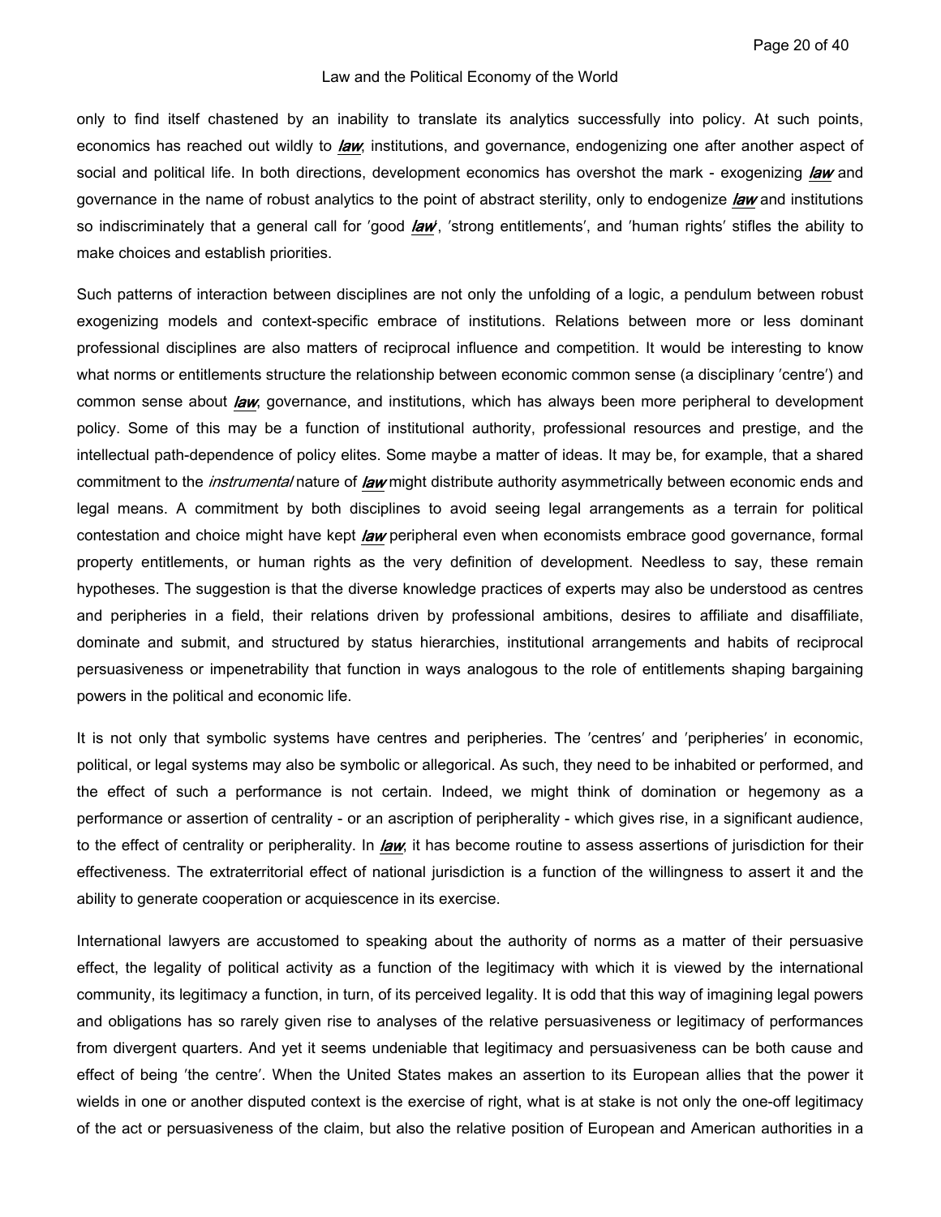only to find itself chastened by an inability to translate its analytics successfully into policy. At such points, economics has reached out wildly to ***law***, institutions, and governance, endogenizing one after another aspect of social and political life. In both directions, development economics has overshot the mark - exogenizing ***law*** and governance in the name of robust analytics to the point of abstract sterility, only to endogenize ***law*** and institutions so indiscriminately that a general call for 'good ***law***', 'strong entitlements', and 'human rights' stifles the ability to make choices and establish priorities.

Such patterns of interaction between disciplines are not only the unfolding of a logic, a pendulum between robust exogenizing models and context-specific embrace of institutions. Relations between more or less dominant professional disciplines are also matters of reciprocal influence and competition. It would be interesting to know what norms or entitlements structure the relationship between economic common sense (a disciplinary 'centre') and common sense about ***law***, governance, and institutions, which has always been more peripheral to development policy. Some of this may be a function of institutional authority, professional resources and prestige, and the intellectual path-dependence of policy elites. Some maybe a matter of ideas. It may be, for example, that a shared commitment to the *instrumental* nature of ***law*** might distribute authority asymmetrically between economic ends and legal means. A commitment by both disciplines to avoid seeing legal arrangements as a terrain for political contestation and choice might have kept ***law*** peripheral even when economists embrace good governance, formal property entitlements, or human rights as the very definition of development. Needless to say, these remain hypotheses. The suggestion is that the diverse knowledge practices of experts may also be understood as centres and peripheries in a field, their relations driven by professional ambitions, desires to affiliate and disaffiliate, dominate and submit, and structured by status hierarchies, institutional arrangements and habits of reciprocal persuasiveness or impenetrability that function in ways analogous to the role of entitlements shaping bargaining powers in the political and economic life.

It is not only that symbolic systems have centres and peripheries. The 'centres' and 'peripheries' in economic, political, or legal systems may also be symbolic or allegorical. As such, they need to be inhabited or performed, and the effect of such a performance is not certain. Indeed, we might think of domination or hegemony as a performance or assertion of centrality - or an ascription of peripherality - which gives rise, in a significant audience, to the effect of centrality or peripherality. In ***law***, it has become routine to assess assertions of jurisdiction for their effectiveness. The extraterritorial effect of national jurisdiction is a function of the willingness to assert it and the ability to generate cooperation or acquiescence in its exercise.

International lawyers are accustomed to speaking about the authority of norms as a matter of their persuasive effect, the legality of political activity as a function of the legitimacy with which it is viewed by the international community, its legitimacy a function, in turn, of its perceived legality. It is odd that this way of imagining legal powers and obligations has so rarely given rise to analyses of the relative persuasiveness or legitimacy of performances from divergent quarters. And yet it seems undeniable that legitimacy and persuasiveness can be both cause and effect of being 'the centre'. When the United States makes an assertion to its European allies that the power it wields in one or another disputed context is the exercise of right, what is at stake is not only the one-off legitimacy of the act or persuasiveness of the claim, but also the relative position of European and American authorities in a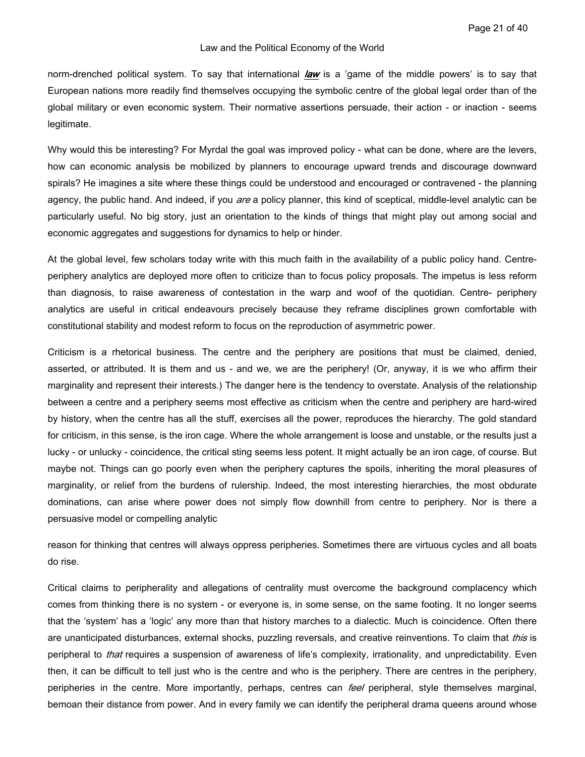norm-drenched political system. To say that international ***law*** is a ′game of the middle powers′ is to say that European nations more readily find themselves occupying the symbolic centre of the global legal order than of the global military or even economic system. Their normative assertions persuade, their action - or inaction - seems legitimate.

Why would this be interesting? For Myrdal the goal was improved policy - what can be done, where are the levers, how can economic analysis be mobilized by planners to encourage upward trends and discourage downward spirals? He imagines a site where these things could be understood and encouraged or contravened - the planning agency, the public hand. And indeed, if you *are* a policy planner, this kind of sceptical, middle-level analytic can be particularly useful. No big story, just an orientation to the kinds of things that might play out among social and economic aggregates and suggestions for dynamics to help or hinder.

At the global level, few scholars today write with this much faith in the availability of a public policy hand. Centre-periphery analytics are deployed more often to criticize than to focus policy proposals. The impetus is less reform than diagnosis, to raise awareness of contestation in the warp and woof of the quotidian. Centre- periphery analytics are useful in critical endeavours precisely because they reframe disciplines grown comfortable with constitutional stability and modest reform to focus on the reproduction of asymmetric power.

Criticism is a rhetorical business. The centre and the periphery are positions that must be claimed, denied, asserted, or attributed. It is them and us - and we, we are the periphery! (Or, anyway, it is we who affirm their marginality and represent their interests.) The danger here is the tendency to overstate. Analysis of the relationship between a centre and a periphery seems most effective as criticism when the centre and periphery are hard-wired by history, when the centre has all the stuff, exercises all the power, reproduces the hierarchy. The gold standard for criticism, in this sense, is the iron cage. Where the whole arrangement is loose and unstable, or the results just a lucky - or unlucky - coincidence, the critical sting seems less potent. It might actually be an iron cage, of course. But maybe not. Things can go poorly even when the periphery captures the spoils, inheriting the moral pleasures of marginality, or relief from the burdens of rulership. Indeed, the most interesting hierarchies, the most obdurate dominations, can arise where power does not simply flow downhill from centre to periphery. Nor is there a persuasive model or compelling analytic reason for thinking that centres will always oppress peripheries. Sometimes there are virtuous cycles and all boats do rise.

Critical claims to peripherality and allegations of centrality must overcome the background complacency which comes from thinking there is no system - or everyone is, in some sense, on the same footing. It no longer seems that the ′system′ has a ′logic′ any more than that history marches to a dialectic. Much is coincidence. Often there are unanticipated disturbances, external shocks, puzzling reversals, and creative reinventions. To claim that *this* is peripheral to *that* requires a suspension of awareness of life′s complexity, irrationality, and unpredictability. Even then, it can be difficult to tell just who is the centre and who is the periphery. There are centres in the periphery, peripheries in the centre. More importantly, perhaps, centres can *feel* peripheral, style themselves marginal, bemoan their distance from power. And in every family we can identify the peripheral drama queens around whose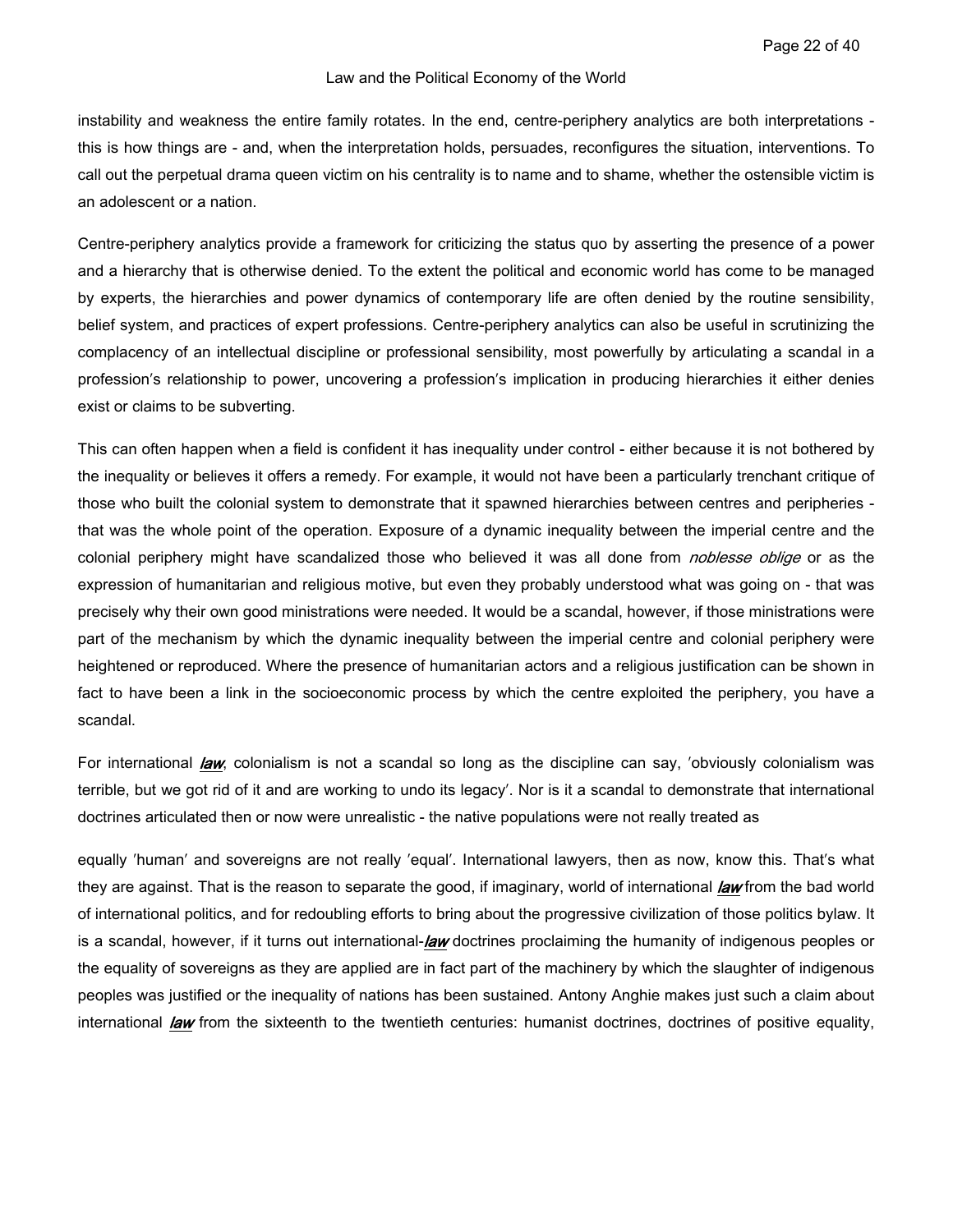instability and weakness the entire family rotates. In the end, centre-periphery analytics are both interpretations - this is how things are - and, when the interpretation holds, persuades, reconfigures the situation, interventions. To call out the perpetual drama queen victim on his centrality is to name and to shame, whether the ostensible victim is an adolescent or a nation.

Centre-periphery analytics provide a framework for criticizing the status quo by asserting the presence of a power and a hierarchy that is otherwise denied. To the extent the political and economic world has come to be managed by experts, the hierarchies and power dynamics of contemporary life are often denied by the routine sensibility, belief system, and practices of expert professions. Centre-periphery analytics can also be useful in scrutinizing the complacency of an intellectual discipline or professional sensibility, most powerfully by articulating a scandal in a profession′s relationship to power, uncovering a profession′s implication in producing hierarchies it either denies exist or claims to be subverting.

This can often happen when a field is confident it has inequality under control - either because it is not bothered by the inequality or believes it offers a remedy. For example, it would not have been a particularly trenchant critique of those who built the colonial system to demonstrate that it spawned hierarchies between centres and peripheries - that was the whole point of the operation. Exposure of a dynamic inequality between the imperial centre and the colonial periphery might have scandalized those who believed it was all done from *noblesse oblige* or as the expression of humanitarian and religious motive, but even they probably understood what was going on - that was precisely why their own good ministrations were needed. It would be a scandal, however, if those ministrations were part of the mechanism by which the dynamic inequality between the imperial centre and colonial periphery were heightened or reproduced. Where the presence of humanitarian actors and a religious justification can be shown in fact to have been a link in the socioeconomic process by which the centre exploited the periphery, you have a scandal.

For international ***law***, colonialism is not a scandal so long as the discipline can say, ′obviously colonialism was terrible, but we got rid of it and are working to undo its legacy′. Nor is it a scandal to demonstrate that international doctrines articulated then or now were unrealistic - the native populations were not really treated as equally ′human′ and sovereigns are not really ′equal′. International lawyers, then as now, know this. That′s what they are against. That is the reason to separate the good, if imaginary, world of international ***law*** from the bad world of international politics, and for redoubling efforts to bring about the progressive civilization of those politics bylaw. It is a scandal, however, if it turns out international-***law*** doctrines proclaiming the humanity of indigenous peoples or the equality of sovereigns as they are applied are in fact part of the machinery by which the slaughter of indigenous peoples was justified or the inequality of nations has been sustained. Antony Anghie makes just such a claim about international ***law*** from the sixteenth to the twentieth centuries: humanist doctrines, doctrines of positive equality,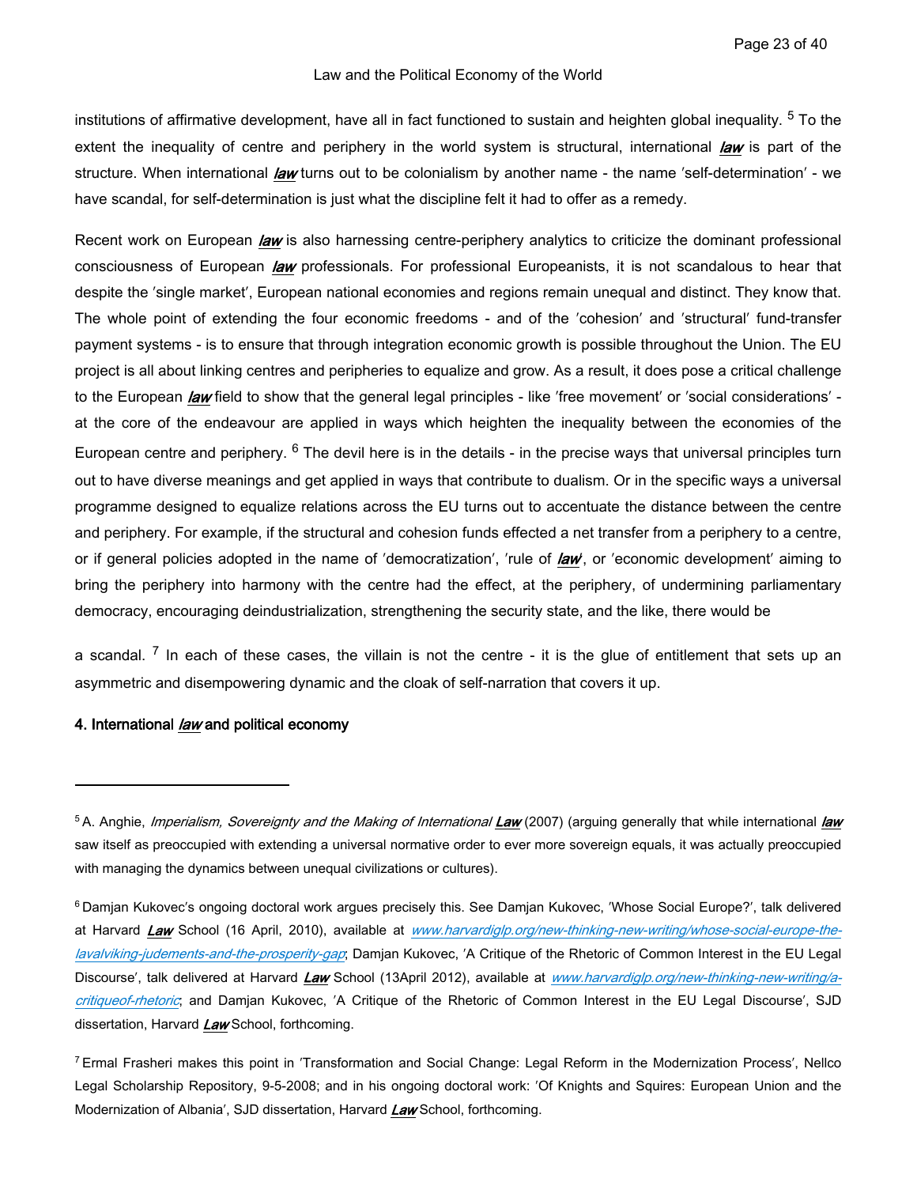institutions of affirmative development, have all in fact functioned to sustain and heighten global inequality. [5] To the extent the inequality of centre and periphery in the world system is structural, international ***law*** is part of the structure. When international ***law*** turns out to be colonialism by another name - the name 'self-determination' - we have scandal, for self-determination is just what the discipline felt it had to offer as a remedy.

Recent work on European ***law*** is also harnessing centre-periphery analytics to criticize the dominant professional consciousness of European ***law*** professionals. For professional Europeanists, it is not scandalous to hear that despite the 'single market', European national economies and regions remain unequal and distinct. They know that. The whole point of extending the four economic freedoms - and of the 'cohesion' and 'structural' fund-transfer payment systems - is to ensure that through integration economic growth is possible throughout the Union. The EU project is all about linking centres and peripheries to equalize and grow. As a result, it does pose a critical challenge to the European ***law*** field to show that the general legal principles - like 'free movement' or 'social considerations' - at the core of the endeavour are applied in ways which heighten the inequality between the economies of the European centre and periphery. [6] The devil here is in the details - in the precise ways that universal principles turn out to have diverse meanings and get applied in ways that contribute to dualism. Or in the specific ways a universal programme designed to equalize relations across the EU turns out to accentuate the distance between the centre and periphery. For example, if the structural and cohesion funds effected a net transfer from a periphery to a centre, or if general policies adopted in the name of 'democratization', 'rule of ***law***', or 'economic development' aiming to bring the periphery into harmony with the centre had the effect, at the periphery, of undermining parliamentary democracy, encouraging deindustrialization, strengthening the security state, and the like, there would be a scandal. [7] In each of these cases, the villain is not the centre - it is the glue of entitlement that sets up an asymmetric and disempowering dynamic and the cloak of self-narration that covers it up.

## 4. International *law* and political economy

---

[5] A. Anghie, *Imperialism, Sovereignty and the Making of International* ***Law*** (2007) (arguing generally that while international ***law*** saw itself as preoccupied with extending a universal normative order to ever more sovereign equals, it was actually preoccupied with managing the dynamics between unequal civilizations or cultures).

[6] Damjan Kukovec's ongoing doctoral work argues precisely this. See Damjan Kukovec, 'Whose Social Europe?', talk delivered at Harvard ***Law*** School (16 April, 2010), available at *www.harvardiglp.org/new-thinking-new-writing/whose-social-europe-the-lavalviking-judements-and-the-prosperity-gap*; Damjan Kukovec, 'A Critique of the Rhetoric of Common Interest in the EU Legal Discourse', talk delivered at Harvard ***Law*** School (13April 2012), available at *www.harvardiglp.org/new-thinking-new-writing/a-critiqueof-rhetoric*; and Damjan Kukovec, 'A Critique of the Rhetoric of Common Interest in the EU Legal Discourse', SJD dissertation, Harvard ***Law*** School, forthcoming.

[7] Ermal Frasheri makes this point in 'Transformation and Social Change: Legal Reform in the Modernization Process', Nellco Legal Scholarship Repository, 9-5-2008; and in his ongoing doctoral work: 'Of Knights and Squires: European Union and the Modernization of Albania', SJD dissertation, Harvard ***Law*** School, forthcoming.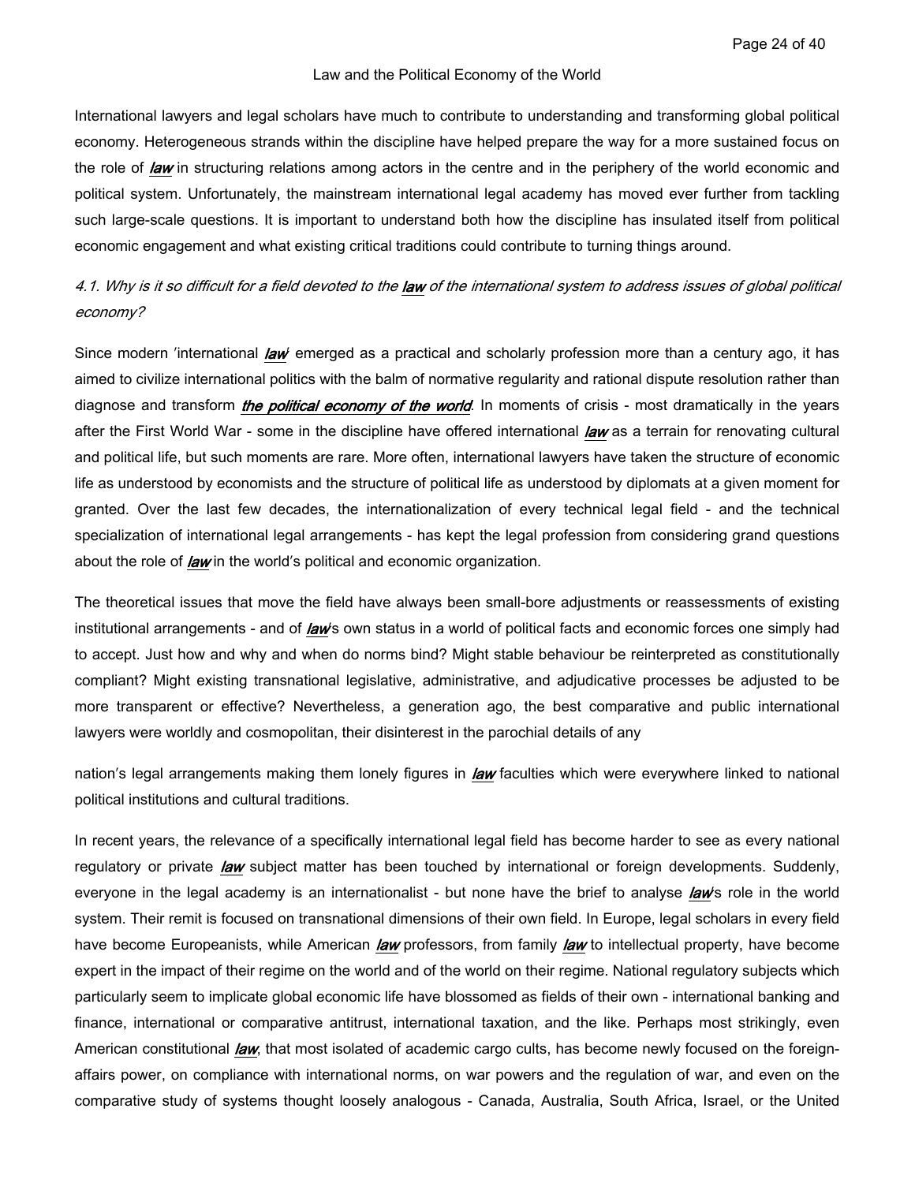International lawyers and legal scholars have much to contribute to understanding and transforming global political economy. Heterogeneous strands within the discipline have helped prepare the way for a more sustained focus on the role of ***law*** in structuring relations among actors in the centre and in the periphery of the world economic and political system. Unfortunately, the mainstream international legal academy has moved ever further from tackling such large-scale questions. It is important to understand both how the discipline has insulated itself from political economic engagement and what existing critical traditions could contribute to turning things around.

### *4.1. Why is it so difficult for a field devoted to the **law** of the international system to address issues of global political economy?*

Since modern 'international ***law***' emerged as a practical and scholarly profession more than a century ago, it has aimed to civilize international politics with the balm of normative regularity and rational dispute resolution rather than diagnose and transform ***the political economy of the world***. In moments of crisis - most dramatically in the years after the First World War - some in the discipline have offered international ***law*** as a terrain for renovating cultural and political life, but such moments are rare. More often, international lawyers have taken the structure of economic life as understood by economists and the structure of political life as understood by diplomats at a given moment for granted. Over the last few decades, the internationalization of every technical legal field - and the technical specialization of international legal arrangements - has kept the legal profession from considering grand questions about the role of ***law*** in the world's political and economic organization.

The theoretical issues that move the field have always been small-bore adjustments or reassessments of existing institutional arrangements - and of ***law***'s own status in a world of political facts and economic forces one simply had to accept. Just how and why and when do norms bind? Might stable behaviour be reinterpreted as constitutionally compliant? Might existing transnational legislative, administrative, and adjudicative processes be adjusted to be more transparent or effective? Nevertheless, a generation ago, the best comparative and public international lawyers were worldly and cosmopolitan, their disinterest in the parochial details of any nation's legal arrangements making them lonely figures in ***law*** faculties which were everywhere linked to national political institutions and cultural traditions.

In recent years, the relevance of a specifically international legal field has become harder to see as every national regulatory or private ***law*** subject matter has been touched by international or foreign developments. Suddenly, everyone in the legal academy is an internationalist - but none have the brief to analyse ***law***'s role in the world system. Their remit is focused on transnational dimensions of their own field. In Europe, legal scholars in every field have become Europeanists, while American ***law*** professors, from family ***law*** to intellectual property, have become expert in the impact of their regime on the world and of the world on their regime. National regulatory subjects which particularly seem to implicate global economic life have blossomed as fields of their own - international banking and finance, international or comparative antitrust, international taxation, and the like. Perhaps most strikingly, even American constitutional ***law***, that most isolated of academic cargo cults, has become newly focused on the foreign-affairs power, on compliance with international norms, on war powers and the regulation of war, and even on the comparative study of systems thought loosely analogous - Canada, Australia, South Africa, Israel, or the United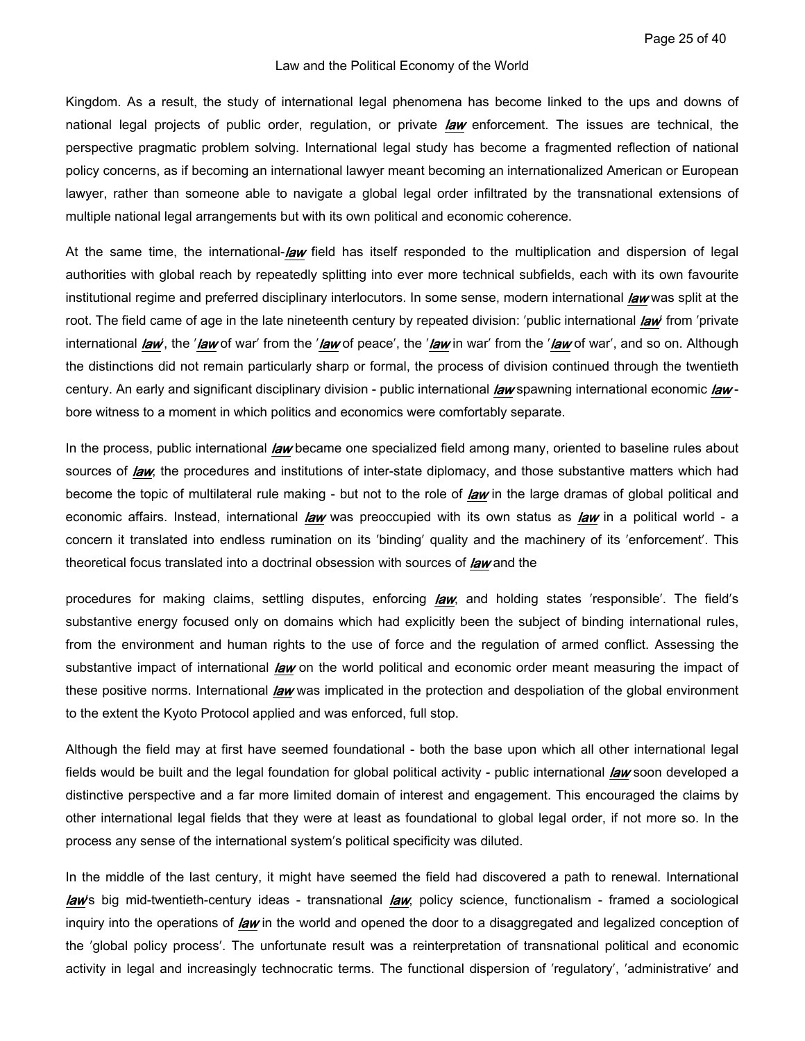Kingdom. As a result, the study of international legal phenomena has become linked to the ups and downs of national legal projects of public order, regulation, or private ***law*** enforcement. The issues are technical, the perspective pragmatic problem solving. International legal study has become a fragmented reflection of national policy concerns, as if becoming an international lawyer meant becoming an internationalized American or European lawyer, rather than someone able to navigate a global legal order infiltrated by the transnational extensions of multiple national legal arrangements but with its own political and economic coherence.

At the same time, the international-***law*** field has itself responded to the multiplication and dispersion of legal authorities with global reach by repeatedly splitting into ever more technical subfields, each with its own favourite institutional regime and preferred disciplinary interlocutors. In some sense, modern international ***law*** was split at the root. The field came of age in the late nineteenth century by repeated division: ′public international ***law***′ from ′private international ***law***′, the ′***law*** of war′ from the ′***law*** of peace′, the ′***law*** in war′ from the ′***law*** of war′, and so on. Although the distinctions did not remain particularly sharp or formal, the process of division continued through the twentieth century. An early and significant disciplinary division - public international ***law*** spawning international economic ***law*** - bore witness to a moment in which politics and economics were comfortably separate.

In the process, public international ***law*** became one specialized field among many, oriented to baseline rules about sources of ***law***, the procedures and institutions of inter-state diplomacy, and those substantive matters which had become the topic of multilateral rule making - but not to the role of ***law*** in the large dramas of global political and economic affairs. Instead, international ***law*** was preoccupied with its own status as ***law*** in a political world - a concern it translated into endless rumination on its ′binding′ quality and the machinery of its ′enforcement′. This theoretical focus translated into a doctrinal obsession with sources of ***law*** and the procedures for making claims, settling disputes, enforcing ***law***, and holding states ′responsible′. The field′s substantive energy focused only on domains which had explicitly been the subject of binding international rules, from the environment and human rights to the use of force and the regulation of armed conflict. Assessing the substantive impact of international ***law*** on the world political and economic order meant measuring the impact of these positive norms. International ***law*** was implicated in the protection and despoliation of the global environment to the extent the Kyoto Protocol applied and was enforced, full stop.

Although the field may at first have seemed foundational - both the base upon which all other international legal fields would be built and the legal foundation for global political activity - public international ***law*** soon developed a distinctive perspective and a far more limited domain of interest and engagement. This encouraged the claims by other international legal fields that they were at least as foundational to global legal order, if not more so. In the process any sense of the international system′s political specificity was diluted.

In the middle of the last century, it might have seemed the field had discovered a path to renewal. International ***law***′s big mid-twentieth-century ideas - transnational ***law***, policy science, functionalism - framed a sociological inquiry into the operations of ***law*** in the world and opened the door to a disaggregated and legalized conception of the ′global policy process′. The unfortunate result was a reinterpretation of transnational political and economic activity in legal and increasingly technocratic terms. The functional dispersion of ′regulatory′, ′administrative′ and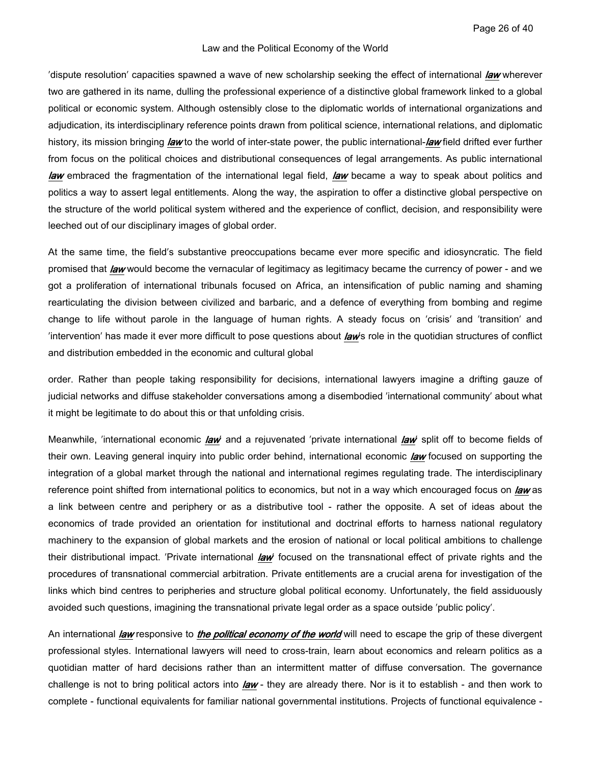'dispute resolution' capacities spawned a wave of new scholarship seeking the effect of international ***law*** wherever two are gathered in its name, dulling the professional experience of a distinctive global framework linked to a global political or economic system. Although ostensibly close to the diplomatic worlds of international organizations and adjudication, its interdisciplinary reference points drawn from political science, international relations, and diplomatic history, its mission bringing ***law*** to the world of inter-state power, the public international-***law*** field drifted ever further from focus on the political choices and distributional consequences of legal arrangements. As public international ***law*** embraced the fragmentation of the international legal field, ***law*** became a way to speak about politics and politics a way to assert legal entitlements. Along the way, the aspiration to offer a distinctive global perspective on the structure of the world political system withered and the experience of conflict, decision, and responsibility were leeched out of our disciplinary images of global order.

At the same time, the field's substantive preoccupations became ever more specific and idiosyncratic. The field promised that ***law*** would become the vernacular of legitimacy as legitimacy became the currency of power - and we got a proliferation of international tribunals focused on Africa, an intensification of public naming and shaming rearticulating the division between civilized and barbaric, and a defence of everything from bombing and regime change to life without parole in the language of human rights. A steady focus on 'crisis' and 'transition' and 'intervention' has made it ever more difficult to pose questions about ***law***'s role in the quotidian structures of conflict and distribution embedded in the economic and cultural global order. Rather than people taking responsibility for decisions, international lawyers imagine a drifting gauze of judicial networks and diffuse stakeholder conversations among a disembodied 'international community' about what it might be legitimate to do about this or that unfolding crisis.

Meanwhile, 'international economic ***law***' and a rejuvenated 'private international ***law***' split off to become fields of their own. Leaving general inquiry into public order behind, international economic ***law*** focused on supporting the integration of a global market through the national and international regimes regulating trade. The interdisciplinary reference point shifted from international politics to economics, but not in a way which encouraged focus on ***law*** as a link between centre and periphery or as a distributive tool - rather the opposite. A set of ideas about the economics of trade provided an orientation for institutional and doctrinal efforts to harness national regulatory machinery to the expansion of global markets and the erosion of national or local political ambitions to challenge their distributional impact. 'Private international ***law***' focused on the transnational effect of private rights and the procedures of transnational commercial arbitration. Private entitlements are a crucial arena for investigation of the links which bind centres to peripheries and structure global political economy. Unfortunately, the field assiduously avoided such questions, imagining the transnational private legal order as a space outside 'public policy'.

An international ***law*** responsive to ***the political economy of the world*** will need to escape the grip of these divergent professional styles. International lawyers will need to cross-train, learn about economics and relearn politics as a quotidian matter of hard decisions rather than an intermittent matter of diffuse conversation. The governance challenge is not to bring political actors into ***law*** - they are already there. Nor is it to establish - and then work to complete - functional equivalents for familiar national governmental institutions. Projects of functional equivalence -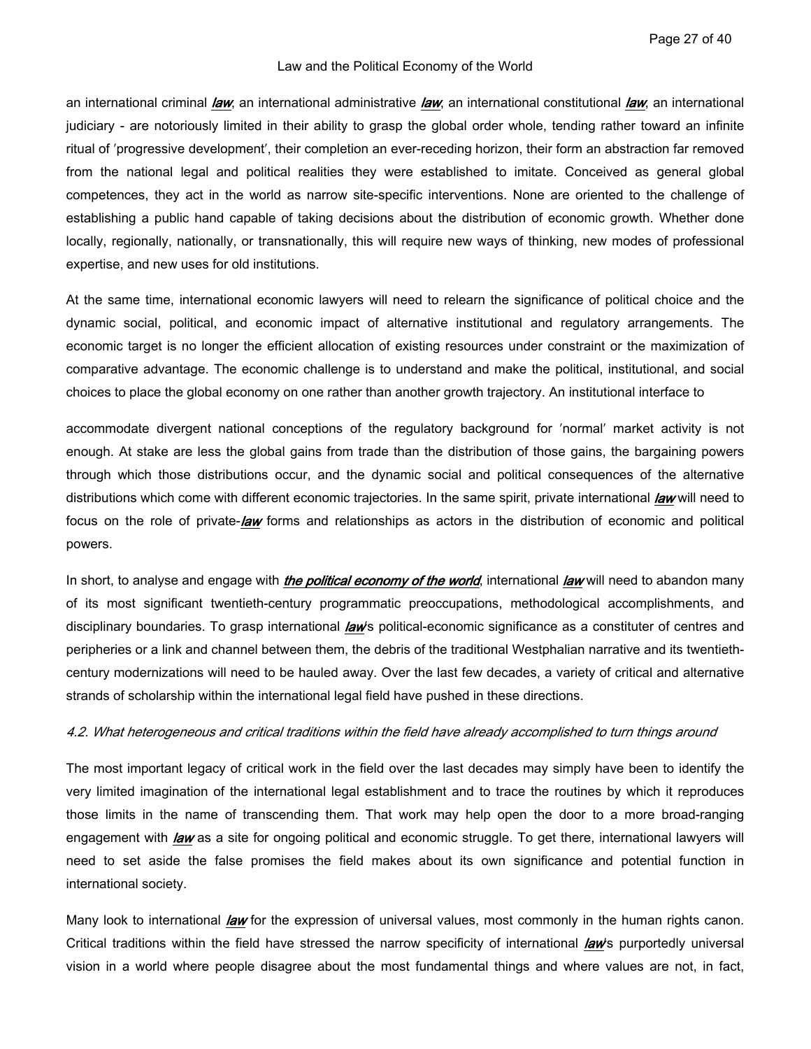an international criminal *law*, an international administrative *law*, an international constitutional *law*, an international judiciary - are notoriously limited in their ability to grasp the global order whole, tending rather toward an infinite ritual of 'progressive development', their completion an ever-receding horizon, their form an abstraction far removed from the national legal and political realities they were established to imitate. Conceived as general global competences, they act in the world as narrow site-specific interventions. None are oriented to the challenge of establishing a public hand capable of taking decisions about the distribution of economic growth. Whether done locally, regionally, nationally, or transnationally, this will require new ways of thinking, new modes of professional expertise, and new uses for old institutions.

At the same time, international economic lawyers will need to relearn the significance of political choice and the dynamic social, political, and economic impact of alternative institutional and regulatory arrangements. The economic target is no longer the efficient allocation of existing resources under constraint or the maximization of comparative advantage. The economic challenge is to understand and make the political, institutional, and social choices to place the global economy on one rather than another growth trajectory. An institutional interface to accommodate divergent national conceptions of the regulatory background for 'normal' market activity is not enough. At stake are less the global gains from trade than the distribution of those gains, the bargaining powers through which those distributions occur, and the dynamic social and political consequences of the alternative distributions which come with different economic trajectories. In the same spirit, private international *law* will need to focus on the role of private-*law* forms and relationships as actors in the distribution of economic and political powers.

In short, to analyse and engage with ***the political economy of the world***, international *law* will need to abandon many of its most significant twentieth-century programmatic preoccupations, methodological accomplishments, and disciplinary boundaries. To grasp international *law*'s political-economic significance as a constituter of centres and peripheries or a link and channel between them, the debris of the traditional Westphalian narrative and its twentieth-century modernizations will need to be hauled away. Over the last few decades, a variety of critical and alternative strands of scholarship within the international legal field have pushed in these directions.

### *4.2. What heterogeneous and critical traditions within the field have already accomplished to turn things around*

The most important legacy of critical work in the field over the last decades may simply have been to identify the very limited imagination of the international legal establishment and to trace the routines by which it reproduces those limits in the name of transcending them. That work may help open the door to a more broad-ranging engagement with *law* as a site for ongoing political and economic struggle. To get there, international lawyers will need to set aside the false promises the field makes about its own significance and potential function in international society.

Many look to international *law* for the expression of universal values, most commonly in the human rights canon. Critical traditions within the field have stressed the narrow specificity of international *law*'s purportedly universal vision in a world where people disagree about the most fundamental things and where values are not, in fact,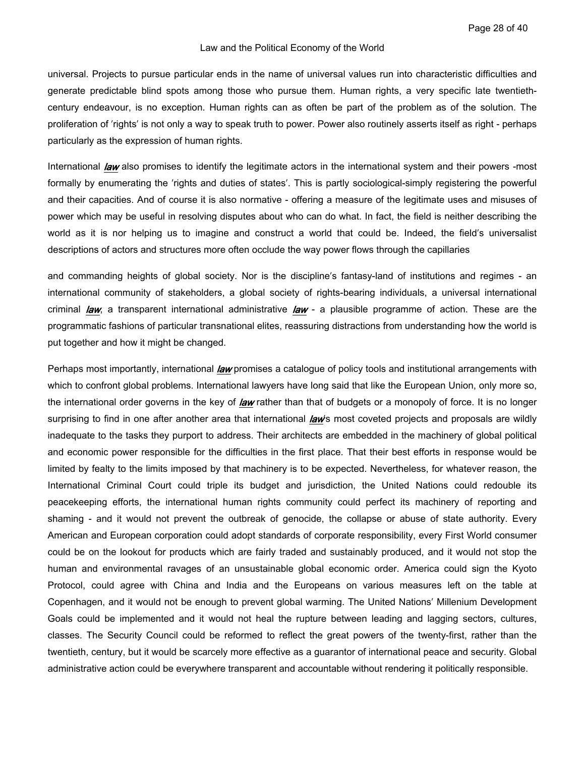universal. Projects to pursue particular ends in the name of universal values run into characteristic difficulties and generate predictable blind spots among those who pursue them. Human rights, a very specific late twentieth-century endeavour, is no exception. Human rights can as often be part of the problem as of the solution. The proliferation of 'rights' is not only a way to speak truth to power. Power also routinely asserts itself as right - perhaps particularly as the expression of human rights.

International ***law*** also promises to identify the legitimate actors in the international system and their powers -most formally by enumerating the 'rights and duties of states'. This is partly sociological-simply registering the powerful and their capacities. And of course it is also normative - offering a measure of the legitimate uses and misuses of power which may be useful in resolving disputes about who can do what. In fact, the field is neither describing the world as it is nor helping us to imagine and construct a world that could be. Indeed, the field's universalist descriptions of actors and structures more often occlude the way power flows through the capillaries

and commanding heights of global society. Nor is the discipline's fantasy-land of institutions and regimes - an international community of stakeholders, a global society of rights-bearing individuals, a universal international criminal ***law***, a transparent international administrative ***law*** - a plausible programme of action. These are the programmatic fashions of particular transnational elites, reassuring distractions from understanding how the world is put together and how it might be changed.

Perhaps most importantly, international ***law*** promises a catalogue of policy tools and institutional arrangements with which to confront global problems. International lawyers have long said that like the European Union, only more so, the international order governs in the key of ***law*** rather than that of budgets or a monopoly of force. It is no longer surprising to find in one after another area that international ***law***'s most coveted projects and proposals are wildly inadequate to the tasks they purport to address. Their architects are embedded in the machinery of global political and economic power responsible for the difficulties in the first place. That their best efforts in response would be limited by fealty to the limits imposed by that machinery is to be expected. Nevertheless, for whatever reason, the International Criminal Court could triple its budget and jurisdiction, the United Nations could redouble its peacekeeping efforts, the international human rights community could perfect its machinery of reporting and shaming - and it would not prevent the outbreak of genocide, the collapse or abuse of state authority. Every American and European corporation could adopt standards of corporate responsibility, every First World consumer could be on the lookout for products which are fairly traded and sustainably produced, and it would not stop the human and environmental ravages of an unsustainable global economic order. America could sign the Kyoto Protocol, could agree with China and India and the Europeans on various measures left on the table at Copenhagen, and it would not be enough to prevent global warming. The United Nations' Millenium Development Goals could be implemented and it would not heal the rupture between leading and lagging sectors, cultures, classes. The Security Council could be reformed to reflect the great powers of the twenty-first, rather than the twentieth, century, but it would be scarcely more effective as a guarantor of international peace and security. Global administrative action could be everywhere transparent and accountable without rendering it politically responsible.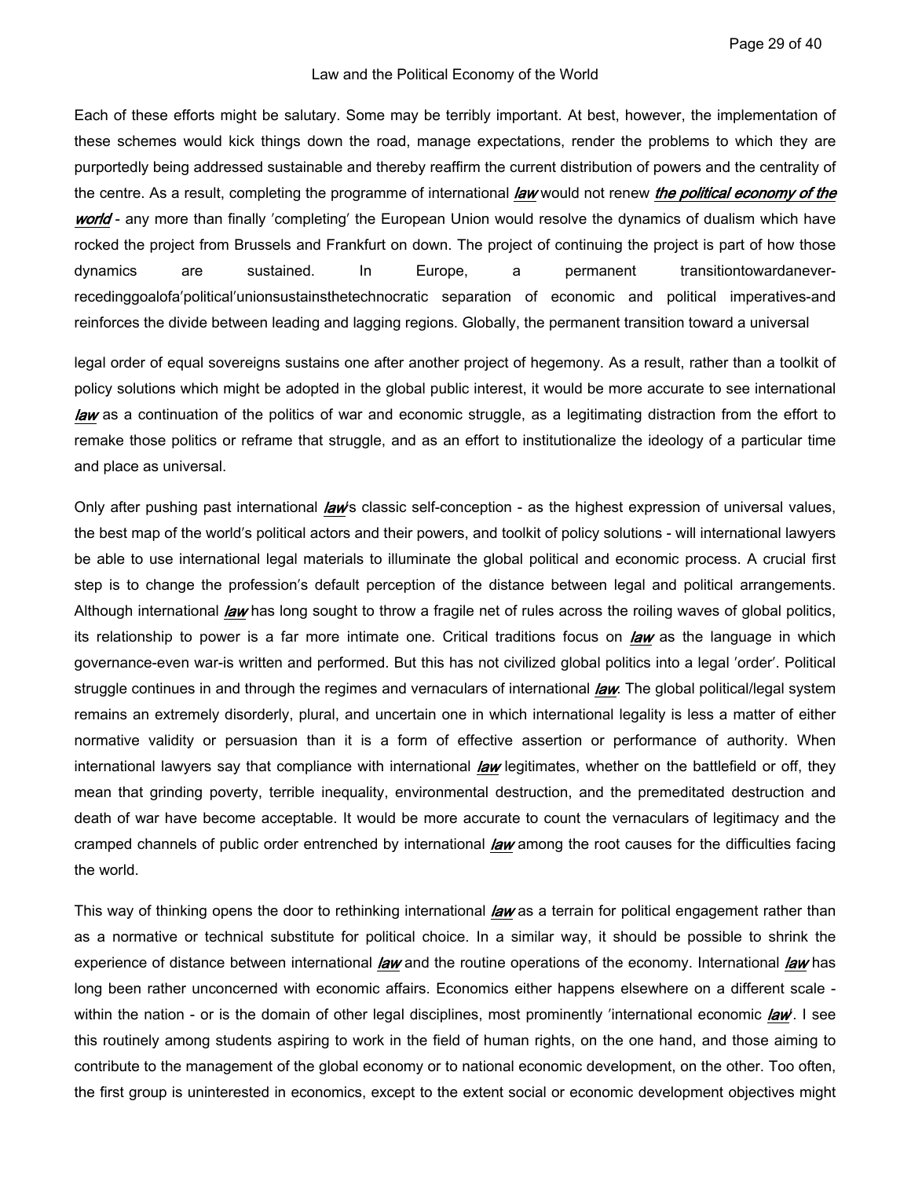Each of these efforts might be salutary. Some may be terribly important. At best, however, the implementation of these schemes would kick things down the road, manage expectations, render the problems to which they are purportedly being addressed sustainable and thereby reaffirm the current distribution of powers and the centrality of the centre. As a result, completing the programme of international ***law*** would not renew ***the political economy of the world*** - any more than finally ′completing′ the European Union would resolve the dynamics of dualism which have rocked the project from Brussels and Frankfurt on down. The project of continuing the project is part of how those dynamics are sustained. In Europe, a permanent transitiontowardanever-recedinggoalofa′political′unionsustainsthetechnocratic separation of economic and political imperatives-and reinforces the divide between leading and lagging regions. Globally, the permanent transition toward a universal legal order of equal sovereigns sustains one after another project of hegemony. As a result, rather than a toolkit of policy solutions which might be adopted in the global public interest, it would be more accurate to see international ***law*** as a continuation of the politics of war and economic struggle, as a legitimating distraction from the effort to remake those politics or reframe that struggle, and as an effort to institutionalize the ideology of a particular time and place as universal.

Only after pushing past international ***law***′s classic self-conception - as the highest expression of universal values, the best map of the world′s political actors and their powers, and toolkit of policy solutions - will international lawyers be able to use international legal materials to illuminate the global political and economic process. A crucial first step is to change the profession′s default perception of the distance between legal and political arrangements. Although international ***law*** has long sought to throw a fragile net of rules across the roiling waves of global politics, its relationship to power is a far more intimate one. Critical traditions focus on ***law*** as the language in which governance-even war-is written and performed. But this has not civilized global politics into a legal ′order′. Political struggle continues in and through the regimes and vernaculars of international ***law***. The global political/legal system remains an extremely disorderly, plural, and uncertain one in which international legality is less a matter of either normative validity or persuasion than it is a form of effective assertion or performance of authority. When international lawyers say that compliance with international ***law*** legitimates, whether on the battlefield or off, they mean that grinding poverty, terrible inequality, environmental destruction, and the premeditated destruction and death of war have become acceptable. It would be more accurate to count the vernaculars of legitimacy and the cramped channels of public order entrenched by international ***law*** among the root causes for the difficulties facing the world.

This way of thinking opens the door to rethinking international ***law*** as a terrain for political engagement rather than as a normative or technical substitute for political choice. In a similar way, it should be possible to shrink the experience of distance between international ***law*** and the routine operations of the economy. International ***law*** has long been rather unconcerned with economic affairs. Economics either happens elsewhere on a different scale - within the nation - or is the domain of other legal disciplines, most prominently ′international economic ***law***′. I see this routinely among students aspiring to work in the field of human rights, on the one hand, and those aiming to contribute to the management of the global economy or to national economic development, on the other. Too often, the first group is uninterested in economics, except to the extent social or economic development objectives might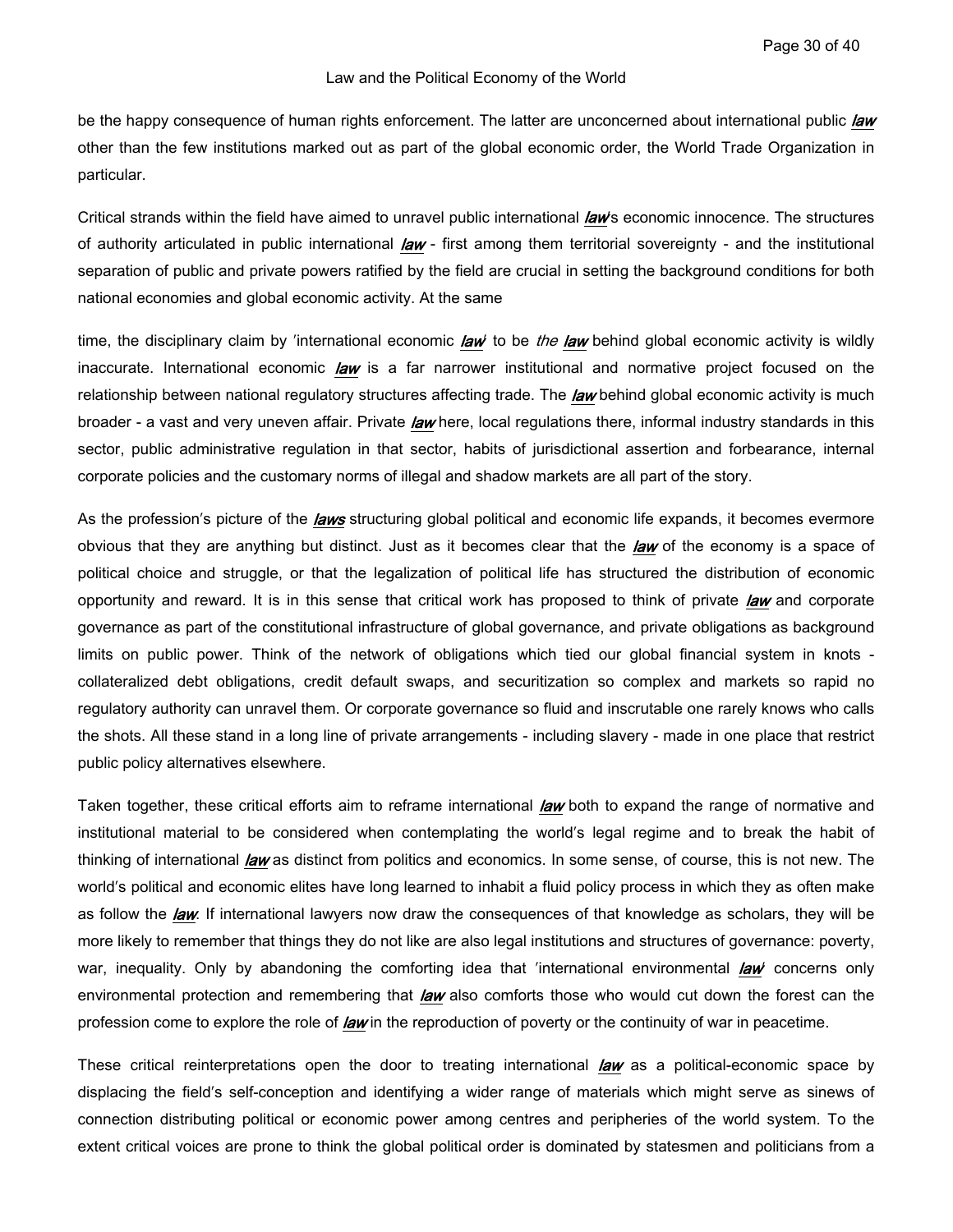be the happy consequence of human rights enforcement. The latter are unconcerned about international public ***law*** other than the few institutions marked out as part of the global economic order, the World Trade Organization in particular.

Critical strands within the field have aimed to unravel public international ***law***'s economic innocence. The structures of authority articulated in public international ***law*** - first among them territorial sovereignty - and the institutional separation of public and private powers ratified by the field are crucial in setting the background conditions for both national economies and global economic activity. At the same

time, the disciplinary claim by 'international economic ***law***' to be *the* ***law*** behind global economic activity is wildly inaccurate. International economic ***law*** is a far narrower institutional and normative project focused on the relationship between national regulatory structures affecting trade. The ***law*** behind global economic activity is much broader - a vast and very uneven affair. Private ***law*** here, local regulations there, informal industry standards in this sector, public administrative regulation in that sector, habits of jurisdictional assertion and forbearance, internal corporate policies and the customary norms of illegal and shadow markets are all part of the story.

As the profession's picture of the ***laws*** structuring global political and economic life expands, it becomes evermore obvious that they are anything but distinct. Just as it becomes clear that the ***law*** of the economy is a space of political choice and struggle, or that the legalization of political life has structured the distribution of economic opportunity and reward. It is in this sense that critical work has proposed to think of private ***law*** and corporate governance as part of the constitutional infrastructure of global governance, and private obligations as background limits on public power. Think of the network of obligations which tied our global financial system in knots - collateralized debt obligations, credit default swaps, and securitization so complex and markets so rapid no regulatory authority can unravel them. Or corporate governance so fluid and inscrutable one rarely knows who calls the shots. All these stand in a long line of private arrangements - including slavery - made in one place that restrict public policy alternatives elsewhere.

Taken together, these critical efforts aim to reframe international ***law*** both to expand the range of normative and institutional material to be considered when contemplating the world's legal regime and to break the habit of thinking of international ***law*** as distinct from politics and economics. In some sense, of course, this is not new. The world's political and economic elites have long learned to inhabit a fluid policy process in which they as often make as follow the ***law***. If international lawyers now draw the consequences of that knowledge as scholars, they will be more likely to remember that things they do not like are also legal institutions and structures of governance: poverty, war, inequality. Only by abandoning the comforting idea that 'international environmental ***law***' concerns only environmental protection and remembering that ***law*** also comforts those who would cut down the forest can the profession come to explore the role of ***law*** in the reproduction of poverty or the continuity of war in peacetime.

These critical reinterpretations open the door to treating international ***law*** as a political-economic space by displacing the field's self-conception and identifying a wider range of materials which might serve as sinews of connection distributing political or economic power among centres and peripheries of the world system. To the extent critical voices are prone to think the global political order is dominated by statesmen and politicians from a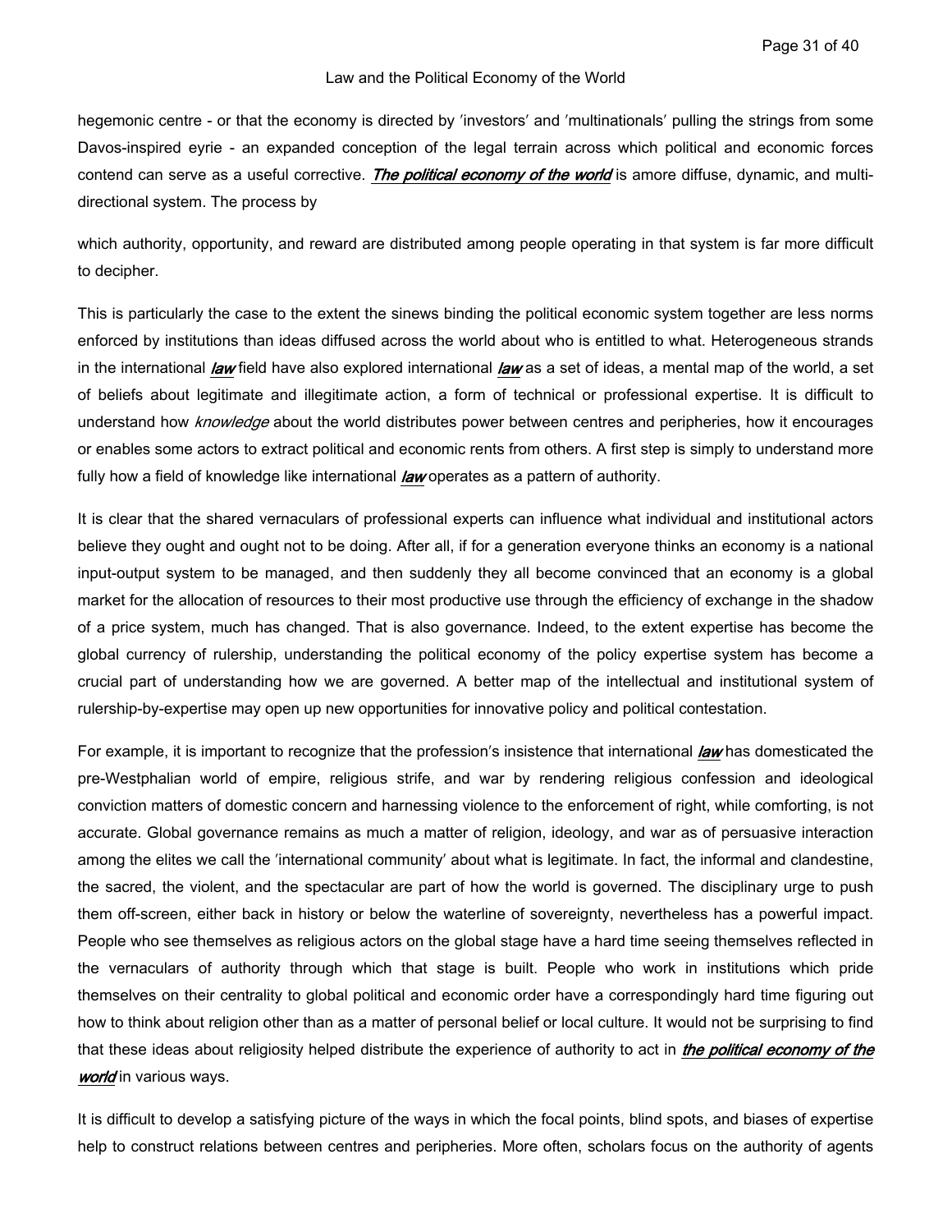hegemonic centre - or that the economy is directed by 'investors' and 'multinationals' pulling the strings from some Davos-inspired eyrie - an expanded conception of the legal terrain across which political and economic forces contend can serve as a useful corrective. ***The political economy of the world*** is amore diffuse, dynamic, and multi-directional system. The process by

which authority, opportunity, and reward are distributed among people operating in that system is far more difficult to decipher.

This is particularly the case to the extent the sinews binding the political economic system together are less norms enforced by institutions than ideas diffused across the world about who is entitled to what. Heterogeneous strands in the international ***law*** field have also explored international ***law*** as a set of ideas, a mental map of the world, a set of beliefs about legitimate and illegitimate action, a form of technical or professional expertise. It is difficult to understand how *knowledge* about the world distributes power between centres and peripheries, how it encourages or enables some actors to extract political and economic rents from others. A first step is simply to understand more fully how a field of knowledge like international ***law*** operates as a pattern of authority.

It is clear that the shared vernaculars of professional experts can influence what individual and institutional actors believe they ought and ought not to be doing. After all, if for a generation everyone thinks an economy is a national input-output system to be managed, and then suddenly they all become convinced that an economy is a global market for the allocation of resources to their most productive use through the efficiency of exchange in the shadow of a price system, much has changed. That is also governance. Indeed, to the extent expertise has become the global currency of rulership, understanding the political economy of the policy expertise system has become a crucial part of understanding how we are governed. A better map of the intellectual and institutional system of rulership-by-expertise may open up new opportunities for innovative policy and political contestation.

For example, it is important to recognize that the profession's insistence that international ***law*** has domesticated the pre-Westphalian world of empire, religious strife, and war by rendering religious confession and ideological conviction matters of domestic concern and harnessing violence to the enforcement of right, while comforting, is not accurate. Global governance remains as much a matter of religion, ideology, and war as of persuasive interaction among the elites we call the 'international community' about what is legitimate. In fact, the informal and clandestine, the sacred, the violent, and the spectacular are part of how the world is governed. The disciplinary urge to push them off-screen, either back in history or below the waterline of sovereignty, nevertheless has a powerful impact. People who see themselves as religious actors on the global stage have a hard time seeing themselves reflected in the vernaculars of authority through which that stage is built. People who work in institutions which pride themselves on their centrality to global political and economic order have a correspondingly hard time figuring out how to think about religion other than as a matter of personal belief or local culture. It would not be surprising to find that these ideas about religiosity helped distribute the experience of authority to act in ***the political economy of the world*** in various ways.

It is difficult to develop a satisfying picture of the ways in which the focal points, blind spots, and biases of expertise help to construct relations between centres and peripheries. More often, scholars focus on the authority of agents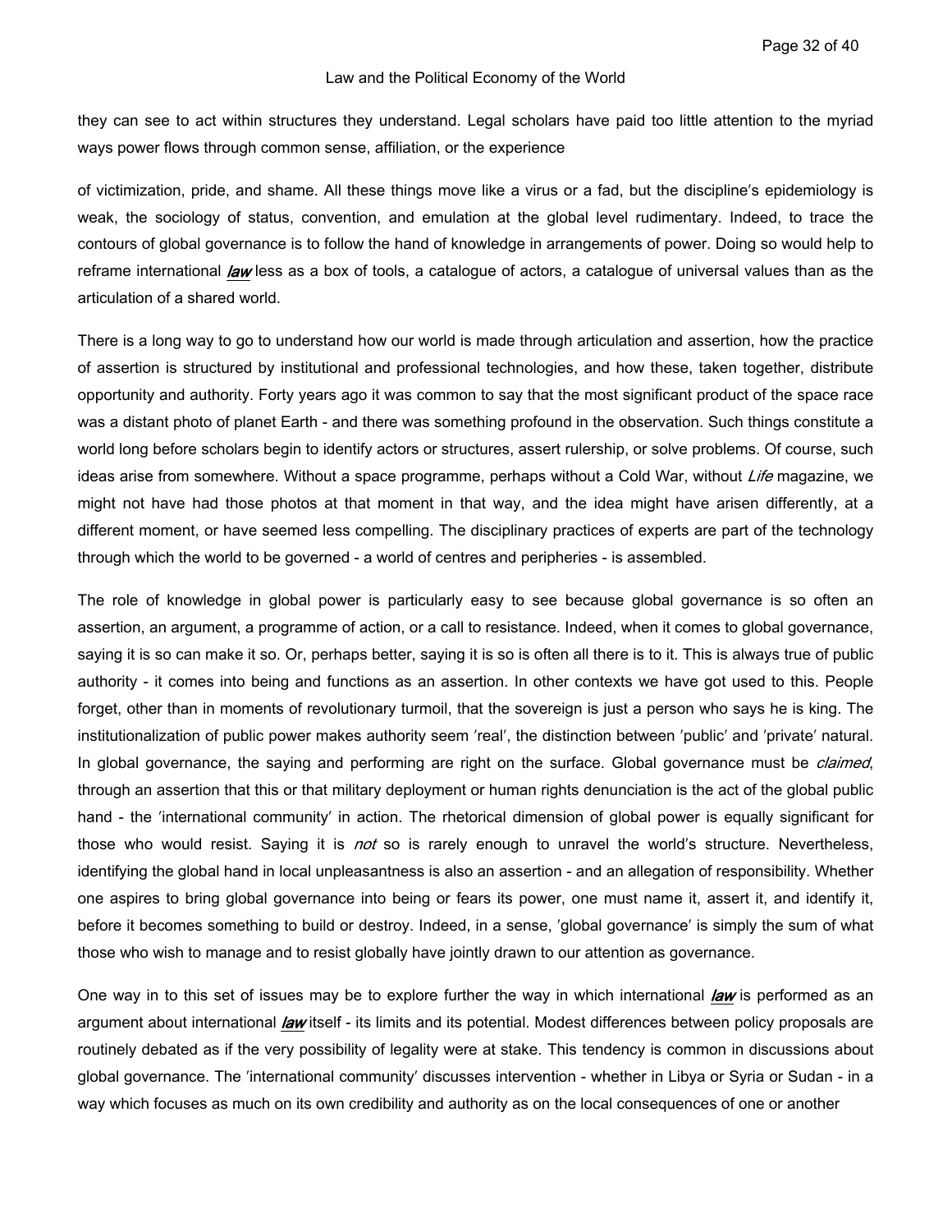they can see to act within structures they understand. Legal scholars have paid too little attention to the myriad ways power flows through common sense, affiliation, or the experience

of victimization, pride, and shame. All these things move like a virus or a fad, but the discipline's epidemiology is weak, the sociology of status, convention, and emulation at the global level rudimentary. Indeed, to trace the contours of global governance is to follow the hand of knowledge in arrangements of power. Doing so would help to reframe international ***law*** less as a box of tools, a catalogue of actors, a catalogue of universal values than as the articulation of a shared world.

There is a long way to go to understand how our world is made through articulation and assertion, how the practice of assertion is structured by institutional and professional technologies, and how these, taken together, distribute opportunity and authority. Forty years ago it was common to say that the most significant product of the space race was a distant photo of planet Earth - and there was something profound in the observation. Such things constitute a world long before scholars begin to identify actors or structures, assert rulership, or solve problems. Of course, such ideas arise from somewhere. Without a space programme, perhaps without a Cold War, without *Life* magazine, we might not have had those photos at that moment in that way, and the idea might have arisen differently, at a different moment, or have seemed less compelling. The disciplinary practices of experts are part of the technology through which the world to be governed - a world of centres and peripheries - is assembled.

The role of knowledge in global power is particularly easy to see because global governance is so often an assertion, an argument, a programme of action, or a call to resistance. Indeed, when it comes to global governance, saying it is so can make it so. Or, perhaps better, saying it is so is often all there is to it. This is always true of public authority - it comes into being and functions as an assertion. In other contexts we have got used to this. People forget, other than in moments of revolutionary turmoil, that the sovereign is just a person who says he is king. The institutionalization of public power makes authority seem 'real', the distinction between 'public' and 'private' natural. In global governance, the saying and performing are right on the surface. Global governance must be *claimed*, through an assertion that this or that military deployment or human rights denunciation is the act of the global public hand - the 'international community' in action. The rhetorical dimension of global power is equally significant for those who would resist. Saying it is *not* so is rarely enough to unravel the world's structure. Nevertheless, identifying the global hand in local unpleasantness is also an assertion - and an allegation of responsibility. Whether one aspires to bring global governance into being or fears its power, one must name it, assert it, and identify it, before it becomes something to build or destroy. Indeed, in a sense, 'global governance' is simply the sum of what those who wish to manage and to resist globally have jointly drawn to our attention as governance.

One way in to this set of issues may be to explore further the way in which international ***law*** is performed as an argument about international ***law*** itself - its limits and its potential. Modest differences between policy proposals are routinely debated as if the very possibility of legality were at stake. This tendency is common in discussions about global governance. The 'international community' discusses intervention - whether in Libya or Syria or Sudan - in a way which focuses as much on its own credibility and authority as on the local consequences of one or another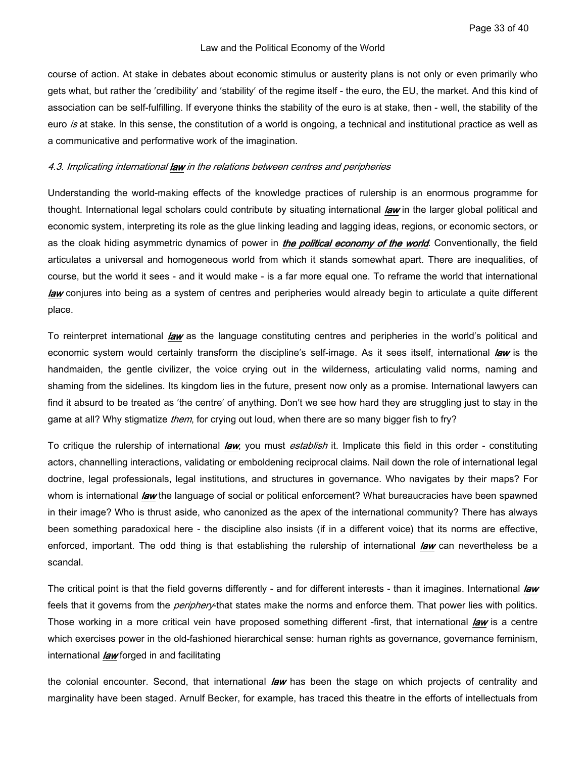course of action. At stake in debates about economic stimulus or austerity plans is not only or even primarily who gets what, but rather the 'credibility' and 'stability' of the regime itself - the euro, the EU, the market. And this kind of association can be self-fulfilling. If everyone thinks the stability of the euro is at stake, then - well, the stability of the euro *is* at stake. In this sense, the constitution of a world is ongoing, a technical and institutional practice as well as a communicative and performative work of the imagination.

*4.3. Implicating international **law** in the relations between centres and peripheries*

Understanding the world-making effects of the knowledge practices of rulership is an enormous programme for thought. International legal scholars could contribute by situating international ***law*** in the larger global political and economic system, interpreting its role as the glue linking leading and lagging ideas, regions, or economic sectors, or as the cloak hiding asymmetric dynamics of power in ***the political economy of the world***. Conventionally, the field articulates a universal and homogeneous world from which it stands somewhat apart. There are inequalities, of course, but the world it sees - and it would make - is a far more equal one. To reframe the world that international ***law*** conjures into being as a system of centres and peripheries would already begin to articulate a quite different place.

To reinterpret international ***law*** as the language constituting centres and peripheries in the world's political and economic system would certainly transform the discipline's self-image. As it sees itself, international ***law*** is the handmaiden, the gentle civilizer, the voice crying out in the wilderness, articulating valid norms, naming and shaming from the sidelines. Its kingdom lies in the future, present now only as a promise. International lawyers can find it absurd to be treated as 'the centre' of anything. Don't we see how hard they are struggling just to stay in the game at all? Why stigmatize *them*, for crying out loud, when there are so many bigger fish to fry?

To critique the rulership of international ***law***, you must *establish* it. Implicate this field in this order - constituting actors, channelling interactions, validating or emboldening reciprocal claims. Nail down the role of international legal doctrine, legal professionals, legal institutions, and structures in governance. Who navigates by their maps? For whom is international ***law*** the language of social or political enforcement? What bureaucracies have been spawned in their image? Who is thrust aside, who canonized as the apex of the international community? There has always been something paradoxical here - the discipline also insists (if in a different voice) that its norms are effective, enforced, important. The odd thing is that establishing the rulership of international ***law*** can nevertheless be a scandal.

The critical point is that the field governs differently - and for different interests - than it imagines. International ***law*** feels that it governs from the *periphery*-that states make the norms and enforce them. That power lies with politics. Those working in a more critical vein have proposed something different -first, that international ***law*** is a centre which exercises power in the old-fashioned hierarchical sense: human rights as governance, governance feminism, international ***law*** forged in and facilitating

the colonial encounter. Second, that international ***law*** has been the stage on which projects of centrality and marginality have been staged. Arnulf Becker, for example, has traced this theatre in the efforts of intellectuals from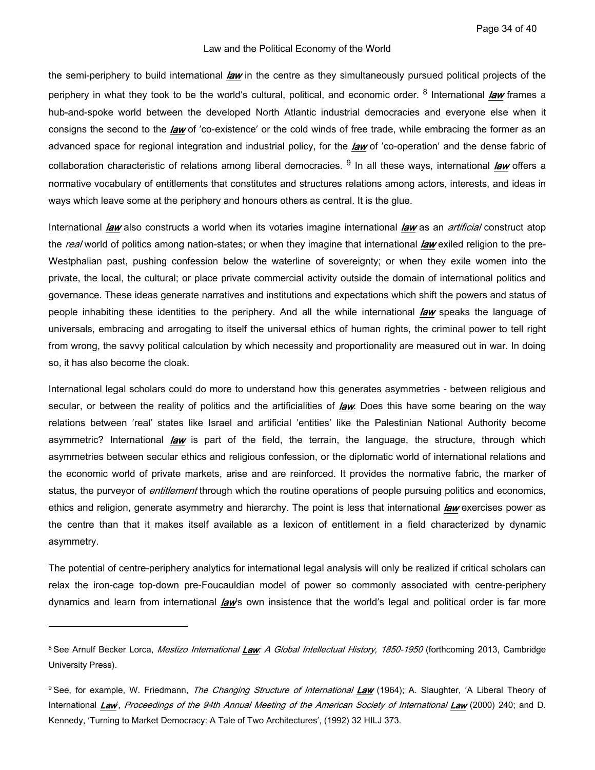the semi-periphery to build international ***law*** in the centre as they simultaneously pursued political projects of the periphery in what they took to be the world′s cultural, political, and economic order. [8] International ***law*** frames a hub-and-spoke world between the developed North Atlantic industrial democracies and everyone else when it consigns the second to the ***law*** of ′co-existence′ or the cold winds of free trade, while embracing the former as an advanced space for regional integration and industrial policy, for the ***law*** of ′co-operation′ and the dense fabric of collaboration characteristic of relations among liberal democracies. [9] In all these ways, international ***law*** offers a normative vocabulary of entitlements that constitutes and structures relations among actors, interests, and ideas in ways which leave some at the periphery and honours others as central. It is the glue.

International ***law*** also constructs a world when its votaries imagine international ***law*** as an *artificial* construct atop the *real* world of politics among nation-states; or when they imagine that international ***law*** exiled religion to the pre-Westphalian past, pushing confession below the waterline of sovereignty; or when they exile women into the private, the local, the cultural; or place private commercial activity outside the domain of international politics and governance. These ideas generate narratives and institutions and expectations which shift the powers and status of people inhabiting these identities to the periphery. And all the while international ***law*** speaks the language of universals, embracing and arrogating to itself the universal ethics of human rights, the criminal power to tell right from wrong, the savvy political calculation by which necessity and proportionality are measured out in war. In doing so, it has also become the cloak.

International legal scholars could do more to understand how this generates asymmetries - between religious and secular, or between the reality of politics and the artificialities of ***law***. Does this have some bearing on the way relations between ′real′ states like Israel and artificial ′entities′ like the Palestinian National Authority become asymmetric? International ***law*** is part of the field, the terrain, the language, the structure, through which asymmetries between secular ethics and religious confession, or the diplomatic world of international relations and the economic world of private markets, arise and are reinforced. It provides the normative fabric, the marker of status, the purveyor of *entitlement* through which the routine operations of people pursuing politics and economics, ethics and religion, generate asymmetry and hierarchy. The point is less that international ***law*** exercises power as the centre than that it makes itself available as a lexicon of entitlement in a field characterized by dynamic asymmetry.

The potential of centre-periphery analytics for international legal analysis will only be realized if critical scholars can relax the iron-cage top-down pre-Foucauldian model of power so commonly associated with centre-periphery dynamics and learn from international ***law***′s own insistence that the world′s legal and political order is far more

---

[8] See Arnulf Becker Lorca, *Mestizo International **Law**: A Global Intellectual History, 1850-1950* (forthcoming 2013, Cambridge University Press).

[9] See, for example, W. Friedmann, *The Changing Structure of International **Law*** (1964); A. Slaughter, ′A Liberal Theory of International ***Law***′, *Proceedings of the 94th Annual Meeting of the American Society of International **Law*** (2000) 240; and D. Kennedy, ′Turning to Market Democracy: A Tale of Two Architectures′, (1992) 32 HILJ 373.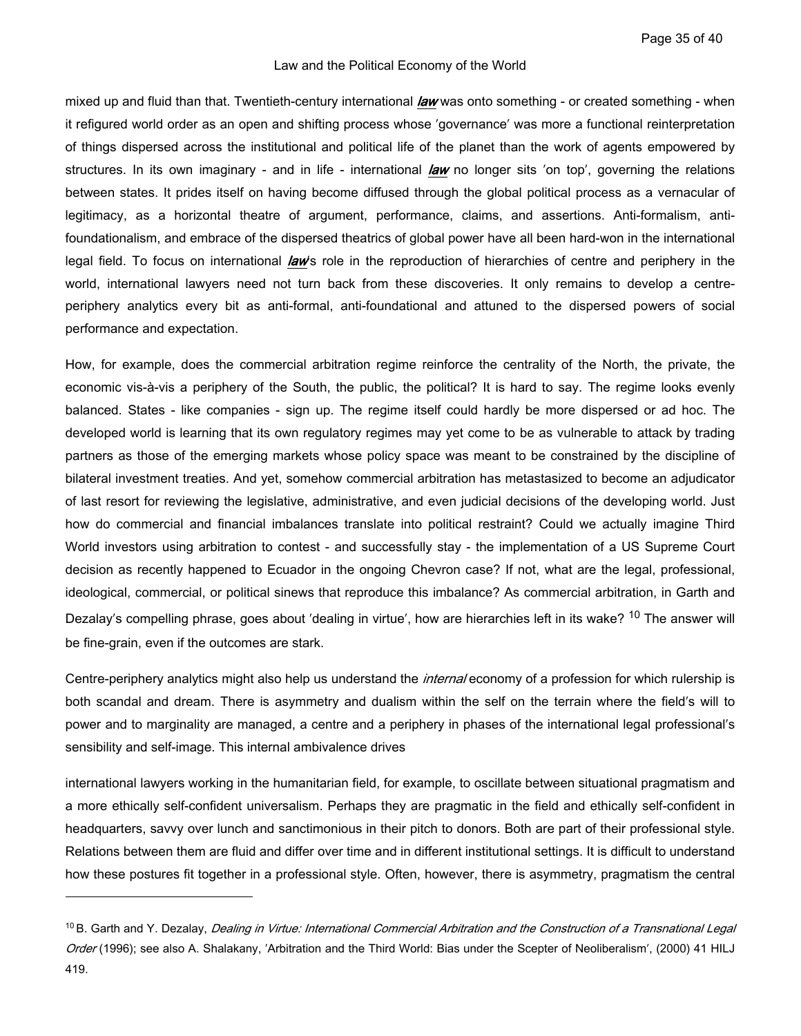mixed up and fluid than that. Twentieth-century international ***law*** was onto something - or created something - when it refigured world order as an open and shifting process whose ′governance′ was more a functional reinterpretation of things dispersed across the institutional and political life of the planet than the work of agents empowered by structures. In its own imaginary - and in life - international ***law*** no longer sits ′on top′, governing the relations between states. It prides itself on having become diffused through the global political process as a vernacular of legitimacy, as a horizontal theatre of argument, performance, claims, and assertions. Anti-formalism, anti-foundationalism, and embrace of the dispersed theatrics of global power have all been hard-won in the international legal field. To focus on international ***law***′s role in the reproduction of hierarchies of centre and periphery in the world, international lawyers need not turn back from these discoveries. It only remains to develop a centre-periphery analytics every bit as anti-formal, anti-foundational and attuned to the dispersed powers of social performance and expectation.

How, for example, does the commercial arbitration regime reinforce the centrality of the North, the private, the economic vis-à-vis a periphery of the South, the public, the political? It is hard to say. The regime looks evenly balanced. States - like companies - sign up. The regime itself could hardly be more dispersed or ad hoc. The developed world is learning that its own regulatory regimes may yet come to be as vulnerable to attack by trading partners as those of the emerging markets whose policy space was meant to be constrained by the discipline of bilateral investment treaties. And yet, somehow commercial arbitration has metastasized to become an adjudicator of last resort for reviewing the legislative, administrative, and even judicial decisions of the developing world. Just how do commercial and financial imbalances translate into political restraint? Could we actually imagine Third World investors using arbitration to contest - and successfully stay - the implementation of a US Supreme Court decision as recently happened to Ecuador in the ongoing Chevron case? If not, what are the legal, professional, ideological, commercial, or political sinews that reproduce this imbalance? As commercial arbitration, in Garth and Dezalay′s compelling phrase, goes about ′dealing in virtue′, how are hierarchies left in its wake? [10] The answer will be fine-grain, even if the outcomes are stark.

Centre-periphery analytics might also help us understand the *internal* economy of a profession for which rulership is both scandal and dream. There is asymmetry and dualism within the self on the terrain where the field′s will to power and to marginality are managed, a centre and a periphery in phases of the international legal professional′s sensibility and self-image. This internal ambivalence drives

international lawyers working in the humanitarian field, for example, to oscillate between situational pragmatism and a more ethically self-confident universalism. Perhaps they are pragmatic in the field and ethically self-confident in headquarters, savvy over lunch and sanctimonious in their pitch to donors. Both are part of their professional style. Relations between them are fluid and differ over time and in different institutional settings. It is difficult to understand how these postures fit together in a professional style. Often, however, there is asymmetry, pragmatism the central

---

[10] B. Garth and Y. Dezalay, *Dealing in Virtue: International Commercial Arbitration and the Construction of a Transnational Legal Order* (1996); see also A. Shalakany, ′Arbitration and the Third World: Bias under the Scepter of Neoliberalism′, (2000) 41 HILJ 419.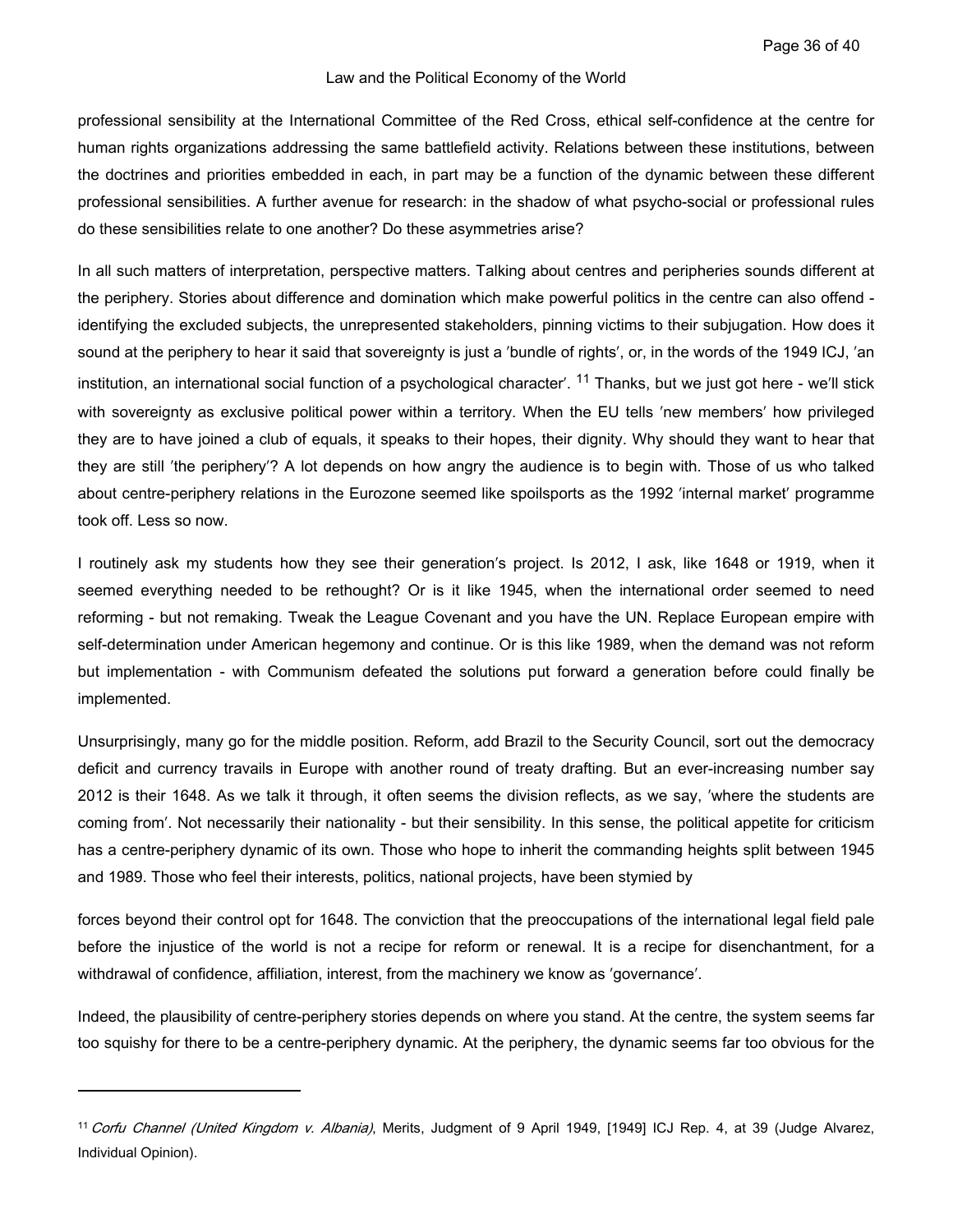professional sensibility at the International Committee of the Red Cross, ethical self-confidence at the centre for human rights organizations addressing the same battlefield activity. Relations between these institutions, between the doctrines and priorities embedded in each, in part may be a function of the dynamic between these different professional sensibilities. A further avenue for research: in the shadow of what psycho-social or professional rules do these sensibilities relate to one another? Do these asymmetries arise?

In all such matters of interpretation, perspective matters. Talking about centres and peripheries sounds different at the periphery. Stories about difference and domination which make powerful politics in the centre can also offend - identifying the excluded subjects, the unrepresented stakeholders, pinning victims to their subjugation. How does it sound at the periphery to hear it said that sovereignty is just a 'bundle of rights', or, in the words of the 1949 ICJ, 'an institution, an international social function of a psychological character'. [11] Thanks, but we just got here - we'll stick with sovereignty as exclusive political power within a territory. When the EU tells 'new members' how privileged they are to have joined a club of equals, it speaks to their hopes, their dignity. Why should they want to hear that they are still 'the periphery'? A lot depends on how angry the audience is to begin with. Those of us who talked about centre-periphery relations in the Eurozone seemed like spoilsports as the 1992 'internal market' programme took off. Less so now.

I routinely ask my students how they see their generation's project. Is 2012, I ask, like 1648 or 1919, when it seemed everything needed to be rethought? Or is it like 1945, when the international order seemed to need reforming - but not remaking. Tweak the League Covenant and you have the UN. Replace European empire with self-determination under American hegemony and continue. Or is this like 1989, when the demand was not reform but implementation - with Communism defeated the solutions put forward a generation before could finally be implemented.

Unsurprisingly, many go for the middle position. Reform, add Brazil to the Security Council, sort out the democracy deficit and currency travails in Europe with another round of treaty drafting. But an ever-increasing number say 2012 is their 1648. As we talk it through, it often seems the division reflects, as we say, 'where the students are coming from'. Not necessarily their nationality - but their sensibility. In this sense, the political appetite for criticism has a centre-periphery dynamic of its own. Those who hope to inherit the commanding heights split between 1945 and 1989. Those who feel their interests, politics, national projects, have been stymied by forces beyond their control opt for 1648. The conviction that the preoccupations of the international legal field pale before the injustice of the world is not a recipe for reform or renewal. It is a recipe for disenchantment, for a withdrawal of confidence, affiliation, interest, from the machinery we know as 'governance'.

Indeed, the plausibility of centre-periphery stories depends on where you stand. At the centre, the system seems far too squishy for there to be a centre-periphery dynamic. At the periphery, the dynamic seems far too obvious for the

---

[11] *Corfu Channel (United Kingdom v. Albania)*, Merits, Judgment of 9 April 1949, [1949] ICJ Rep. 4, at 39 (Judge Alvarez, Individual Opinion).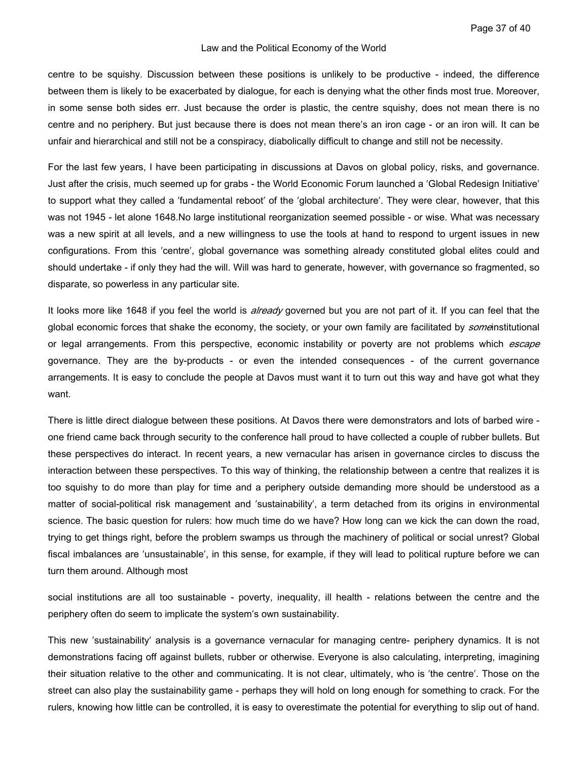centre to be squishy. Discussion between these positions is unlikely to be productive - indeed, the difference between them is likely to be exacerbated by dialogue, for each is denying what the other finds most true. Moreover, in some sense both sides err. Just because the order is plastic, the centre squishy, does not mean there is no centre and no periphery. But just because there is does not mean there's an iron cage - or an iron will. It can be unfair and hierarchical and still not be a conspiracy, diabolically difficult to change and still not be necessity.

For the last few years, I have been participating in discussions at Davos on global policy, risks, and governance. Just after the crisis, much seemed up for grabs - the World Economic Forum launched a 'Global Redesign Initiative' to support what they called a 'fundamental reboot' of the 'global architecture'. They were clear, however, that this was not 1945 - let alone 1648.No large institutional reorganization seemed possible - or wise. What was necessary was a new spirit at all levels, and a new willingness to use the tools at hand to respond to urgent issues in new configurations. From this 'centre', global governance was something already constituted global elites could and should undertake - if only they had the will. Will was hard to generate, however, with governance so fragmented, so disparate, so powerless in any particular site.

It looks more like 1648 if you feel the world is *already* governed but you are not part of it. If you can feel that the global economic forces that shake the economy, the society, or your own family are facilitated by *some*institutional or legal arrangements. From this perspective, economic instability or poverty are not problems which *escape* governance. They are the by-products - or even the intended consequences - of the current governance arrangements. It is easy to conclude the people at Davos must want it to turn out this way and have got what they want.

There is little direct dialogue between these positions. At Davos there were demonstrators and lots of barbed wire - one friend came back through security to the conference hall proud to have collected a couple of rubber bullets. But these perspectives do interact. In recent years, a new vernacular has arisen in governance circles to discuss the interaction between these perspectives. To this way of thinking, the relationship between a centre that realizes it is too squishy to do more than play for time and a periphery outside demanding more should be understood as a matter of social-political risk management and 'sustainability', a term detached from its origins in environmental science. The basic question for rulers: how much time do we have? How long can we kick the can down the road, trying to get things right, before the problem swamps us through the machinery of political or social unrest? Global fiscal imbalances are 'unsustainable', in this sense, for example, if they will lead to political rupture before we can turn them around. Although most social institutions are all too sustainable - poverty, inequality, ill health - relations between the centre and the periphery often do seem to implicate the system's own sustainability.

This new 'sustainability' analysis is a governance vernacular for managing centre- periphery dynamics. It is not demonstrations facing off against bullets, rubber or otherwise. Everyone is also calculating, interpreting, imagining their situation relative to the other and communicating. It is not clear, ultimately, who is 'the centre'. Those on the street can also play the sustainability game - perhaps they will hold on long enough for something to crack. For the rulers, knowing how little can be controlled, it is easy to overestimate the potential for everything to slip out of hand.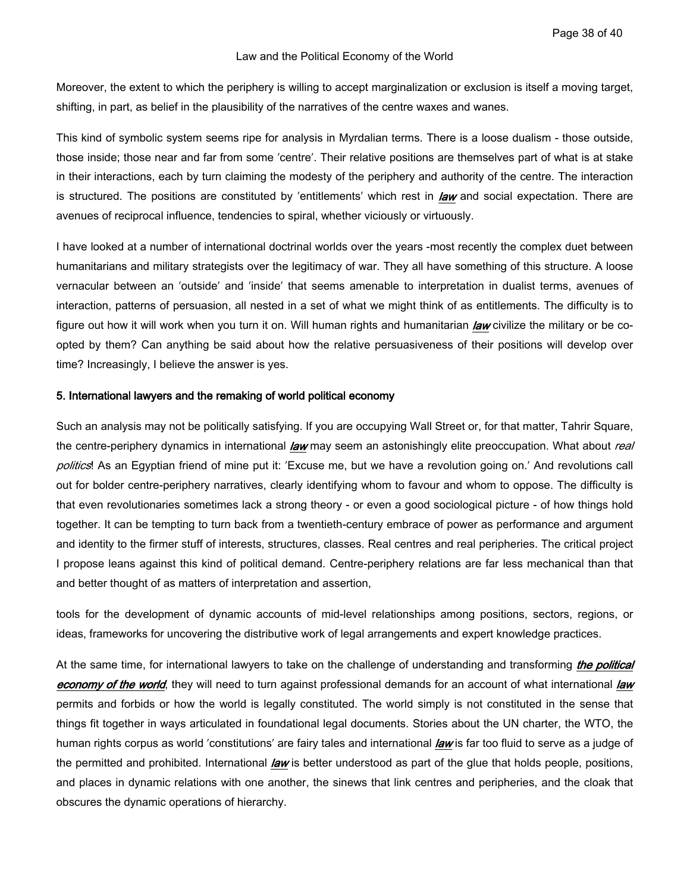Moreover, the extent to which the periphery is willing to accept marginalization or exclusion is itself a moving target, shifting, in part, as belief in the plausibility of the narratives of the centre waxes and wanes.

This kind of symbolic system seems ripe for analysis in Myrdalian terms. There is a loose dualism - those outside, those inside; those near and far from some 'centre'. Their relative positions are themselves part of what is at stake in their interactions, each by turn claiming the modesty of the periphery and authority of the centre. The interaction is structured. The positions are constituted by 'entitlements' which rest in ***law*** and social expectation. There are avenues of reciprocal influence, tendencies to spiral, whether viciously or virtuously.

I have looked at a number of international doctrinal worlds over the years -most recently the complex duet between humanitarians and military strategists over the legitimacy of war. They all have something of this structure. A loose vernacular between an 'outside' and 'inside' that seems amenable to interpretation in dualist terms, avenues of interaction, patterns of persuasion, all nested in a set of what we might think of as entitlements. The difficulty is to figure out how it will work when you turn it on. Will human rights and humanitarian ***law*** civilize the military or be co-opted by them? Can anything be said about how the relative persuasiveness of their positions will develop over time? Increasingly, I believe the answer is yes.

**5. International lawyers and the remaking of world political economy**

Such an analysis may not be politically satisfying. If you are occupying Wall Street or, for that matter, Tahrir Square, the centre-periphery dynamics in international ***law*** may seem an astonishingly elite preoccupation. What about *real politics*! As an Egyptian friend of mine put it: 'Excuse me, but we have a revolution going on.' And revolutions call out for bolder centre-periphery narratives, clearly identifying whom to favour and whom to oppose. The difficulty is that even revolutionaries sometimes lack a strong theory - or even a good sociological picture - of how things hold together. It can be tempting to turn back from a twentieth-century embrace of power as performance and argument and identity to the firmer stuff of interests, structures, classes. Real centres and real peripheries. The critical project I propose leans against this kind of political demand. Centre-periphery relations are far less mechanical than that and better thought of as matters of interpretation and assertion,

tools for the development of dynamic accounts of mid-level relationships among positions, sectors, regions, or ideas, frameworks for uncovering the distributive work of legal arrangements and expert knowledge practices.

At the same time, for international lawyers to take on the challenge of understanding and transforming ***the political economy of the world***, they will need to turn against professional demands for an account of what international ***law*** permits and forbids or how the world is legally constituted. The world simply is not constituted in the sense that things fit together in ways articulated in foundational legal documents. Stories about the UN charter, the WTO, the human rights corpus as world 'constitutions' are fairy tales and international ***law*** is far too fluid to serve as a judge of the permitted and prohibited. International ***law*** is better understood as part of the glue that holds people, positions, and places in dynamic relations with one another, the sinews that link centres and peripheries, and the cloak that obscures the dynamic operations of hierarchy.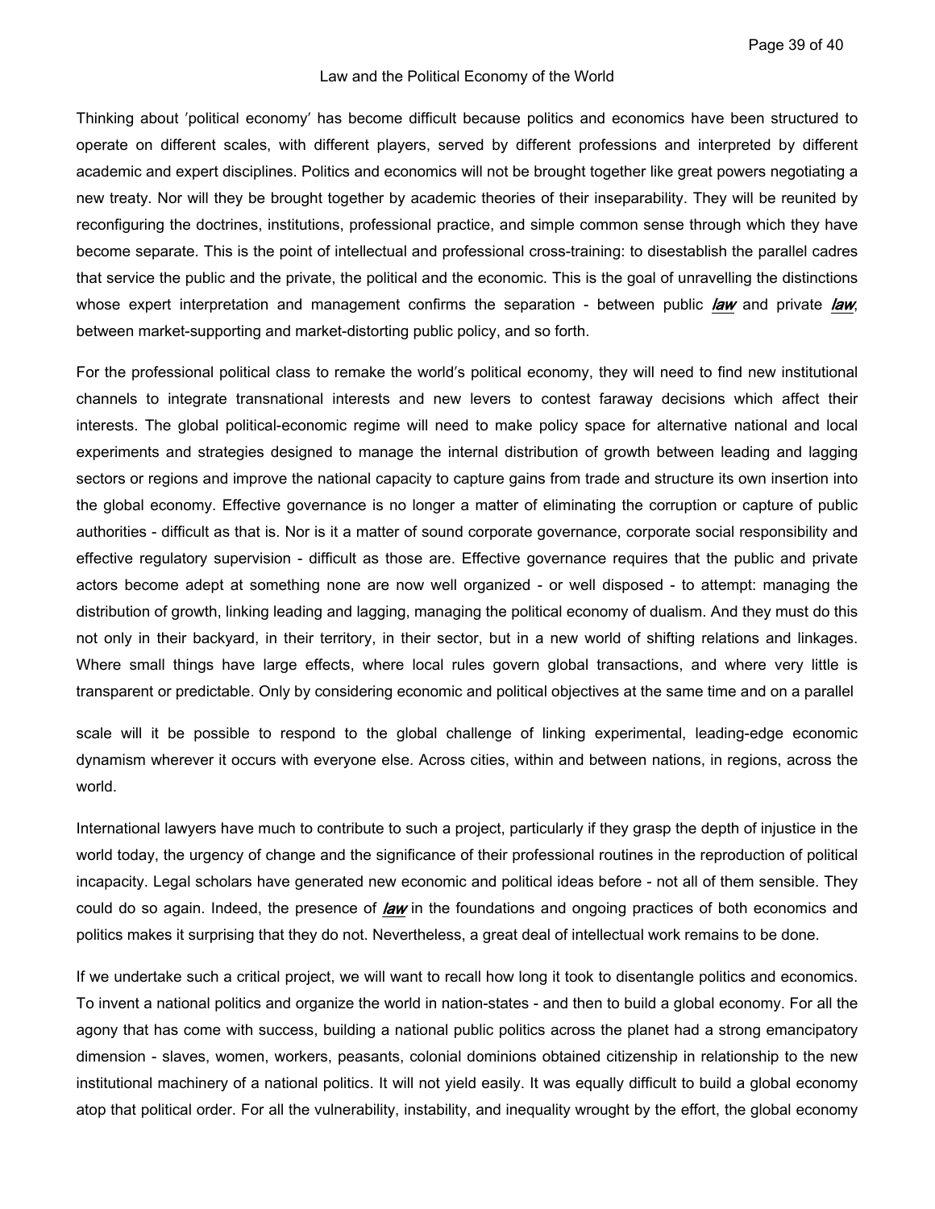Thinking about 'political economy' has become difficult because politics and economics have been structured to operate on different scales, with different players, served by different professions and interpreted by different academic and expert disciplines. Politics and economics will not be brought together like great powers negotiating a new treaty. Nor will they be brought together by academic theories of their inseparability. They will be reunited by reconfiguring the doctrines, institutions, professional practice, and simple common sense through which they have become separate. This is the point of intellectual and professional cross-training: to disestablish the parallel cadres that service the public and the private, the political and the economic. This is the goal of unravelling the distinctions whose expert interpretation and management confirms the separation - between public ***law*** and private ***law***, between market-supporting and market-distorting public policy, and so forth.

For the professional political class to remake the world's political economy, they will need to find new institutional channels to integrate transnational interests and new levers to contest faraway decisions which affect their interests. The global political-economic regime will need to make policy space for alternative national and local experiments and strategies designed to manage the internal distribution of growth between leading and lagging sectors or regions and improve the national capacity to capture gains from trade and structure its own insertion into the global economy. Effective governance is no longer a matter of eliminating the corruption or capture of public authorities - difficult as that is. Nor is it a matter of sound corporate governance, corporate social responsibility and effective regulatory supervision - difficult as those are. Effective governance requires that the public and private actors become adept at something none are now well organized - or well disposed - to attempt: managing the distribution of growth, linking leading and lagging, managing the political economy of dualism. And they must do this not only in their backyard, in their territory, in their sector, but in a new world of shifting relations and linkages. Where small things have large effects, where local rules govern global transactions, and where very little is transparent or predictable. Only by considering economic and political objectives at the same time and on a parallel scale will it be possible to respond to the global challenge of linking experimental, leading-edge economic dynamism wherever it occurs with everyone else. Across cities, within and between nations, in regions, across the world.

International lawyers have much to contribute to such a project, particularly if they grasp the depth of injustice in the world today, the urgency of change and the significance of their professional routines in the reproduction of political incapacity. Legal scholars have generated new economic and political ideas before - not all of them sensible. They could do so again. Indeed, the presence of ***law*** in the foundations and ongoing practices of both economics and politics makes it surprising that they do not. Nevertheless, a great deal of intellectual work remains to be done.

If we undertake such a critical project, we will want to recall how long it took to disentangle politics and economics. To invent a national politics and organize the world in nation-states - and then to build a global economy. For all the agony that has come with success, building a national public politics across the planet had a strong emancipatory dimension - slaves, women, workers, peasants, colonial dominions obtained citizenship in relationship to the new institutional machinery of a national politics. It will not yield easily. It was equally difficult to build a global economy atop that political order. For all the vulnerability, instability, and inequality wrought by the effort, the global economy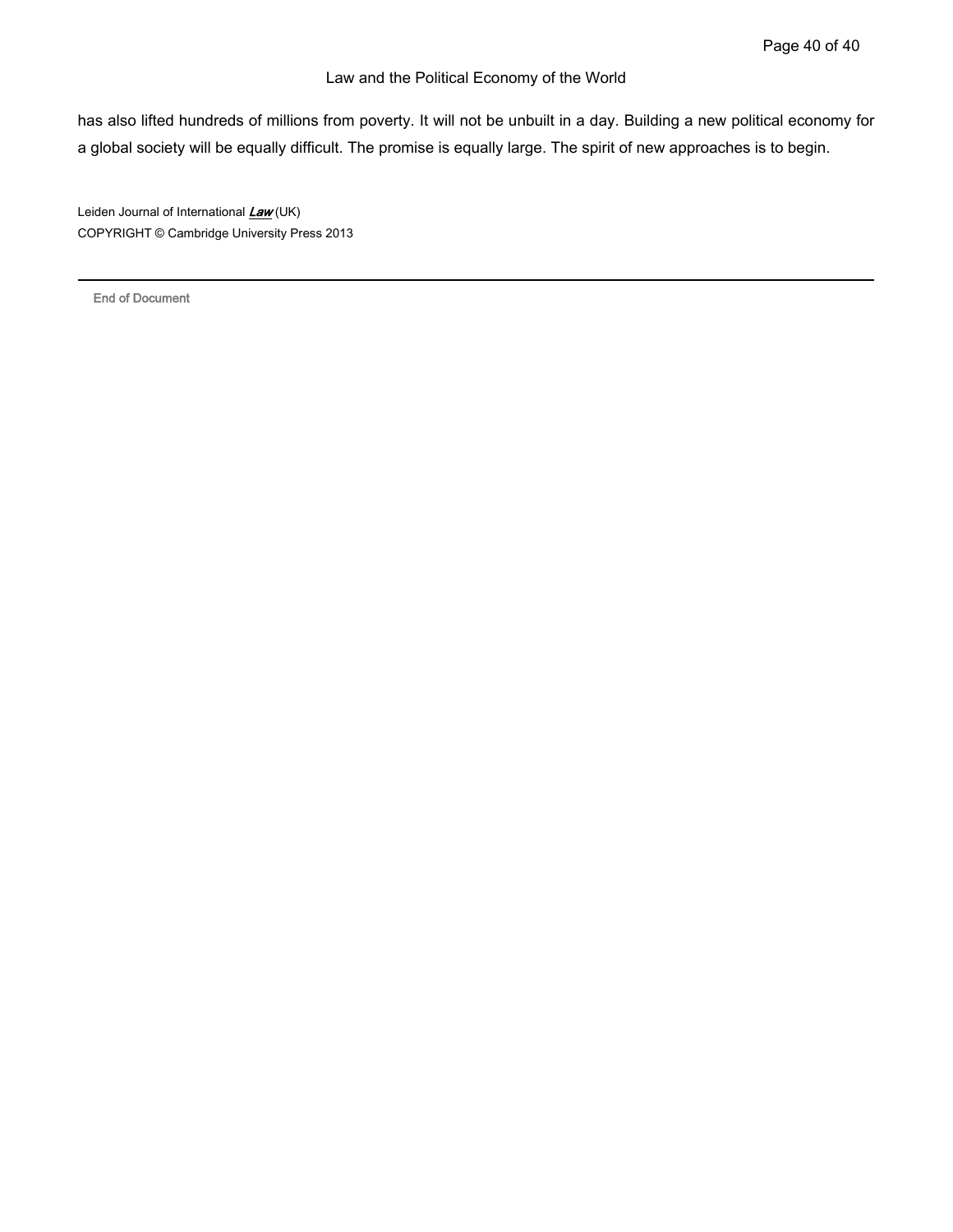has also lifted hundreds of millions from poverty. It will not be unbuilt in a day. Building a new political economy for a global society will be equally difficult. The promise is equally large. The spirit of new approaches is to begin.

Leiden Journal of International ***Law*** (UK)
COPYRIGHT © Cambridge University Press 2013

End of Document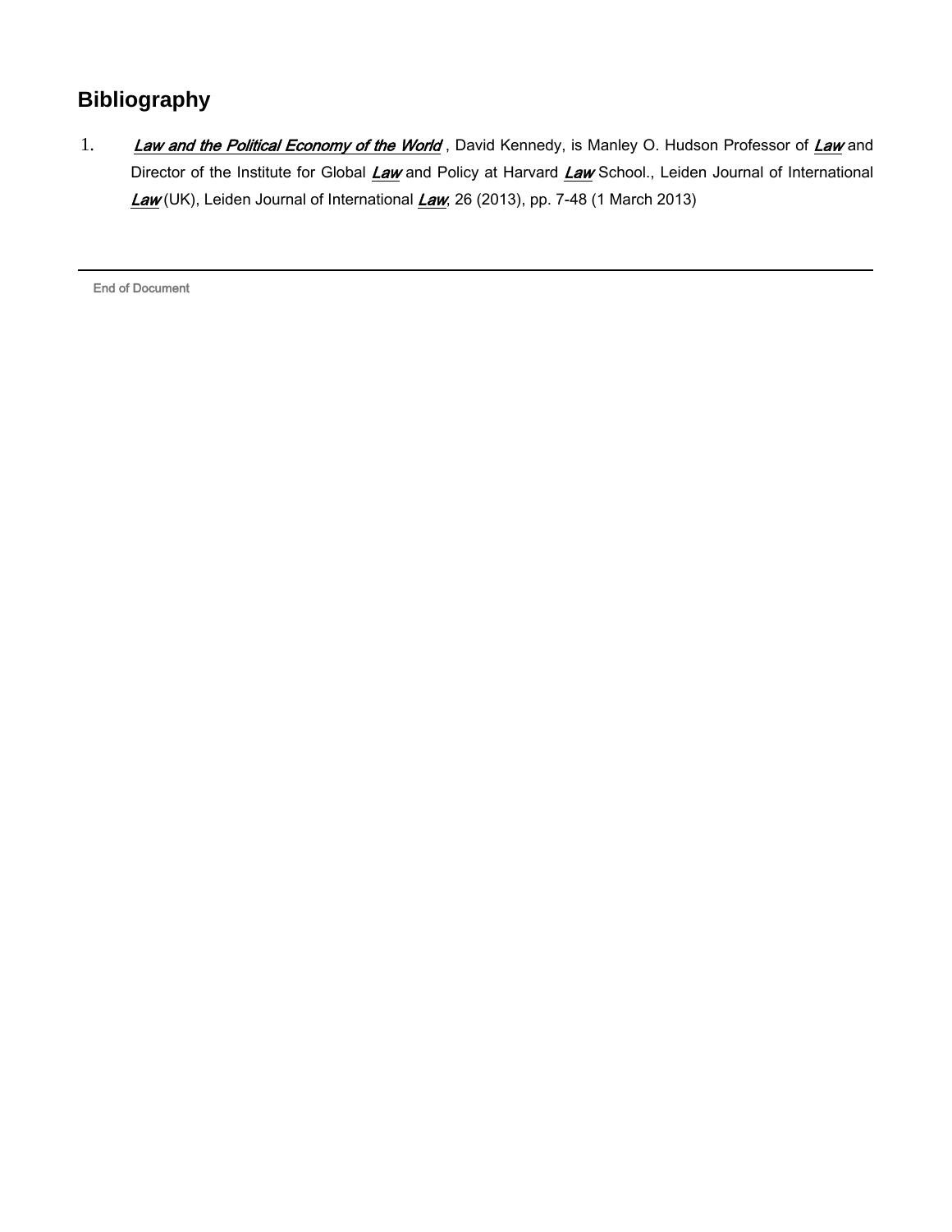## Bibliography

1. ***Law and the Political Economy of the World*** , David Kennedy, is Manley O. Hudson Professor of ***Law*** and Director of the Institute for Global ***Law*** and Policy at Harvard ***Law*** School., Leiden Journal of International ***Law*** (UK), Leiden Journal of International ***Law***, 26 (2013), pp. 7-48 (1 March 2013)

---

End of Document